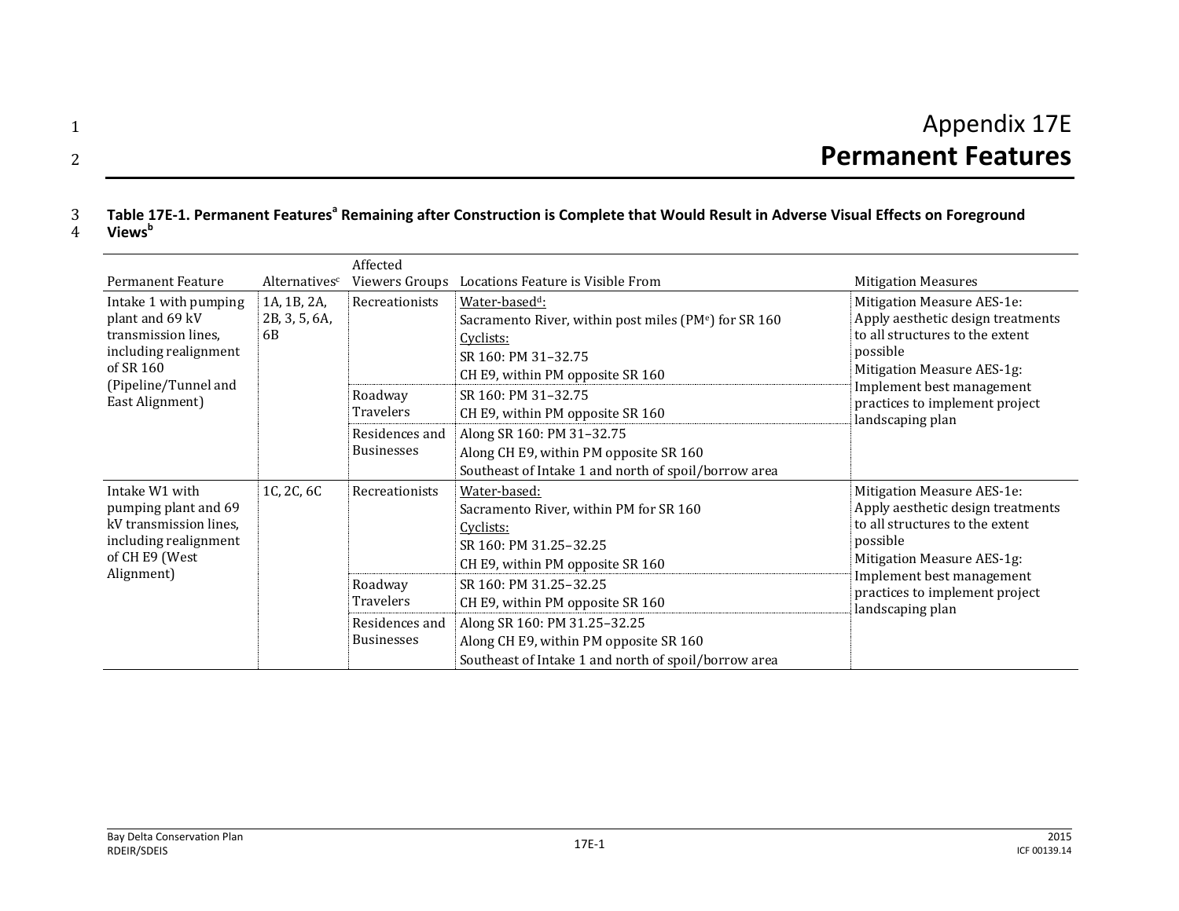# Appendix 17E
# Permanent Features

**Table 17E-1. Permanent Features[a] Remaining after Construction is Complete that Would Result in Adverse Visual Effects on Foreground Views[b]**

| Permanent Feature | Alternatives[c] | Affected Viewers Groups | Locations Feature is Visible From | Mitigation Measures |
|---|---|---|---|---|
| Intake 1 with pumping plant and 69 kV transmission lines, including realignment of SR 160 (Pipeline/Tunnel and East Alignment) | 1A, 1B, 2A, 2B, 3, 5, 6A, 6B | Recreationists | Water-based[d]:<br>Sacramento River, within post miles (PM[e]) for SR 160<br>Cyclists:<br>SR 160: PM 31–32.75<br>CH E9, within PM opposite SR 160 | Mitigation Measure AES-1e: Apply aesthetic design treatments to all structures to the extent possible<br>Mitigation Measure AES-1g: Implement best management practices to implement project landscaping plan |
| | | Roadway Travelers | SR 160: PM 31–32.75<br>CH E9, within PM opposite SR 160 | |
| | | Residences and Businesses | Along SR 160: PM 31–32.75<br>Along CH E9, within PM opposite SR 160<br>Southeast of Intake 1 and north of spoil/borrow area | |
| Intake W1 with pumping plant and 69 kV transmission lines, including realignment of CH E9 (West Alignment) | 1C, 2C, 6C | Recreationists | Water-based:<br>Sacramento River, within PM for SR 160<br>Cyclists:<br>SR 160: PM 31.25–32.25<br>CH E9, within PM opposite SR 160 | Mitigation Measure AES-1e: Apply aesthetic design treatments to all structures to the extent possible<br>Mitigation Measure AES-1g: Implement best management practices to implement project landscaping plan |
| | | Roadway Travelers | SR 160: PM 31.25–32.25<br>CH E9, within PM opposite SR 160 | |
| | | Residences and Businesses | Along SR 160: PM 31.25–32.25<br>Along CH E9, within PM opposite SR 160<br>Southeast of Intake 1 and north of spoil/borrow area | |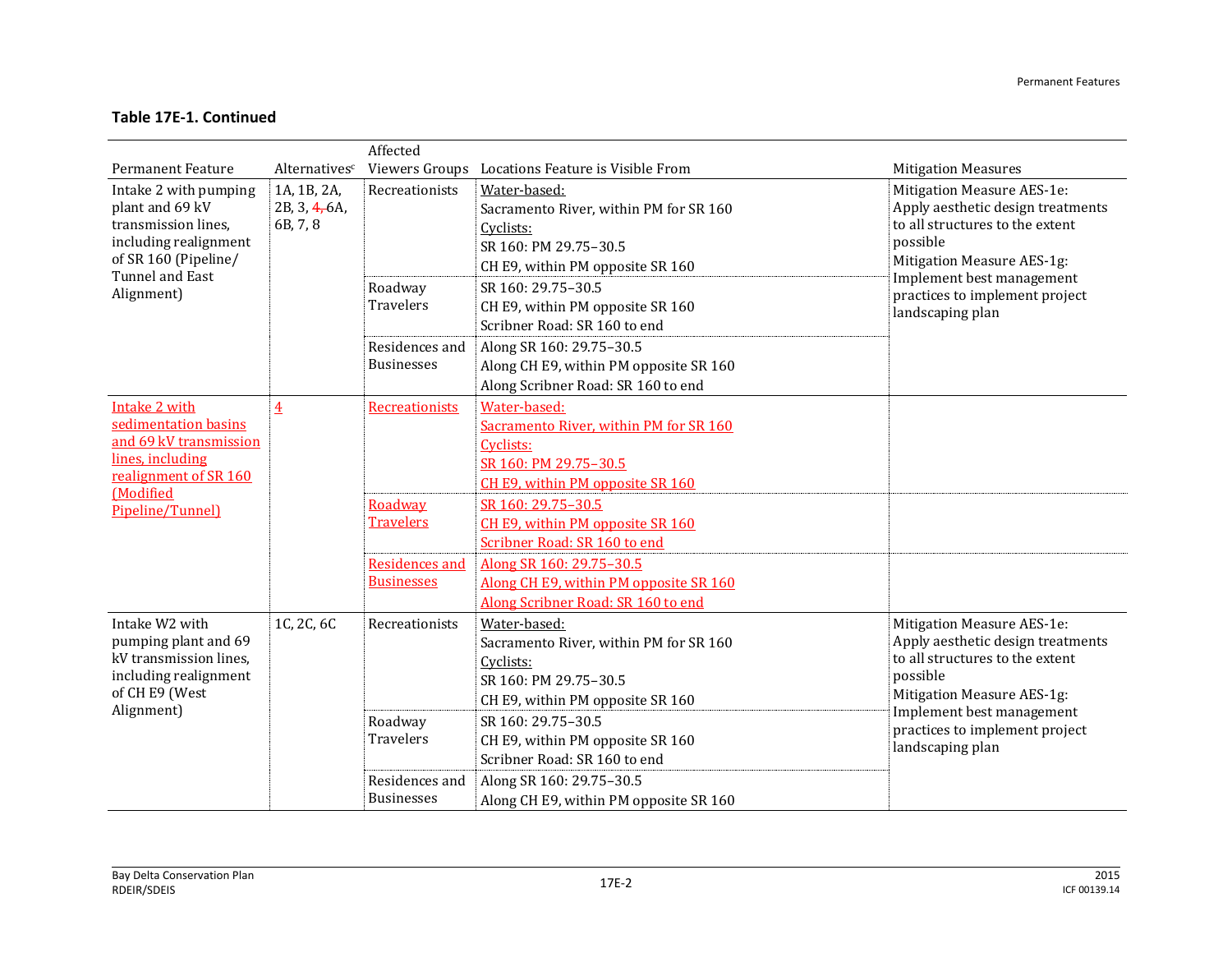**Table 17E-1. Continued**

| Permanent Feature | Alternatives[c] | Affected Viewers Groups | Locations Feature is Visible From | Mitigation Measures |
|---|---|---|---|---|
| Intake 2 with pumping plant and 69 kV transmission lines, including realignment of SR 160 (Pipeline/ Tunnel and East Alignment) | 1A, 1B, 2A, 2B, 3, ~~4,~~ 6A, 6B, 7, 8 | Recreationists | Water-based: Sacramento River, within PM for SR 160 Cyclists: SR 160: PM 29.75–30.5 CH E9, within PM opposite SR 160 | Mitigation Measure AES-1e: Apply aesthetic design treatments to all structures to the extent possible Mitigation Measure AES-1g: Implement best management practices to implement project landscaping plan |
| | | Roadway Travelers | SR 160: 29.75–30.5 CH E9, within PM opposite SR 160 Scribner Road: SR 160 to end | |
| | | Residences and Businesses | Along SR 160: 29.75–30.5 Along CH E9, within PM opposite SR 160 Along Scribner Road: SR 160 to end | |
| Intake 2 with sedimentation basins and 69 kV transmission lines, including realignment of SR 160 (Modified Pipeline/Tunnel) | 4 | Recreationists | Water-based: Sacramento River, within PM for SR 160 Cyclists: SR 160: PM 29.75–30.5 CH E9, within PM opposite SR 160 | |
| | | Roadway Travelers | SR 160: 29.75–30.5 CH E9, within PM opposite SR 160 Scribner Road: SR 160 to end | |
| | | Residences and Businesses | Along SR 160: 29.75–30.5 Along CH E9, within PM opposite SR 160 Along Scribner Road: SR 160 to end | |
| Intake W2 with pumping plant and 69 kV transmission lines, including realignment of CH E9 (West Alignment) | 1C, 2C, 6C | Recreationists | Water-based: Sacramento River, within PM for SR 160 Cyclists: SR 160: PM 29.75–30.5 CH E9, within PM opposite SR 160 | Mitigation Measure AES-1e: Apply aesthetic design treatments to all structures to the extent possible Mitigation Measure AES-1g: Implement best management practices to implement project landscaping plan |
| | | Roadway Travelers | SR 160: 29.75–30.5 CH E9, within PM opposite SR 160 Scribner Road: SR 160 to end | |
| | | Residences and Businesses | Along SR 160: 29.75–30.5 Along CH E9, within PM opposite SR 160 | |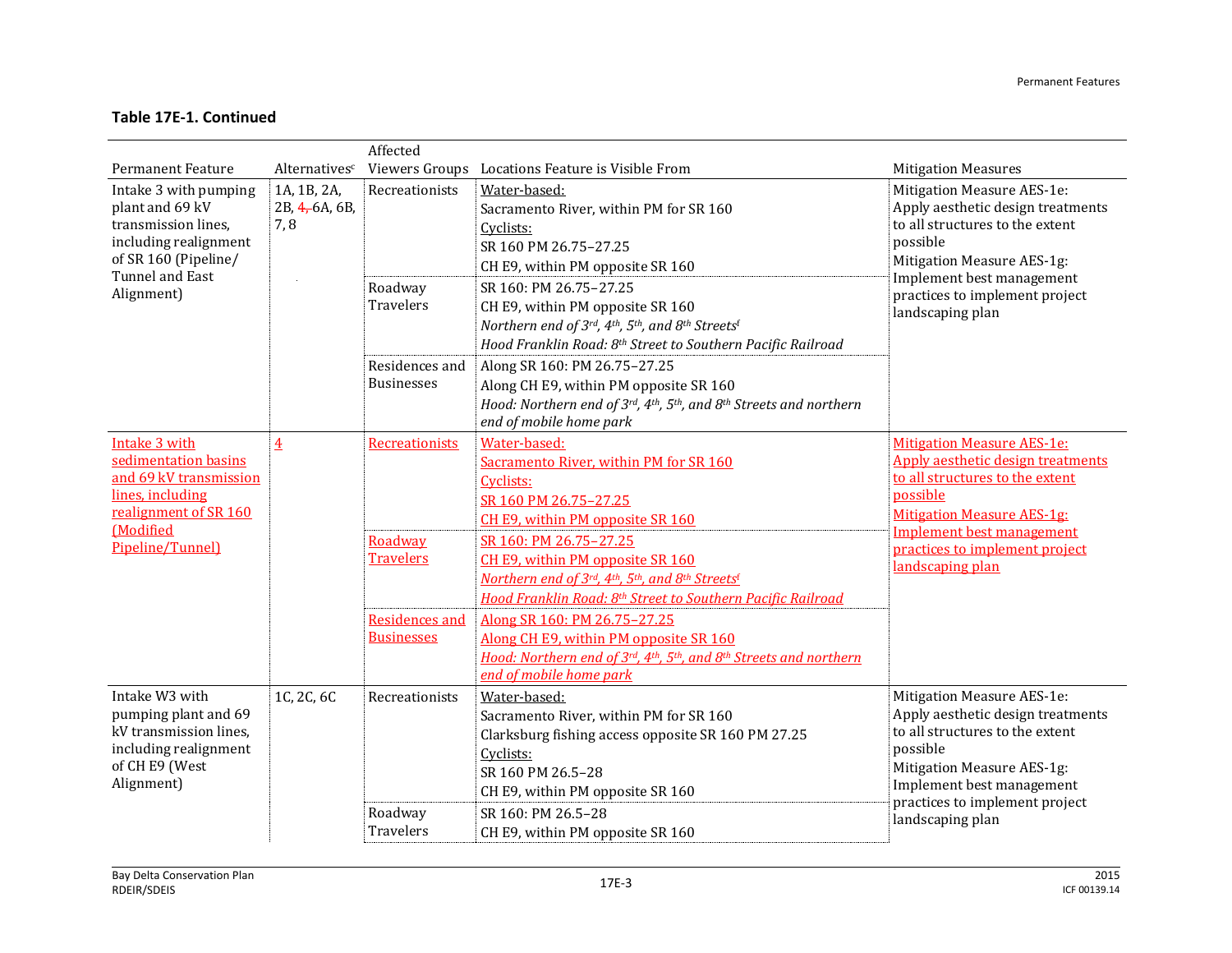**Table 17E-1. Continued**

| Permanent Feature | Alternatives[c] | Affected Viewers Groups | Locations Feature is Visible From | Mitigation Measures |
|---|---|---|---|---|
| Intake 3 with pumping plant and 69 kV transmission lines, including realignment of SR 160 (Pipeline/ Tunnel and East Alignment) | 1A, 1B, 2A, 2B, ~~4,~~ 6A, 6B, 7, 8 | Recreationists | Water-based:<br>Sacramento River, within PM for SR 160<br>Cyclists:<br>SR 160 PM 26.75–27.25<br>CH E9, within PM opposite SR 160 | Mitigation Measure AES-1e: Apply aesthetic design treatments to all structures to the extent possible<br>Mitigation Measure AES-1g: Implement best management practices to implement project landscaping plan |
| | | Roadway Travelers | SR 160: PM 26.75–27.25<br>CH E9, within PM opposite SR 160<br>*Northern end of 3rd, 4th, 5th, and 8th Streets*[f]<br>*Hood Franklin Road: 8th Street to Southern Pacific Railroad* | |
| | | Residences and Businesses | Along SR 160: PM 26.75–27.25<br>Along CH E9, within PM opposite SR 160<br>*Hood: Northern end of 3rd, 4th, 5th, and 8th Streets and northern end of mobile home park* | |
| Intake 3 with sedimentation basins and 69 kV transmission lines, including realignment of SR 160 (Modified Pipeline/Tunnel) | 4 | Recreationists | Water-based:<br>Sacramento River, within PM for SR 160<br>Cyclists:<br>SR 160 PM 26.75–27.25<br>CH E9, within PM opposite SR 160 | Mitigation Measure AES-1e: Apply aesthetic design treatments to all structures to the extent possible<br>Mitigation Measure AES-1g: Implement best management practices to implement project landscaping plan |
| | | Roadway Travelers | SR 160: PM 26.75–27.25<br>CH E9, within PM opposite SR 160<br>*Northern end of 3rd, 4th, 5th, and 8th Streets*[f]<br>*Hood Franklin Road: 8th Street to Southern Pacific Railroad* | |
| | | Residences and Businesses | Along SR 160: PM 26.75–27.25<br>Along CH E9, within PM opposite SR 160<br>*Hood: Northern end of 3rd, 4th, 5th, and 8th Streets and northern end of mobile home park* | |
| Intake W3 with pumping plant and 69 kV transmission lines, including realignment of CH E9 (West Alignment) | 1C, 2C, 6C | Recreationists | Water-based:<br>Sacramento River, within PM for SR 160<br>Clarksburg fishing access opposite SR 160 PM 27.25<br>Cyclists:<br>SR 160 PM 26.5–28<br>CH E9, within PM opposite SR 160 | Mitigation Measure AES-1e: Apply aesthetic design treatments to all structures to the extent possible<br>Mitigation Measure AES-1g: Implement best management practices to implement project landscaping plan |
| | | Roadway Travelers | SR 160: PM 26.5–28<br>CH E9, within PM opposite SR 160 | |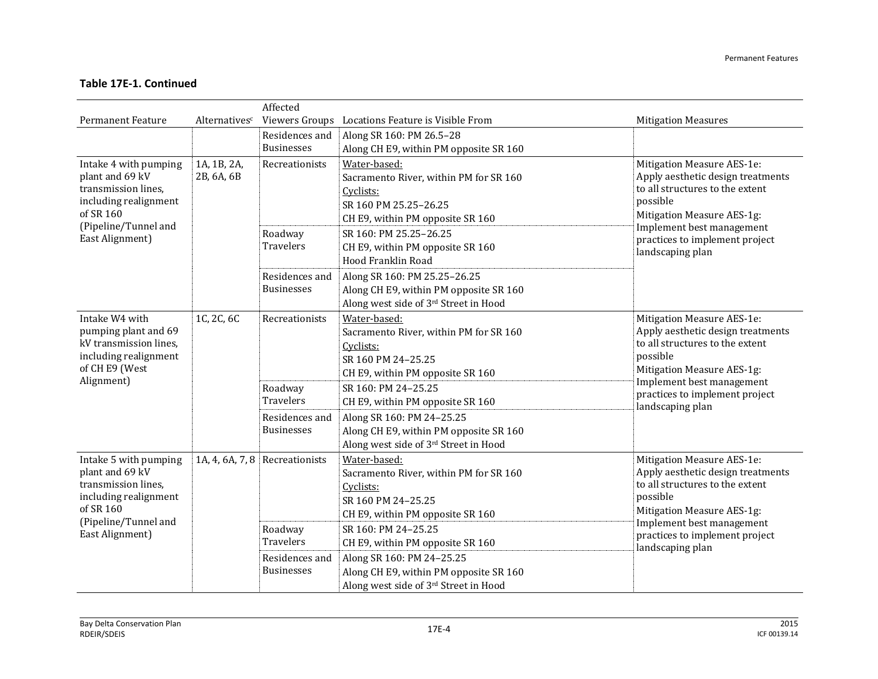**Table 17E-1. Continued**

| Permanent Feature | Alternatives[c] | Affected Viewers Groups | Locations Feature is Visible From | Mitigation Measures |
|---|---|---|---|---|
| | | Residences and Businesses | Along SR 160: PM 26.5–28<br>Along CH E9, within PM opposite SR 160 | |
| Intake 4 with pumping plant and 69 kV transmission lines, including realignment of SR 160 (Pipeline/Tunnel and East Alignment) | 1A, 1B, 2A, 2B, 6A, 6B | Recreationists | Water-based:<br>Sacramento River, within PM for SR 160<br>Cyclists:<br>SR 160 PM 25.25–26.25<br>CH E9, within PM opposite SR 160 | Mitigation Measure AES-1e: Apply aesthetic design treatments to all structures to the extent possible<br>Mitigation Measure AES-1g: Implement best management practices to implement project landscaping plan |
| | | Roadway Travelers | SR 160: PM 25.25–26.25<br>CH E9, within PM opposite SR 160<br>Hood Franklin Road | |
| | | Residences and Businesses | Along SR 160: PM 25.25–26.25<br>Along CH E9, within PM opposite SR 160<br>Along west side of 3rd Street in Hood | |
| Intake W4 with pumping plant and 69 kV transmission lines, including realignment of CH E9 (West Alignment) | 1C, 2C, 6C | Recreationists | Water-based:<br>Sacramento River, within PM for SR 160<br>Cyclists:<br>SR 160 PM 24–25.25<br>CH E9, within PM opposite SR 160 | Mitigation Measure AES-1e: Apply aesthetic design treatments to all structures to the extent possible<br>Mitigation Measure AES-1g: Implement best management practices to implement project landscaping plan |
| | | Roadway Travelers | SR 160: PM 24–25.25<br>CH E9, within PM opposite SR 160 | |
| | | Residences and Businesses | Along SR 160: PM 24–25.25<br>Along CH E9, within PM opposite SR 160<br>Along west side of 3rd Street in Hood | |
| Intake 5 with pumping plant and 69 kV transmission lines, including realignment of SR 160 (Pipeline/Tunnel and East Alignment) | 1A, 4, 6A, 7, 8 | Recreationists | Water-based:<br>Sacramento River, within PM for SR 160<br>Cyclists:<br>SR 160 PM 24–25.25<br>CH E9, within PM opposite SR 160 | Mitigation Measure AES-1e: Apply aesthetic design treatments to all structures to the extent possible<br>Mitigation Measure AES-1g: Implement best management practices to implement project landscaping plan |
| | | Roadway Travelers | SR 160: PM 24–25.25<br>CH E9, within PM opposite SR 160 | |
| | | Residences and Businesses | Along SR 160: PM 24–25.25<br>Along CH E9, within PM opposite SR 160<br>Along west side of 3rd Street in Hood | |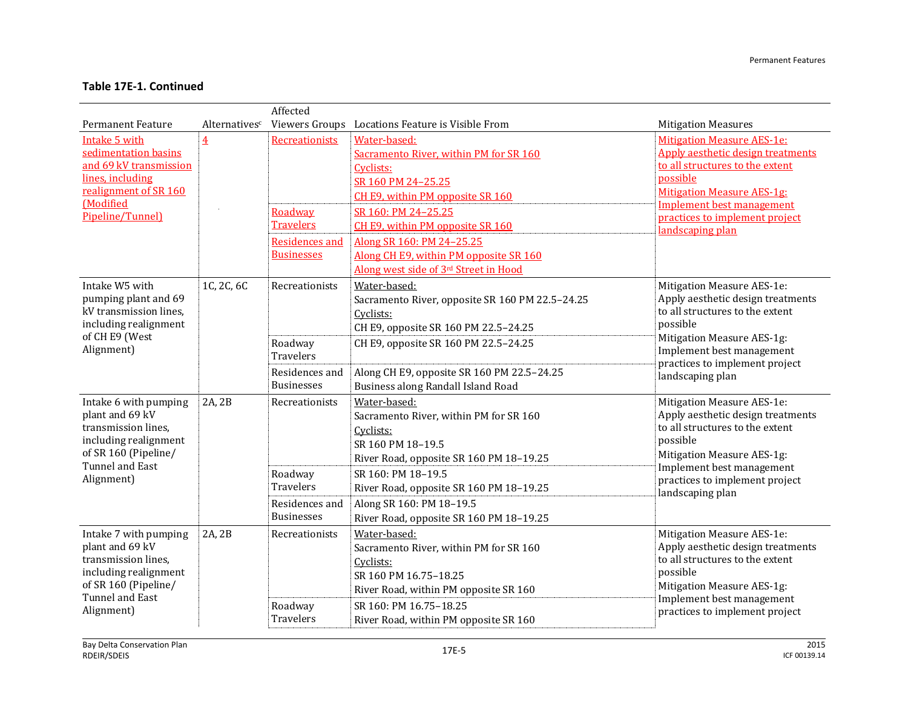**Table 17E-1. Continued**

| Permanent Feature | Alternatives[c] | Affected Viewers Groups | Locations Feature is Visible From | Mitigation Measures |
|---|---|---|---|---|
| Intake 5 with sedimentation basins and 69 kV transmission lines, including realignment of SR 160 (Modified Pipeline/Tunnel) | 4 | Recreationists | Water-based: Sacramento River, within PM for SR 160 Cyclists: SR 160 PM 24–25.25 CH E9, within PM opposite SR 160 | Mitigation Measure AES-1e: Apply aesthetic design treatments to all structures to the extent possible Mitigation Measure AES-1g: Implement best management practices to implement project landscaping plan |
| | | Roadway Travelers | SR 160: PM 24–25.25 CH E9, within PM opposite SR 160 | |
| | | Residences and Businesses | Along SR 160: PM 24–25.25 Along CH E9, within PM opposite SR 160 Along west side of 3rd Street in Hood | |
| Intake W5 with pumping plant and 69 kV transmission lines, including realignment of CH E9 (West Alignment) | 1C, 2C, 6C | Recreationists | Water-based: Sacramento River, opposite SR 160 PM 22.5–24.25 Cyclists: CH E9, opposite SR 160 PM 22.5–24.25 | Mitigation Measure AES-1e: Apply aesthetic design treatments to all structures to the extent possible Mitigation Measure AES-1g: Implement best management practices to implement project landscaping plan |
| | | Roadway Travelers | CH E9, opposite SR 160 PM 22.5–24.25 | |
| | | Residences and Businesses | Along CH E9, opposite SR 160 PM 22.5–24.25 Business along Randall Island Road | |
| Intake 6 with pumping plant and 69 kV transmission lines, including realignment of SR 160 (Pipeline/ Tunnel and East Alignment) | 2A, 2B | Recreationists | Water-based: Sacramento River, within PM for SR 160 Cyclists: SR 160 PM 18–19.5 River Road, opposite SR 160 PM 18–19.25 | Mitigation Measure AES-1e: Apply aesthetic design treatments to all structures to the extent possible Mitigation Measure AES-1g: Implement best management practices to implement project landscaping plan |
| | | Roadway Travelers | SR 160: PM 18–19.5 River Road, opposite SR 160 PM 18–19.25 | |
| | | Residences and Businesses | Along SR 160: PM 18–19.5 River Road, opposite SR 160 PM 18–19.25 | |
| Intake 7 with pumping plant and 69 kV transmission lines, including realignment of SR 160 (Pipeline/ Tunnel and East Alignment) | 2A, 2B | Recreationists | Water-based: Sacramento River, within PM for SR 160 Cyclists: SR 160 PM 16.75–18.25 River Road, within PM opposite SR 160 | Mitigation Measure AES-1e: Apply aesthetic design treatments to all structures to the extent possible Mitigation Measure AES-1g: Implement best management practices to implement project |
| | | Roadway Travelers | SR 160: PM 16.75–18.25 River Road, within PM opposite SR 160 | |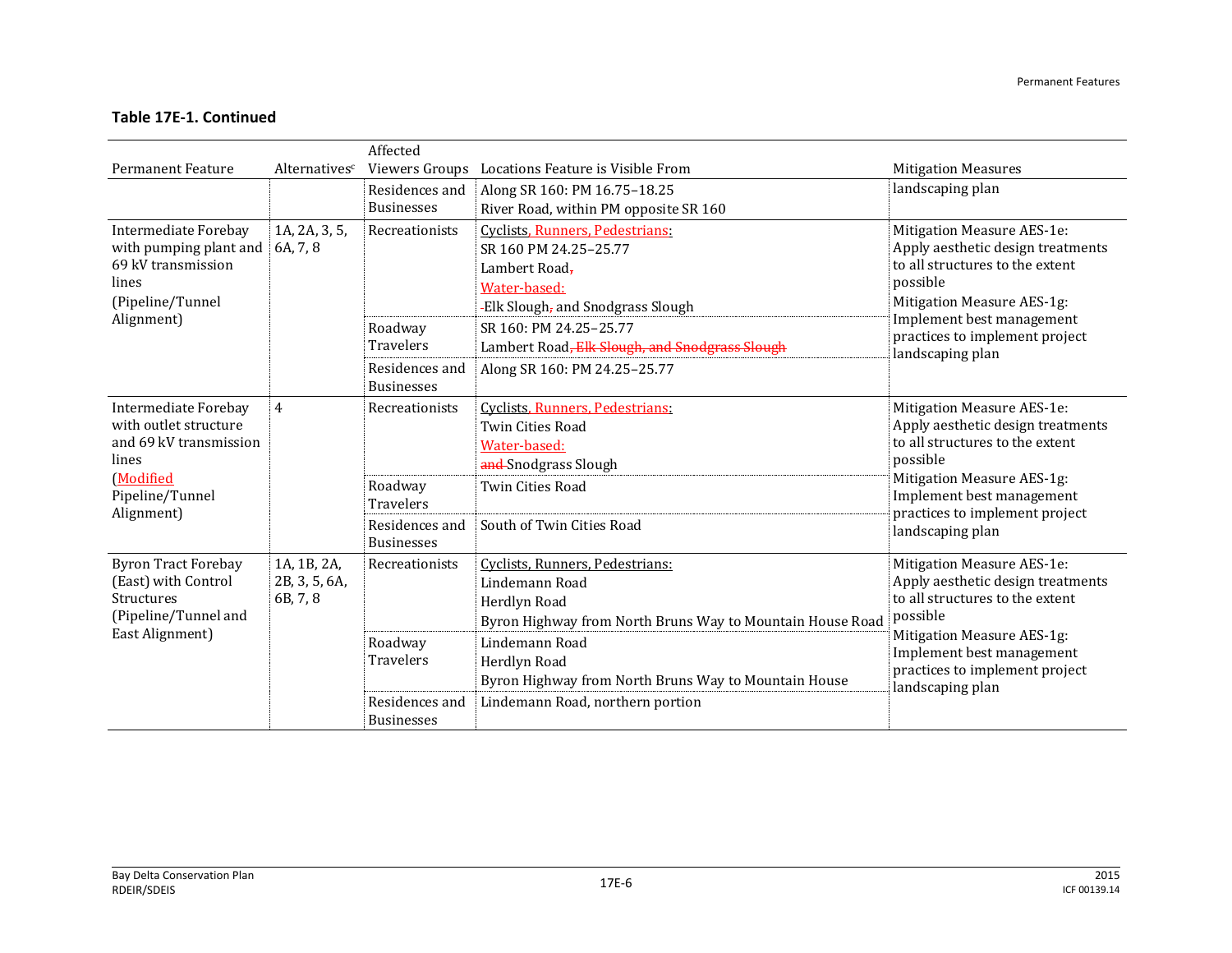**Table 17E-1. Continued**

| Permanent Feature | Alternatives[c] | Affected Viewers Groups | Locations Feature is Visible From | Mitigation Measures |
|---|---|---|---|---|
| | | Residences and Businesses | Along SR 160: PM 16.75–18.25<br>River Road, within PM opposite SR 160 | landscaping plan |
| Intermediate Forebay with pumping plant and 69 kV transmission lines (Pipeline/Tunnel Alignment) | 1A, 2A, 3, 5, 6A, 7, 8 | Recreationists | Cyclists, Runners, Pedestrians:<br>SR 160 PM 24.25–25.77<br>Lambert Road,<br>Water-based:<br>-Elk Slough, and Snodgrass Slough | Mitigation Measure AES-1e: Apply aesthetic design treatments to all structures to the extent possible<br>Mitigation Measure AES-1g: Implement best management practices to implement project landscaping plan |
| | | Roadway Travelers | SR 160: PM 24.25–25.77<br>Lambert Road, Elk Slough, and Snodgrass Slough | |
| | | Residences and Businesses | Along SR 160: PM 24.25–25.77 | |
| Intermediate Forebay with outlet structure and 69 kV transmission lines (Modified Pipeline/Tunnel Alignment) | 4 | Recreationists | Cyclists, Runners, Pedestrians:<br>Twin Cities Road<br>Water-based:<br>and Snodgrass Slough | Mitigation Measure AES-1e: Apply aesthetic design treatments to all structures to the extent possible<br>Mitigation Measure AES-1g: Implement best management practices to implement project landscaping plan |
| | | Roadway Travelers | Twin Cities Road | |
| | | Residences and Businesses | South of Twin Cities Road | |
| Byron Tract Forebay (East) with Control Structures (Pipeline/Tunnel and East Alignment) | 1A, 1B, 2A, 2B, 3, 5, 6A, 6B, 7, 8 | Recreationists | Cyclists, Runners, Pedestrians:<br>Lindemann Road<br>Herdlyn Road<br>Byron Highway from North Bruns Way to Mountain House Road | Mitigation Measure AES-1e: Apply aesthetic design treatments to all structures to the extent possible<br>Mitigation Measure AES-1g: Implement best management practices to implement project landscaping plan |
| | | Roadway Travelers | Lindemann Road<br>Herdlyn Road<br>Byron Highway from North Bruns Way to Mountain House | |
| | | Residences and Businesses | Lindemann Road, northern portion | |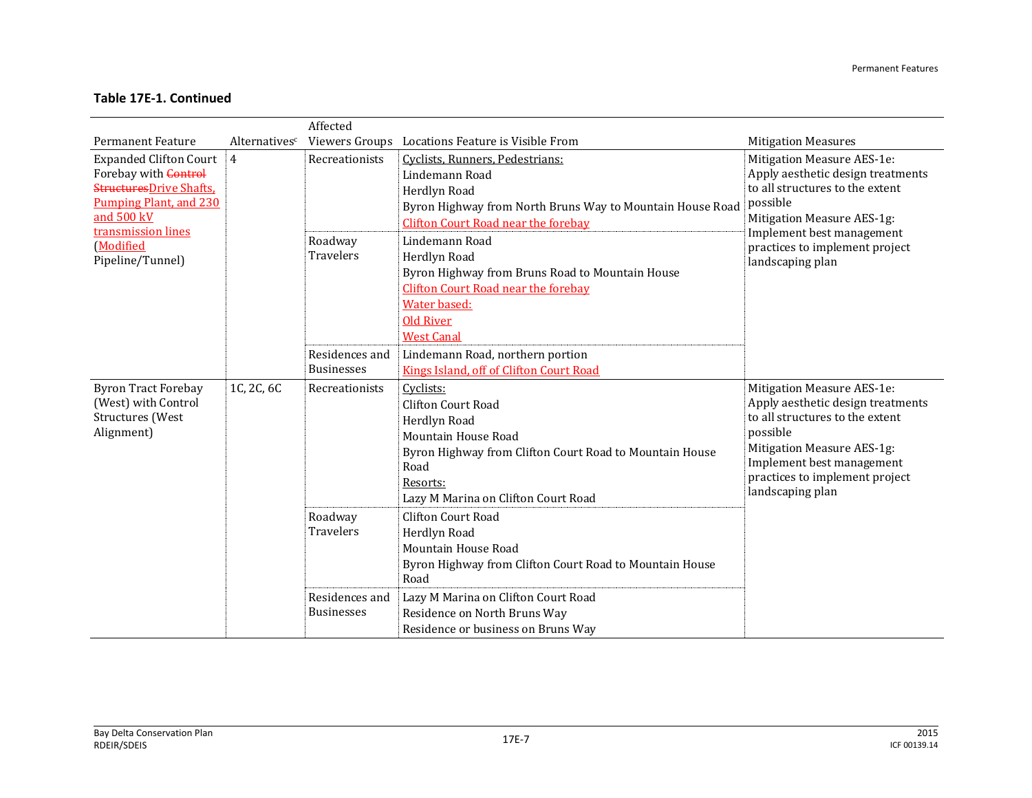**Table 17E-1. Continued**

| Permanent Feature | Alternatives[c] | Affected Viewers Groups | Locations Feature is Visible From | Mitigation Measures |
|---|---|---|---|---|
| Expanded Clifton Court Forebay with ~~Control Structures~~Drive Shafts, Pumping Plant, and 230 and 500 kV transmission lines (Modified Pipeline/Tunnel) | 4 | Recreationists | Cyclists, Runners, Pedestrians:<br>Lindemann Road<br>Herdlyn Road<br>Byron Highway from North Bruns Way to Mountain House Road<br>Clifton Court Road near the forebay | Mitigation Measure AES-1e: Apply aesthetic design treatments to all structures to the extent possible<br>Mitigation Measure AES-1g: Implement best management practices to implement project landscaping plan |
| | | Roadway Travelers | Lindemann Road<br>Herdlyn Road<br>Byron Highway from Bruns Road to Mountain House<br>Clifton Court Road near the forebay<br>Water based:<br>Old River<br>West Canal | |
| | | Residences and Businesses | Lindemann Road, northern portion<br>Kings Island, off of Clifton Court Road | |
| Byron Tract Forebay (West) with Control Structures (West Alignment) | 1C, 2C, 6C | Recreationists | Cyclists:<br>Clifton Court Road<br>Herdlyn Road<br>Mountain House Road<br>Byron Highway from Clifton Court Road to Mountain House Road<br>Resorts:<br>Lazy M Marina on Clifton Court Road | Mitigation Measure AES-1e: Apply aesthetic design treatments to all structures to the extent possible<br>Mitigation Measure AES-1g: Implement best management practices to implement project landscaping plan |
| | | Roadway Travelers | Clifton Court Road<br>Herdlyn Road<br>Mountain House Road<br>Byron Highway from Clifton Court Road to Mountain House Road | |
| | | Residences and Businesses | Lazy M Marina on Clifton Court Road<br>Residence on North Bruns Way<br>Residence or business on Bruns Way | |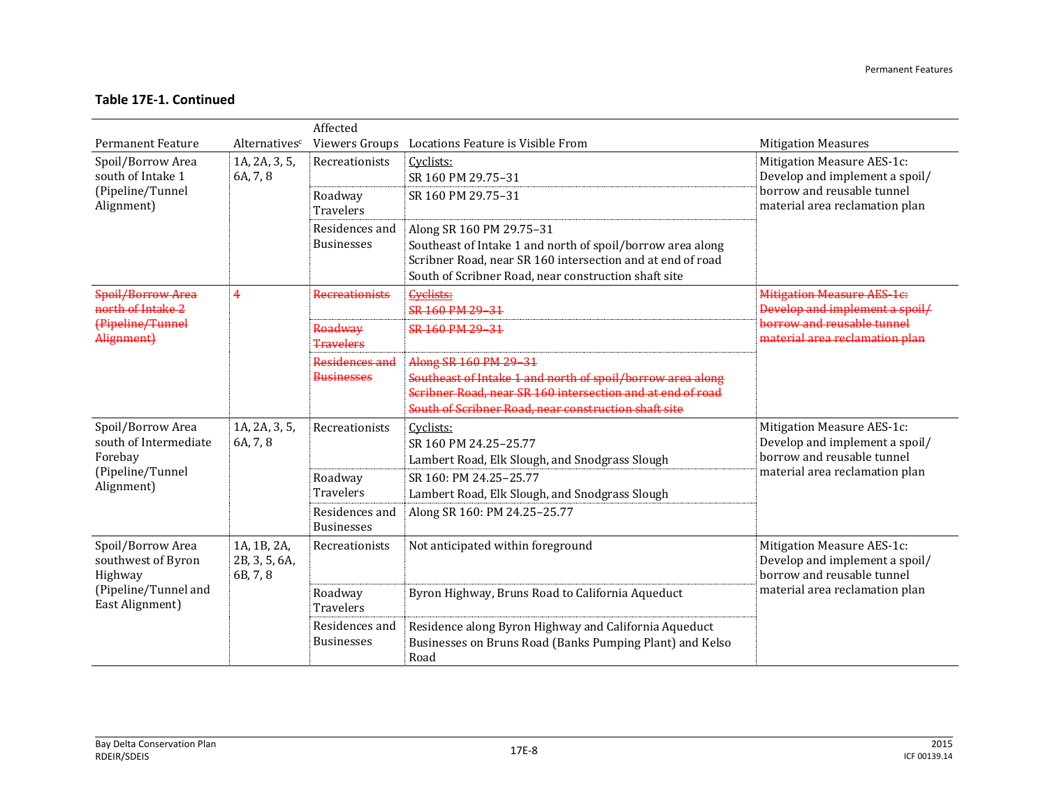**Table 17E-1. Continued**

| Permanent Feature | Alternatives[c] | Affected Viewers Groups | Locations Feature is Visible From | Mitigation Measures |
|---|---|---|---|---|
| Spoil/Borrow Area south of Intake 1 (Pipeline/Tunnel Alignment) | 1A, 2A, 3, 5, 6A, 7, 8 | Recreationists | Cyclists:<br>SR 160 PM 29.75–31 | Mitigation Measure AES-1c: Develop and implement a spoil/ borrow and reusable tunnel material area reclamation plan |
| | | Roadway Travelers | SR 160 PM 29.75–31 | |
| | | Residences and Businesses | Along SR 160 PM 29.75–31<br>Southeast of Intake 1 and north of spoil/borrow area along Scribner Road, near SR 160 intersection and at end of road<br>South of Scribner Road, near construction shaft site | |
| ~~Spoil/Borrow Area north of Intake 2 (Pipeline/Tunnel Alignment)~~ | ~~4~~ | ~~Recreationists~~ | ~~Cyclists:~~<br>~~SR 160 PM 29–31~~ | ~~Mitigation Measure AES-1c: Develop and implement a spoil/ borrow and reusable tunnel material area reclamation plan~~ |
| | | ~~Roadway Travelers~~ | ~~SR 160 PM 29–31~~ | |
| | | ~~Residences and Businesses~~ | ~~Along SR 160 PM 29–31~~<br>~~Southeast of Intake 1 and north of spoil/borrow area along Scribner Road, near SR 160 intersection and at end of road~~<br>~~South of Scribner Road, near construction shaft site~~ | |
| Spoil/Borrow Area south of Intermediate Forebay (Pipeline/Tunnel Alignment) | 1A, 2A, 3, 5, 6A, 7, 8 | Recreationists | Cyclists:<br>SR 160 PM 24.25–25.77<br>Lambert Road, Elk Slough, and Snodgrass Slough | Mitigation Measure AES-1c: Develop and implement a spoil/ borrow and reusable tunnel material area reclamation plan |
| | | Roadway Travelers | SR 160: PM 24.25–25.77<br>Lambert Road, Elk Slough, and Snodgrass Slough | |
| | | Residences and Businesses | Along SR 160: PM 24.25–25.77 | |
| Spoil/Borrow Area southwest of Byron Highway (Pipeline/Tunnel and East Alignment) | 1A, 1B, 2A, 2B, 3, 5, 6A, 6B, 7, 8 | Recreationists | Not anticipated within foreground | Mitigation Measure AES-1c: Develop and implement a spoil/ borrow and reusable tunnel material area reclamation plan |
| | | Roadway Travelers | Byron Highway, Bruns Road to California Aqueduct | |
| | | Residences and Businesses | Residence along Byron Highway and California Aqueduct<br>Businesses on Bruns Road (Banks Pumping Plant) and Kelso Road | |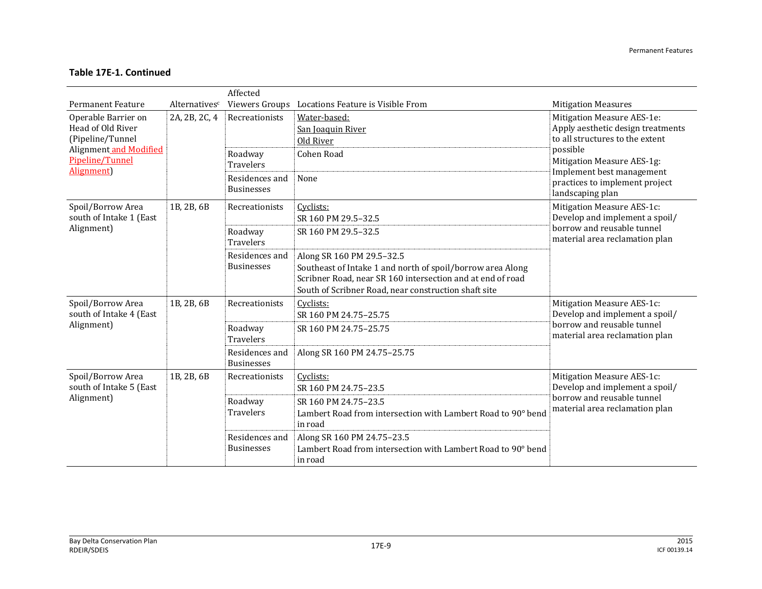**Table 17E-1. Continued**

| Permanent Feature | Alternatives[c] | Affected Viewers Groups | Locations Feature is Visible From | Mitigation Measures |
|---|---|---|---|---|
| Operable Barrier on Head of Old River (Pipeline/Tunnel Alignment and Modified Pipeline/Tunnel Alignment) | 2A, 2B, 2C, 4 | Recreationists | Water-based:<br>San Joaquin River<br>Old River | Mitigation Measure AES-1e: Apply aesthetic design treatments to all structures to the extent possible<br>Mitigation Measure AES-1g: Implement best management practices to implement project landscaping plan |
| | | Roadway Travelers | Cohen Road | |
| | | Residences and Businesses | None | |
| Spoil/Borrow Area south of Intake 1 (East Alignment) | 1B, 2B, 6B | Recreationists | Cyclists:<br>SR 160 PM 29.5–32.5 | Mitigation Measure AES-1c: Develop and implement a spoil/ borrow and reusable tunnel material area reclamation plan |
| | | Roadway Travelers | SR 160 PM 29.5–32.5 | |
| | | Residences and Businesses | Along SR 160 PM 29.5–32.5<br>Southeast of Intake 1 and north of spoil/borrow area Along Scribner Road, near SR 160 intersection and at end of road<br>South of Scribner Road, near construction shaft site | |
| Spoil/Borrow Area south of Intake 4 (East Alignment) | 1B, 2B, 6B | Recreationists | Cyclists:<br>SR 160 PM 24.75–25.75 | Mitigation Measure AES-1c: Develop and implement a spoil/ borrow and reusable tunnel material area reclamation plan |
| | | Roadway Travelers | SR 160 PM 24.75–25.75 | |
| | | Residences and Businesses | Along SR 160 PM 24.75–25.75 | |
| Spoil/Borrow Area south of Intake 5 (East Alignment) | 1B, 2B, 6B | Recreationists | Cyclists:<br>SR 160 PM 24.75–23.5 | Mitigation Measure AES-1c: Develop and implement a spoil/ borrow and reusable tunnel material area reclamation plan |
| | | Roadway Travelers | SR 160 PM 24.75–23.5<br>Lambert Road from intersection with Lambert Road to 90° bend in road | |
| | | Residences and Businesses | Along SR 160 PM 24.75–23.5<br>Lambert Road from intersection with Lambert Road to 90° bend in road | |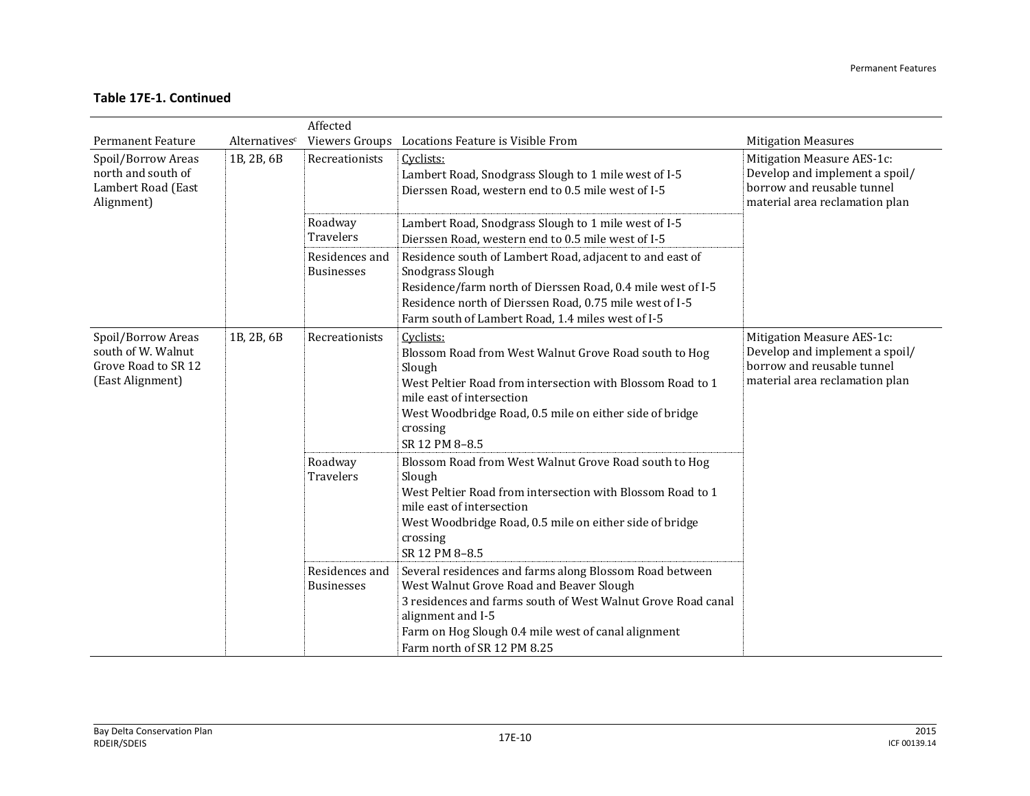**Table 17E-1. Continued**

| Permanent Feature | Alternatives[c] | Affected Viewers Groups | Locations Feature is Visible From | Mitigation Measures |
|---|---|---|---|---|
| Spoil/Borrow Areas north and south of Lambert Road (East Alignment) | 1B, 2B, 6B | Recreationists | Cyclists:<br>Lambert Road, Snodgrass Slough to 1 mile west of I-5<br>Dierssen Road, western end to 0.5 mile west of I-5 | Mitigation Measure AES-1c: Develop and implement a spoil/ borrow and reusable tunnel material area reclamation plan |
| | | Roadway Travelers | Lambert Road, Snodgrass Slough to 1 mile west of I-5<br>Dierssen Road, western end to 0.5 mile west of I-5 | |
| | | Residences and Businesses | Residence south of Lambert Road, adjacent to and east of Snodgrass Slough<br>Residence/farm north of Dierssen Road, 0.4 mile west of I-5<br>Residence north of Dierssen Road, 0.75 mile west of I-5<br>Farm south of Lambert Road, 1.4 miles west of I-5 | |
| Spoil/Borrow Areas south of W. Walnut Grove Road to SR 12 (East Alignment) | 1B, 2B, 6B | Recreationists | Cyclists:<br>Blossom Road from West Walnut Grove Road south to Hog Slough<br>West Peltier Road from intersection with Blossom Road to 1 mile east of intersection<br>West Woodbridge Road, 0.5 mile on either side of bridge crossing<br>SR 12 PM 8–8.5 | Mitigation Measure AES-1c: Develop and implement a spoil/ borrow and reusable tunnel material area reclamation plan |
| | | Roadway Travelers | Blossom Road from West Walnut Grove Road south to Hog Slough<br>West Peltier Road from intersection with Blossom Road to 1 mile east of intersection<br>West Woodbridge Road, 0.5 mile on either side of bridge crossing<br>SR 12 PM 8–8.5 | |
| | | Residences and Businesses | Several residences and farms along Blossom Road between West Walnut Grove Road and Beaver Slough<br>3 residences and farms south of West Walnut Grove Road canal alignment and I-5<br>Farm on Hog Slough 0.4 mile west of canal alignment<br>Farm north of SR 12 PM 8.25 | |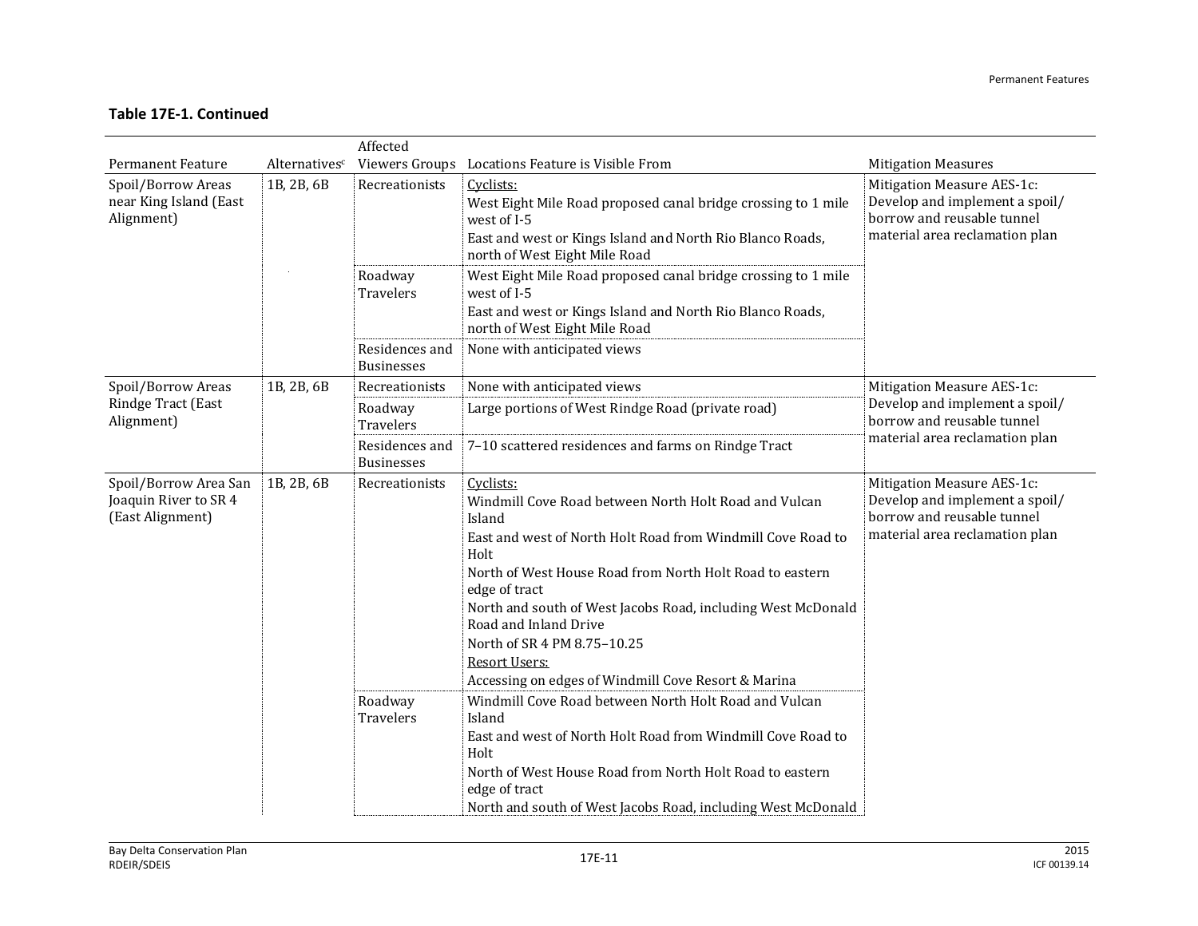**Table 17E-1. Continued**

| Permanent Feature | Alternatives[c] | Affected Viewers Groups | Locations Feature is Visible From | Mitigation Measures |
|---|---|---|---|---|
| Spoil/Borrow Areas near King Island (East Alignment) | 1B, 2B, 6B | Recreationists | Cyclists:<br>West Eight Mile Road proposed canal bridge crossing to 1 mile west of I-5<br>East and west or Kings Island and North Rio Blanco Roads, north of West Eight Mile Road | Mitigation Measure AES-1c: Develop and implement a spoil/ borrow and reusable tunnel material area reclamation plan |
| | | Roadway Travelers | West Eight Mile Road proposed canal bridge crossing to 1 mile west of I-5<br>East and west or Kings Island and North Rio Blanco Roads, north of West Eight Mile Road | |
| | | Residences and Businesses | None with anticipated views | |
| Spoil/Borrow Areas Rindge Tract (East Alignment) | 1B, 2B, 6B | Recreationists | None with anticipated views | Mitigation Measure AES-1c: Develop and implement a spoil/ borrow and reusable tunnel material area reclamation plan |
| | | Roadway Travelers | Large portions of West Rindge Road (private road) | |
| | | Residences and Businesses | 7–10 scattered residences and farms on Rindge Tract | |
| Spoil/Borrow Area San Joaquin River to SR 4 (East Alignment) | 1B, 2B, 6B | Recreationists | Cyclists:<br>Windmill Cove Road between North Holt Road and Vulcan Island<br>East and west of North Holt Road from Windmill Cove Road to Holt<br>North of West House Road from North Holt Road to eastern edge of tract<br>North and south of West Jacobs Road, including West McDonald Road and Inland Drive<br>North of SR 4 PM 8.75–10.25<br>Resort Users:<br>Accessing on edges of Windmill Cove Resort & Marina | Mitigation Measure AES-1c: Develop and implement a spoil/ borrow and reusable tunnel material area reclamation plan |
| | | Roadway Travelers | Windmill Cove Road between North Holt Road and Vulcan Island<br>East and west of North Holt Road from Windmill Cove Road to Holt<br>North of West House Road from North Holt Road to eastern edge of tract<br>North and south of West Jacobs Road, including West McDonald | |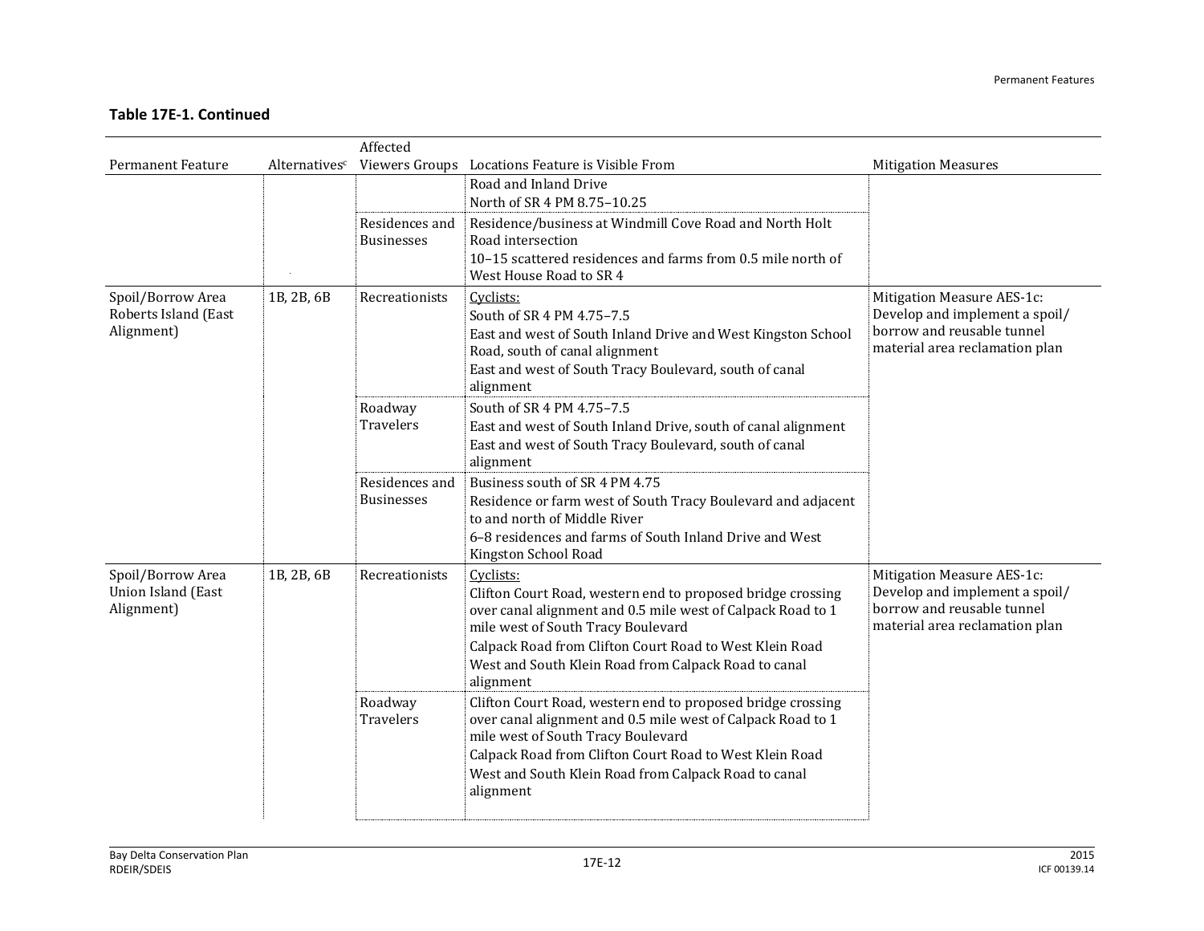**Table 17E-1. Continued**

| Permanent Feature | Alternatives[c] | Affected Viewers Groups | Locations Feature is Visible From | Mitigation Measures |
|---|---|---|---|---|
| | | | Road and Inland Drive<br>North of SR 4 PM 8.75–10.25 | |
| | | Residences and Businesses | Residence/business at Windmill Cove Road and North Holt Road intersection<br>10–15 scattered residences and farms from 0.5 mile north of West House Road to SR 4 | |
| Spoil/Borrow Area Roberts Island (East Alignment) | 1B, 2B, 6B | Recreationists | Cyclists:<br>South of SR 4 PM 4.75–7.5<br>East and west of South Inland Drive and West Kingston School Road, south of canal alignment<br>East and west of South Tracy Boulevard, south of canal alignment | Mitigation Measure AES-1c: Develop and implement a spoil/borrow and reusable tunnel material area reclamation plan |
| | | Roadway Travelers | South of SR 4 PM 4.75–7.5<br>East and west of South Inland Drive, south of canal alignment<br>East and west of South Tracy Boulevard, south of canal alignment | |
| | | Residences and Businesses | Business south of SR 4 PM 4.75<br>Residence or farm west of South Tracy Boulevard and adjacent to and north of Middle River<br>6–8 residences and farms of South Inland Drive and West Kingston School Road | |
| Spoil/Borrow Area Union Island (East Alignment) | 1B, 2B, 6B | Recreationists | Cyclists:<br>Clifton Court Road, western end to proposed bridge crossing over canal alignment and 0.5 mile west of Calpack Road to 1 mile west of South Tracy Boulevard<br>Calpack Road from Clifton Court Road to West Klein Road<br>West and South Klein Road from Calpack Road to canal alignment | Mitigation Measure AES-1c: Develop and implement a spoil/borrow and reusable tunnel material area reclamation plan |
| | | Roadway Travelers | Clifton Court Road, western end to proposed bridge crossing over canal alignment and 0.5 mile west of Calpack Road to 1 mile west of South Tracy Boulevard<br>Calpack Road from Clifton Court Road to West Klein Road<br>West and South Klein Road from Calpack Road to canal alignment | |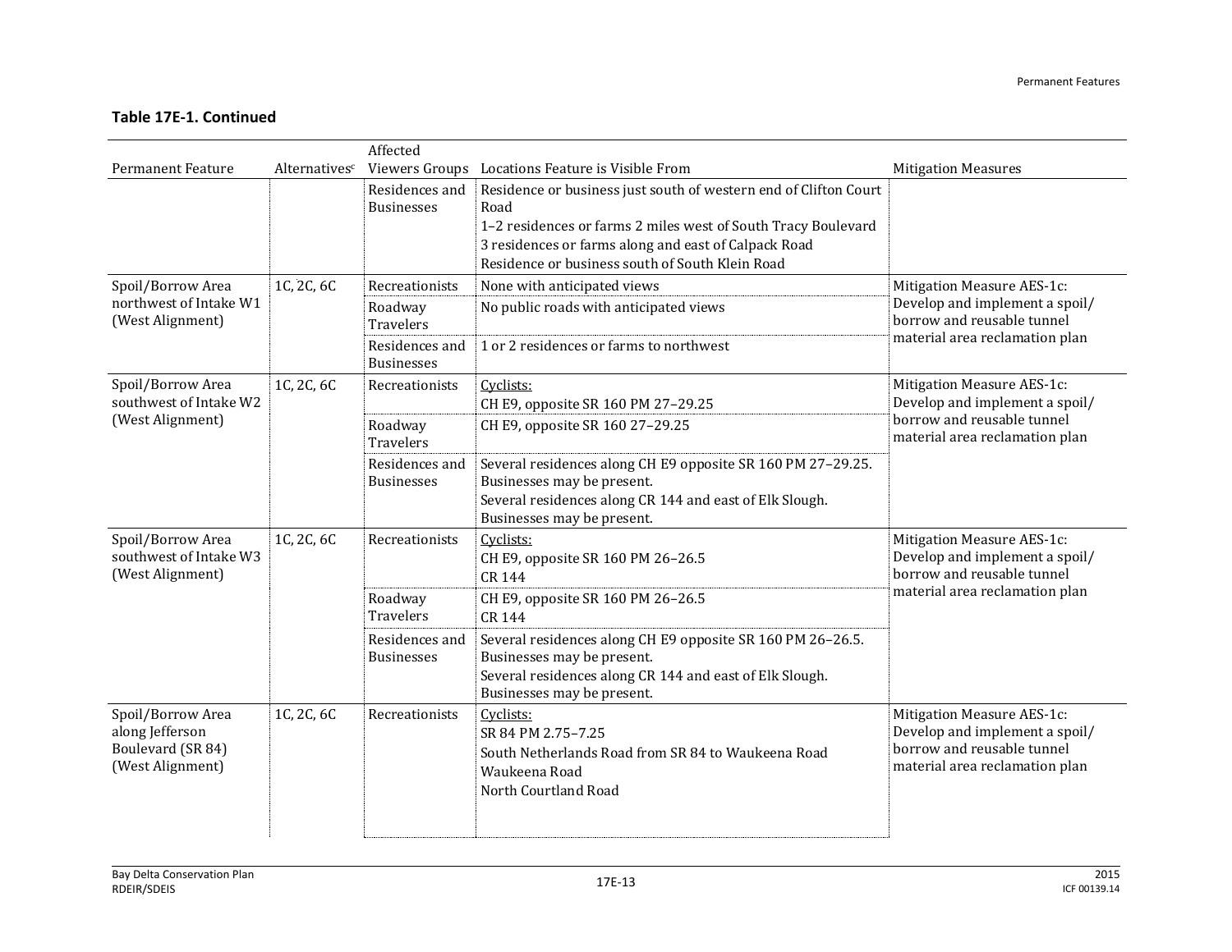**Table 17E-1. Continued**

| Permanent Feature | Alternatives[c] | Affected Viewers Groups | Locations Feature is Visible From | Mitigation Measures |
|---|---|---|---|---|
| | | Residences and Businesses | Residence or business just south of western end of Clifton Court Road<br>1–2 residences or farms 2 miles west of South Tracy Boulevard<br>3 residences or farms along and east of Calpack Road<br>Residence or business south of South Klein Road | |
| Spoil/Borrow Area northwest of Intake W1 (West Alignment) | 1C, 2C, 6C | Recreationists | None with anticipated views | Mitigation Measure AES-1c: Develop and implement a spoil/borrow and reusable tunnel material area reclamation plan |
| | | Roadway Travelers | No public roads with anticipated views | |
| | | Residences and Businesses | 1 or 2 residences or farms to northwest | |
| Spoil/Borrow Area southwest of Intake W2 (West Alignment) | 1C, 2C, 6C | Recreationists | Cyclists:<br>CH E9, opposite SR 160 PM 27–29.25 | Mitigation Measure AES-1c: Develop and implement a spoil/borrow and reusable tunnel material area reclamation plan |
| | | Roadway Travelers | CH E9, opposite SR 160 27–29.25 | |
| | | Residences and Businesses | Several residences along CH E9 opposite SR 160 PM 27–29.25. Businesses may be present.<br>Several residences along CR 144 and east of Elk Slough. Businesses may be present. | |
| Spoil/Borrow Area southwest of Intake W3 (West Alignment) | 1C, 2C, 6C | Recreationists | Cyclists:<br>CH E9, opposite SR 160 PM 26–26.5<br>CR 144 | Mitigation Measure AES-1c: Develop and implement a spoil/borrow and reusable tunnel material area reclamation plan |
| | | Roadway Travelers | CH E9, opposite SR 160 PM 26–26.5<br>CR 144 | |
| | | Residences and Businesses | Several residences along CH E9 opposite SR 160 PM 26–26.5. Businesses may be present.<br>Several residences along CR 144 and east of Elk Slough. Businesses may be present. | |
| Spoil/Borrow Area along Jefferson Boulevard (SR 84) (West Alignment) | 1C, 2C, 6C | Recreationists | Cyclists:<br>SR 84 PM 2.75–7.25<br>South Netherlands Road from SR 84 to Waukeena Road<br>Waukeena Road<br>North Courtland Road | Mitigation Measure AES-1c: Develop and implement a spoil/borrow and reusable tunnel material area reclamation plan |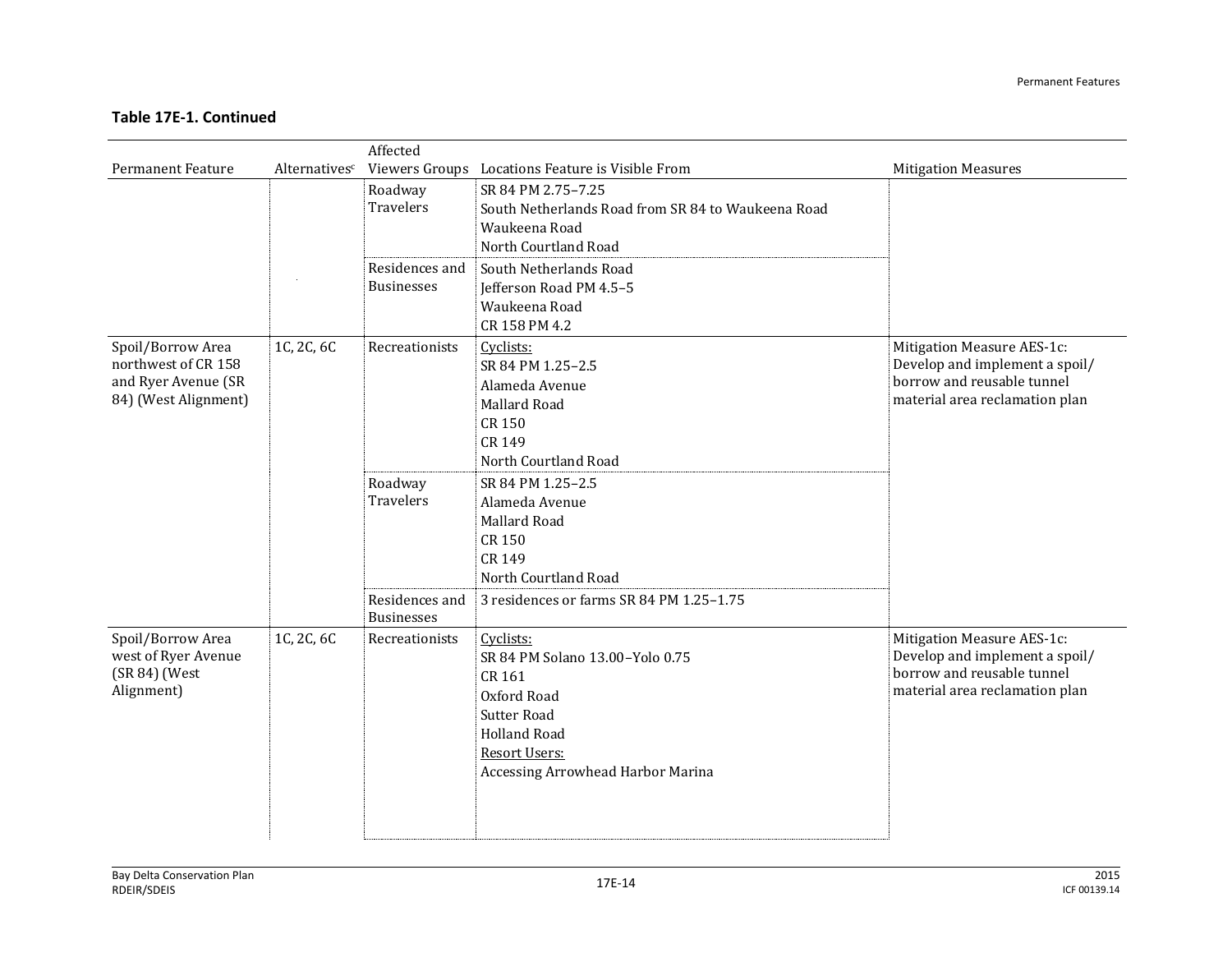**Table 17E-1. Continued**

| Permanent Feature | Alternatives[c] | Affected Viewers Groups | Locations Feature is Visible From | Mitigation Measures |
|---|---|---|---|---|
| | | Roadway Travelers | SR 84 PM 2.75–7.25<br>South Netherlands Road from SR 84 to Waukeena Road<br>Waukeena Road<br>North Courtland Road | |
| | | Residences and Businesses | South Netherlands Road<br>Jefferson Road PM 4.5–5<br>Waukeena Road<br>CR 158 PM 4.2 | |
| Spoil/Borrow Area northwest of CR 158 and Ryer Avenue (SR 84) (West Alignment) | 1C, 2C, 6C | Recreationists | Cyclists:<br>SR 84 PM 1.25–2.5<br>Alameda Avenue<br>Mallard Road<br>CR 150<br>CR 149<br>North Courtland Road | Mitigation Measure AES-1c: Develop and implement a spoil/ borrow and reusable tunnel material area reclamation plan |
| | | Roadway Travelers | SR 84 PM 1.25–2.5<br>Alameda Avenue<br>Mallard Road<br>CR 150<br>CR 149<br>North Courtland Road | |
| | | Residences and Businesses | 3 residences or farms SR 84 PM 1.25–1.75 | |
| Spoil/Borrow Area west of Ryer Avenue (SR 84) (West Alignment) | 1C, 2C, 6C | Recreationists | Cyclists:<br>SR 84 PM Solano 13.00–Yolo 0.75<br>CR 161<br>Oxford Road<br>Sutter Road<br>Holland Road<br>Resort Users:<br>Accessing Arrowhead Harbor Marina | Mitigation Measure AES-1c: Develop and implement a spoil/ borrow and reusable tunnel material area reclamation plan |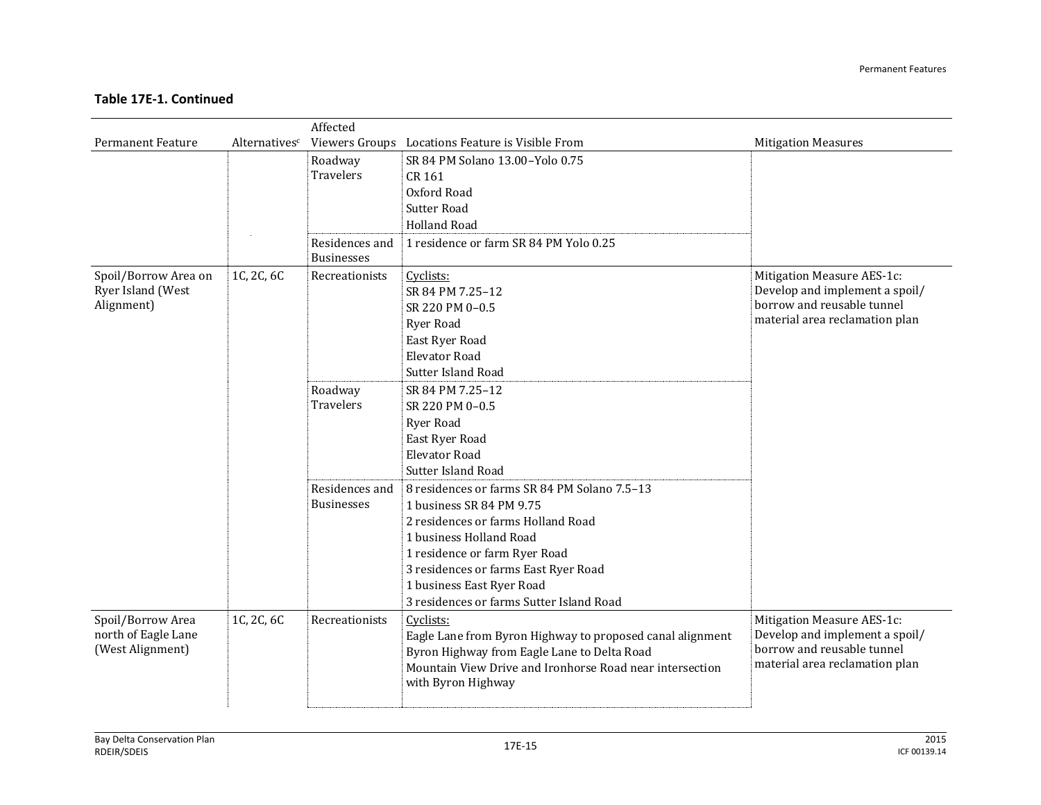**Table 17E-1. Continued**

| Permanent Feature | Alternatives[c] | Affected Viewers Groups | Locations Feature is Visible From | Mitigation Measures |
|---|---|---|---|---|
| | | Roadway Travelers | SR 84 PM Solano 13.00–Yolo 0.75<br>CR 161<br>Oxford Road<br>Sutter Road<br>Holland Road | |
| | | Residences and Businesses | 1 residence or farm SR 84 PM Yolo 0.25 | |
| Spoil/Borrow Area on Ryer Island (West Alignment) | 1C, 2C, 6C | Recreationists | Cyclists:<br>SR 84 PM 7.25–12<br>SR 220 PM 0–0.5<br>Ryer Road<br>East Ryer Road<br>Elevator Road<br>Sutter Island Road | Mitigation Measure AES-1c: Develop and implement a spoil/ borrow and reusable tunnel material area reclamation plan |
| | | Roadway Travelers | SR 84 PM 7.25–12<br>SR 220 PM 0–0.5<br>Ryer Road<br>East Ryer Road<br>Elevator Road<br>Sutter Island Road | |
| | | Residences and Businesses | 8 residences or farms SR 84 PM Solano 7.5–13<br>1 business SR 84 PM 9.75<br>2 residences or farms Holland Road<br>1 business Holland Road<br>1 residence or farm Ryer Road<br>3 residences or farms East Ryer Road<br>1 business East Ryer Road<br>3 residences or farms Sutter Island Road | |
| Spoil/Borrow Area north of Eagle Lane (West Alignment) | 1C, 2C, 6C | Recreationists | Cyclists:<br>Eagle Lane from Byron Highway to proposed canal alignment<br>Byron Highway from Eagle Lane to Delta Road<br>Mountain View Drive and Ironhorse Road near intersection with Byron Highway | Mitigation Measure AES-1c: Develop and implement a spoil/ borrow and reusable tunnel material area reclamation plan |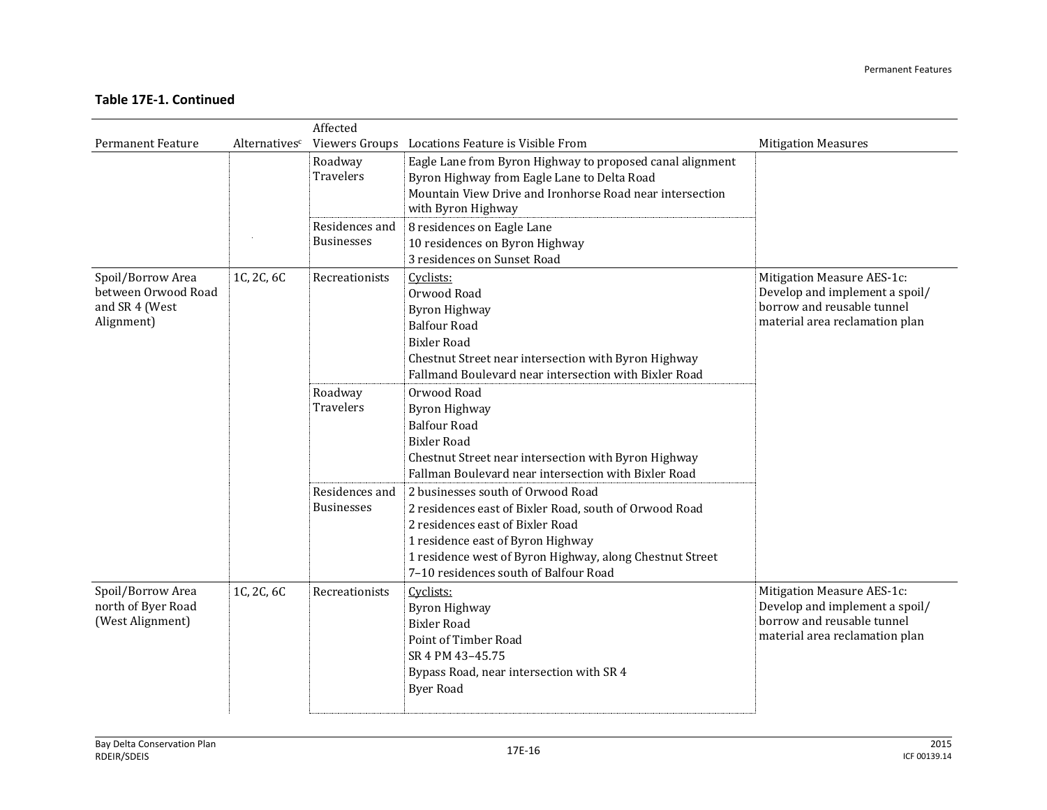**Table 17E-1. Continued**

| Permanent Feature | Alternatives[c] | Affected Viewers Groups | Locations Feature is Visible From | Mitigation Measures |
|---|---|---|---|---|
| | | Roadway Travelers | Eagle Lane from Byron Highway to proposed canal alignment<br>Byron Highway from Eagle Lane to Delta Road<br>Mountain View Drive and Ironhorse Road near intersection with Byron Highway | |
| | | Residences and Businesses | 8 residences on Eagle Lane<br>10 residences on Byron Highway<br>3 residences on Sunset Road | |
| Spoil/Borrow Area between Orwood Road and SR 4 (West Alignment) | 1C, 2C, 6C | Recreationists | Cyclists:<br>Orwood Road<br>Byron Highway<br>Balfour Road<br>Bixler Road<br>Chestnut Street near intersection with Byron Highway<br>Fallmand Boulevard near intersection with Bixler Road | Mitigation Measure AES-1c: Develop and implement a spoil/ borrow and reusable tunnel material area reclamation plan |
| | | Roadway Travelers | Orwood Road<br>Byron Highway<br>Balfour Road<br>Bixler Road<br>Chestnut Street near intersection with Byron Highway<br>Fallman Boulevard near intersection with Bixler Road | |
| | | Residences and Businesses | 2 businesses south of Orwood Road<br>2 residences east of Bixler Road, south of Orwood Road<br>2 residences east of Bixler Road<br>1 residence east of Byron Highway<br>1 residence west of Byron Highway, along Chestnut Street<br>7–10 residences south of Balfour Road | |
| Spoil/Borrow Area north of Byer Road (West Alignment) | 1C, 2C, 6C | Recreationists | Cyclists:<br>Byron Highway<br>Bixler Road<br>Point of Timber Road<br>SR 4 PM 43–45.75<br>Bypass Road, near intersection with SR 4<br>Byer Road | Mitigation Measure AES-1c: Develop and implement a spoil/ borrow and reusable tunnel material area reclamation plan |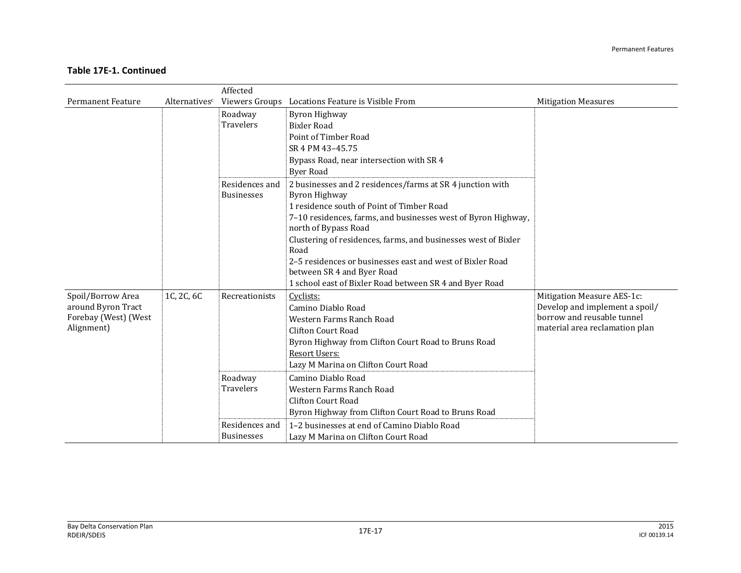**Table 17E-1. Continued**

| Permanent Feature | Alternatives[c] | Affected Viewers Groups | Locations Feature is Visible From | Mitigation Measures |
|---|---|---|---|---|
| | | Roadway Travelers | Byron Highway<br>Bixler Road<br>Point of Timber Road<br>SR 4 PM 43–45.75<br>Bypass Road, near intersection with SR 4<br>Byer Road | |
| | | Residences and Businesses | 2 businesses and 2 residences/farms at SR 4 junction with Byron Highway<br>1 residence south of Point of Timber Road<br>7–10 residences, farms, and businesses west of Byron Highway, north of Bypass Road<br>Clustering of residences, farms, and businesses west of Bixler Road<br>2–5 residences or businesses east and west of Bixler Road between SR 4 and Byer Road<br>1 school east of Bixler Road between SR 4 and Byer Road | |
| Spoil/Borrow Area around Byron Tract Forebay (West) (West Alignment) | 1C, 2C, 6C | Recreationists | Cyclists:<br>Camino Diablo Road<br>Western Farms Ranch Road<br>Clifton Court Road<br>Byron Highway from Clifton Court Road to Bruns Road<br>Resort Users:<br>Lazy M Marina on Clifton Court Road | Mitigation Measure AES-1c: Develop and implement a spoil/ borrow and reusable tunnel material area reclamation plan |
| | | Roadway Travelers | Camino Diablo Road<br>Western Farms Ranch Road<br>Clifton Court Road<br>Byron Highway from Clifton Court Road to Bruns Road | |
| | | Residences and Businesses | 1–2 businesses at end of Camino Diablo Road<br>Lazy M Marina on Clifton Court Road | |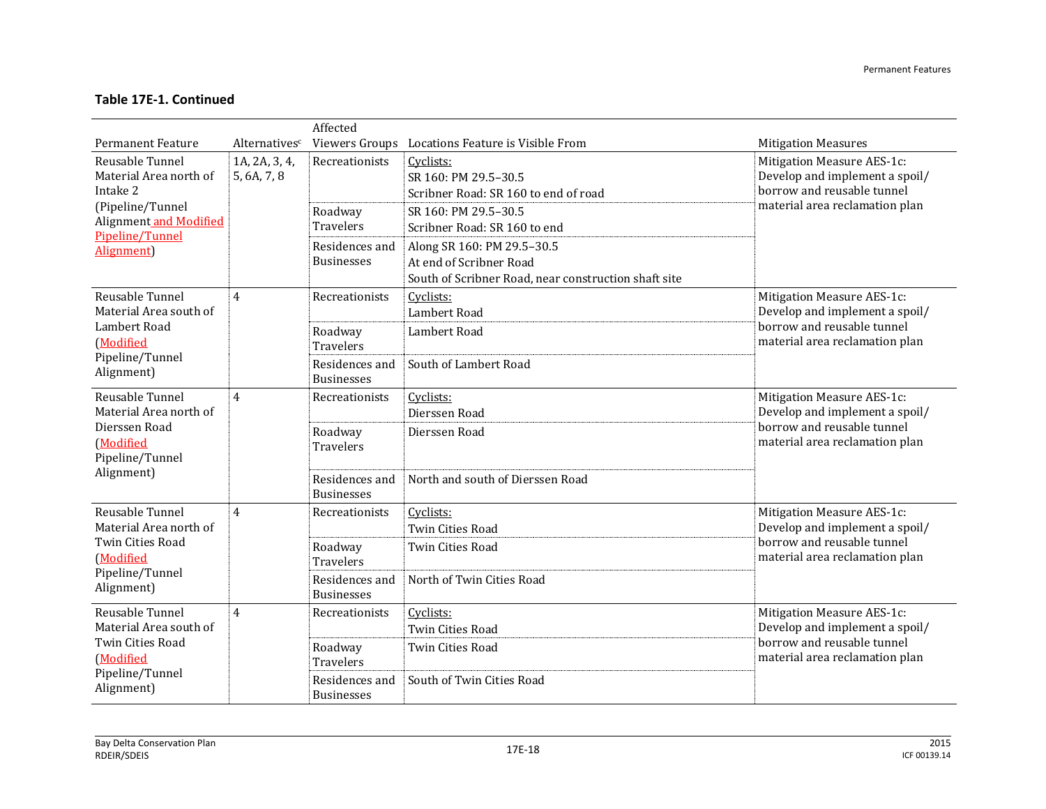**Table 17E-1. Continued**

| Permanent Feature | Alternatives[c] | Affected Viewers Groups | Locations Feature is Visible From | Mitigation Measures |
|---|---|---|---|---|
| Reusable Tunnel Material Area north of Intake 2 (Pipeline/Tunnel Alignment and Modified Pipeline/Tunnel Alignment) | 1A, 2A, 3, 4, 5, 6A, 7, 8 | Recreationists | Cyclists:<br>SR 160: PM 29.5–30.5<br>Scribner Road: SR 160 to end of road | Mitigation Measure AES-1c: Develop and implement a spoil/ borrow and reusable tunnel material area reclamation plan |
| | | Roadway Travelers | SR 160: PM 29.5–30.5<br>Scribner Road: SR 160 to end | |
| | | Residences and Businesses | Along SR 160: PM 29.5–30.5<br>At end of Scribner Road<br>South of Scribner Road, near construction shaft site | |
| Reusable Tunnel Material Area south of Lambert Road (Modified Pipeline/Tunnel Alignment) | 4 | Recreationists | Cyclists:<br>Lambert Road | Mitigation Measure AES-1c: Develop and implement a spoil/ borrow and reusable tunnel material area reclamation plan |
| | | Roadway Travelers | Lambert Road | |
| | | Residences and Businesses | South of Lambert Road | |
| Reusable Tunnel Material Area north of Dierssen Road (Modified Pipeline/Tunnel Alignment) | 4 | Recreationists | Cyclists:<br>Dierssen Road | Mitigation Measure AES-1c: Develop and implement a spoil/ borrow and reusable tunnel material area reclamation plan |
| | | Roadway Travelers | Dierssen Road | |
| | | Residences and Businesses | North and south of Dierssen Road | |
| Reusable Tunnel Material Area north of Twin Cities Road (Modified Pipeline/Tunnel Alignment) | 4 | Recreationists | Cyclists:<br>Twin Cities Road | Mitigation Measure AES-1c: Develop and implement a spoil/ borrow and reusable tunnel material area reclamation plan |
| | | Roadway Travelers | Twin Cities Road | |
| | | Residences and Businesses | North of Twin Cities Road | |
| Reusable Tunnel Material Area south of Twin Cities Road (Modified Pipeline/Tunnel Alignment) | 4 | Recreationists | Cyclists:<br>Twin Cities Road | Mitigation Measure AES-1c: Develop and implement a spoil/ borrow and reusable tunnel material area reclamation plan |
| | | Roadway Travelers | Twin Cities Road | |
| | | Residences and Businesses | South of Twin Cities Road | |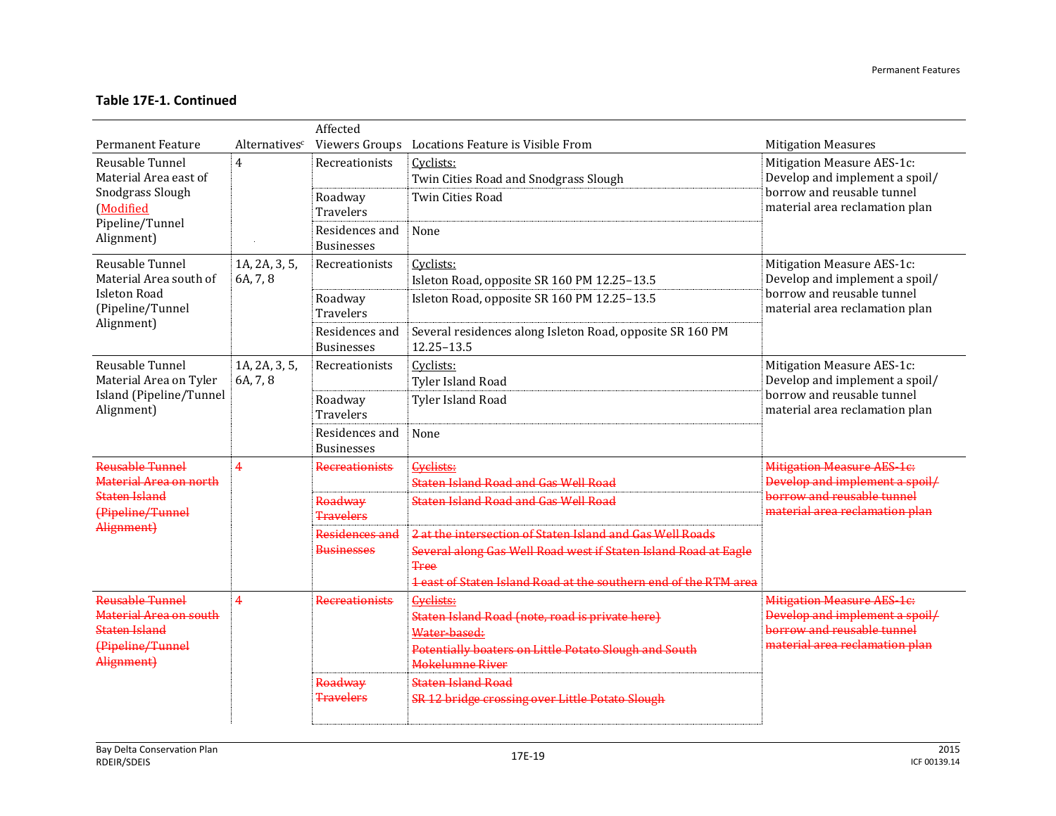**Table 17E-1. Continued**

| Permanent Feature | Alternatives[c] | Affected Viewers Groups | Locations Feature is Visible From | Mitigation Measures |
|---|---|---|---|---|
| Reusable Tunnel Material Area east of Snodgrass Slough (Modified Pipeline/Tunnel Alignment) | 4 | Recreationists | Cyclists:<br>Twin Cities Road and Snodgrass Slough | Mitigation Measure AES-1c: Develop and implement a spoil/borrow and reusable tunnel material area reclamation plan |
| | | Roadway Travelers | Twin Cities Road | |
| | | Residences and Businesses | None | |
| Reusable Tunnel Material Area south of Isleton Road (Pipeline/Tunnel Alignment) | 1A, 2A, 3, 5, 6A, 7, 8 | Recreationists | Cyclists:<br>Isleton Road, opposite SR 160 PM 12.25–13.5 | Mitigation Measure AES-1c: Develop and implement a spoil/borrow and reusable tunnel material area reclamation plan |
| | | Roadway Travelers | Isleton Road, opposite SR 160 PM 12.25–13.5 | |
| | | Residences and Businesses | Several residences along Isleton Road, opposite SR 160 PM 12.25–13.5 | |
| Reusable Tunnel Material Area on Tyler Island (Pipeline/Tunnel Alignment) | 1A, 2A, 3, 5, 6A, 7, 8 | Recreationists | Cyclists:<br>Tyler Island Road | Mitigation Measure AES-1c: Develop and implement a spoil/borrow and reusable tunnel material area reclamation plan |
| | | Roadway Travelers | Tyler Island Road | |
| | | Residences and Businesses | None | |
| ~~Reusable Tunnel Material Area on north Staten Island (Pipeline/Tunnel Alignment)~~ | ~~4~~ | ~~Recreationists~~ | ~~Cyclists:~~<br>~~Staten Island Road and Gas Well Road~~ | ~~Mitigation Measure AES-1c: Develop and implement a spoil/borrow and reusable tunnel material area reclamation plan~~ |
| | | ~~Roadway Travelers~~ | ~~Staten Island Road and Gas Well Road~~ | |
| | | ~~Residences and Businesses~~ | ~~2 at the intersection of Staten Island and Gas Well Roads~~<br>~~Several along Gas Well Road west if Staten Island Road at Eagle Tree~~<br>~~1 east of Staten Island Road at the southern end of the RTM area~~ | |
| ~~Reusable Tunnel Material Area on south Staten Island (Pipeline/Tunnel Alignment)~~ | ~~4~~ | ~~Recreationists~~ | ~~Cyclists:~~<br>~~Staten Island Road (note, road is private here)~~<br>~~Water-based:~~<br>~~Potentially boaters on Little Potato Slough and South Mokelumne River~~ | ~~Mitigation Measure AES-1c: Develop and implement a spoil/borrow and reusable tunnel material area reclamation plan~~ |
| | | ~~Roadway Travelers~~ | ~~Staten Island Road~~<br>~~SR 12 bridge crossing over Little Potato Slough~~ | |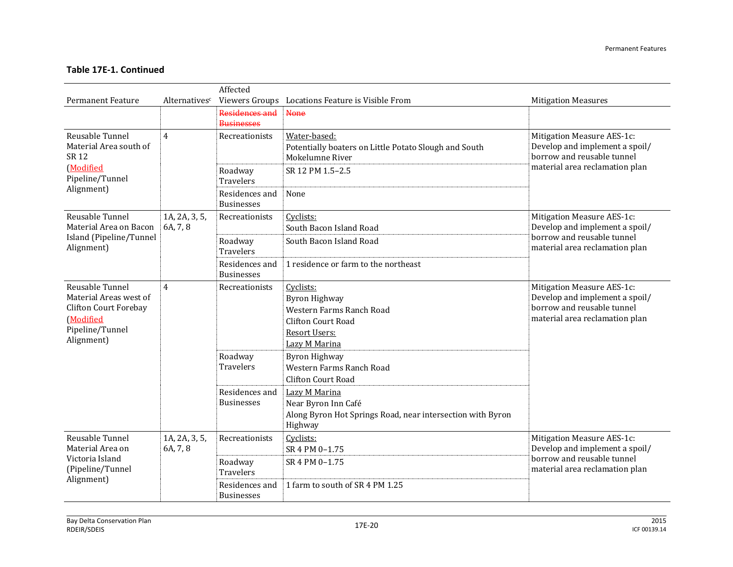**Table 17E-1. Continued**

| Permanent Feature | Alternatives[c] | Affected Viewers Groups | Locations Feature is Visible From | Mitigation Measures |
|---|---|---|---|---|
| | | ~~Residences and Businesses~~ | ~~None~~ | |
| Reusable Tunnel Material Area south of SR 12 (Modified Pipeline/Tunnel Alignment) | 4 | Recreationists | Water-based:<br>Potentially boaters on Little Potato Slough and South Mokelumne River | Mitigation Measure AES-1c: Develop and implement a spoil/borrow and reusable tunnel material area reclamation plan |
| | | Roadway Travelers | SR 12 PM 1.5–2.5 | |
| | | Residences and Businesses | None | |
| Reusable Tunnel Material Area on Bacon Island (Pipeline/Tunnel Alignment) | 1A, 2A, 3, 5, 6A, 7, 8 | Recreationists | Cyclists:<br>South Bacon Island Road | Mitigation Measure AES-1c: Develop and implement a spoil/borrow and reusable tunnel material area reclamation plan |
| | | Roadway Travelers | South Bacon Island Road | |
| | | Residences and Businesses | 1 residence or farm to the northeast | |
| Reusable Tunnel Material Areas west of Clifton Court Forebay (Modified Pipeline/Tunnel Alignment) | 4 | Recreationists | Cyclists:<br>Byron Highway<br>Western Farms Ranch Road<br>Clifton Court Road<br>Resort Users:<br>Lazy M Marina | Mitigation Measure AES-1c: Develop and implement a spoil/borrow and reusable tunnel material area reclamation plan |
| | | Roadway Travelers | Byron Highway<br>Western Farms Ranch Road<br>Clifton Court Road | |
| | | Residences and Businesses | Lazy M Marina<br>Near Byron Inn Café<br>Along Byron Hot Springs Road, near intersection with Byron Highway | |
| Reusable Tunnel Material Area on Victoria Island (Pipeline/Tunnel Alignment) | 1A, 2A, 3, 5, 6A, 7, 8 | Recreationists | Cyclists:<br>SR 4 PM 0–1.75 | Mitigation Measure AES-1c: Develop and implement a spoil/borrow and reusable tunnel material area reclamation plan |
| | | Roadway Travelers | SR 4 PM 0–1.75 | |
| | | Residences and Businesses | 1 farm to south of SR 4 PM 1.25 | |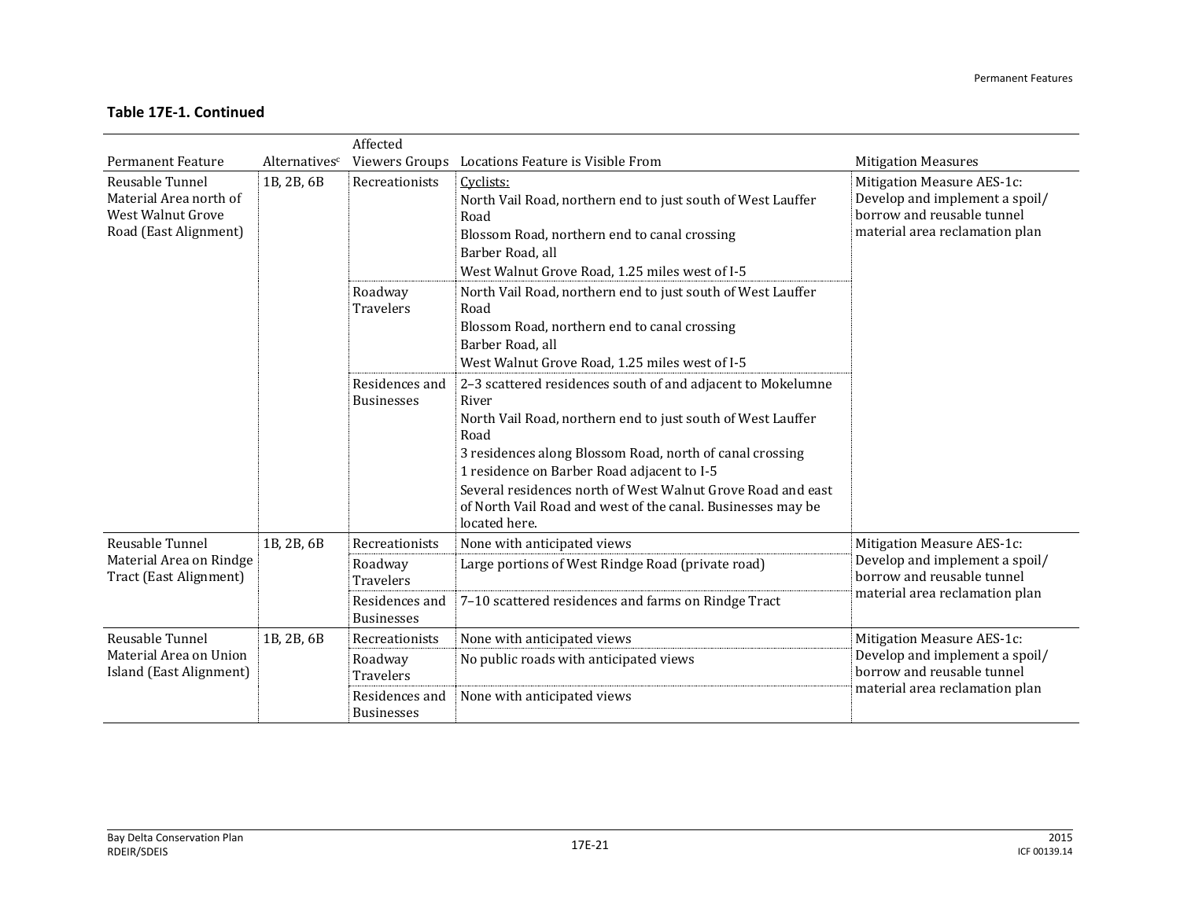**Table 17E-1. Continued**

| Permanent Feature | Alternatives[c] | Affected Viewers Groups | Locations Feature is Visible From | Mitigation Measures |
|---|---|---|---|---|
| Reusable Tunnel Material Area north of West Walnut Grove Road (East Alignment) | 1B, 2B, 6B | Recreationists | Cyclists:<br>North Vail Road, northern end to just south of West Lauffer Road<br>Blossom Road, northern end to canal crossing<br>Barber Road, all<br>West Walnut Grove Road, 1.25 miles west of I-5 | Mitigation Measure AES-1c: Develop and implement a spoil/ borrow and reusable tunnel material area reclamation plan |
| | | Roadway Travelers | North Vail Road, northern end to just south of West Lauffer Road<br>Blossom Road, northern end to canal crossing<br>Barber Road, all<br>West Walnut Grove Road, 1.25 miles west of I-5 | |
| | | Residences and Businesses | 2–3 scattered residences south of and adjacent to Mokelumne River<br>North Vail Road, northern end to just south of West Lauffer Road<br>3 residences along Blossom Road, north of canal crossing<br>1 residence on Barber Road adjacent to I-5<br>Several residences north of West Walnut Grove Road and east of North Vail Road and west of the canal. Businesses may be located here. | |
| Reusable Tunnel Material Area on Rindge Tract (East Alignment) | 1B, 2B, 6B | Recreationists | None with anticipated views | Mitigation Measure AES-1c: Develop and implement a spoil/ borrow and reusable tunnel material area reclamation plan |
| | | Roadway Travelers | Large portions of West Rindge Road (private road) | |
| | | Residences and Businesses | 7–10 scattered residences and farms on Rindge Tract | |
| Reusable Tunnel Material Area on Union Island (East Alignment) | 1B, 2B, 6B | Recreationists | None with anticipated views | Mitigation Measure AES-1c: Develop and implement a spoil/ borrow and reusable tunnel material area reclamation plan |
| | | Roadway Travelers | No public roads with anticipated views | |
| | | Residences and Businesses | None with anticipated views | |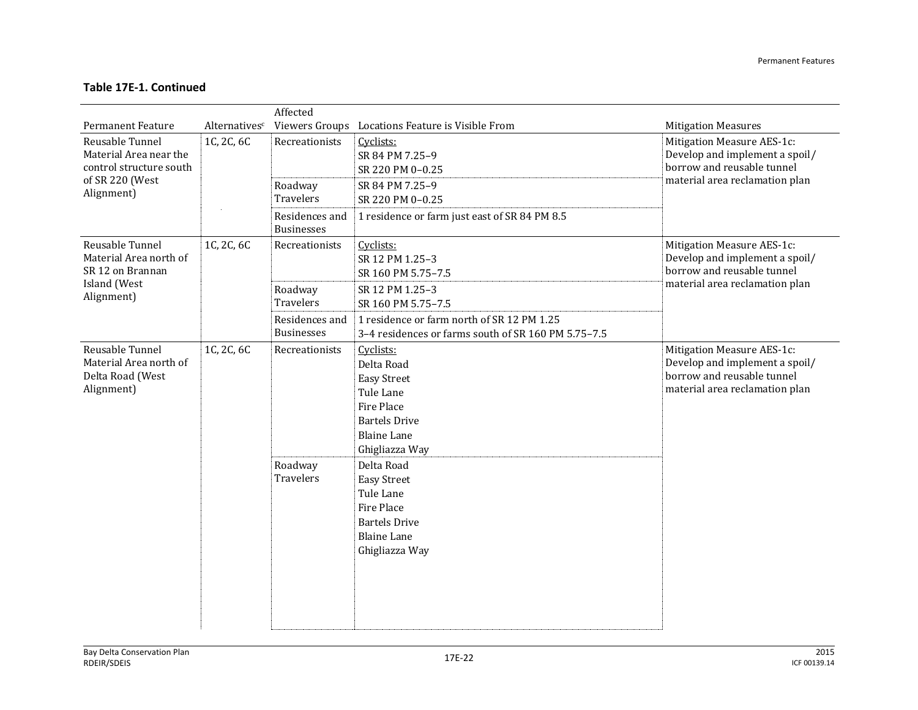**Table 17E-1. Continued**

| Permanent Feature | Alternatives[c] | Affected Viewers Groups | Locations Feature is Visible From | Mitigation Measures |
|---|---|---|---|---|
| Reusable Tunnel Material Area near the control structure south of SR 220 (West Alignment) | 1C, 2C, 6C | Recreationists | Cyclists:<br>SR 84 PM 7.25–9<br>SR 220 PM 0–0.25 | Mitigation Measure AES-1c: Develop and implement a spoil/borrow and reusable tunnel material area reclamation plan |
| | | Roadway Travelers | SR 84 PM 7.25–9<br>SR 220 PM 0–0.25 | |
| | | Residences and Businesses | 1 residence or farm just east of SR 84 PM 8.5 | |
| Reusable Tunnel Material Area north of SR 12 on Brannan Island (West Alignment) | 1C, 2C, 6C | Recreationists | Cyclists:<br>SR 12 PM 1.25–3<br>SR 160 PM 5.75–7.5 | Mitigation Measure AES-1c: Develop and implement a spoil/borrow and reusable tunnel material area reclamation plan |
| | | Roadway Travelers | SR 12 PM 1.25–3<br>SR 160 PM 5.75–7.5 | |
| | | Residences and Businesses | 1 residence or farm north of SR 12 PM 1.25<br>3–4 residences or farms south of SR 160 PM 5.75–7.5 | |
| Reusable Tunnel Material Area north of Delta Road (West Alignment) | 1C, 2C, 6C | Recreationists | Cyclists:<br>Delta Road<br>Easy Street<br>Tule Lane<br>Fire Place<br>Bartels Drive<br>Blaine Lane<br>Ghigliazza Way | Mitigation Measure AES-1c: Develop and implement a spoil/borrow and reusable tunnel material area reclamation plan |
| | | Roadway Travelers | Delta Road<br>Easy Street<br>Tule Lane<br>Fire Place<br>Bartels Drive<br>Blaine Lane<br>Ghigliazza Way | |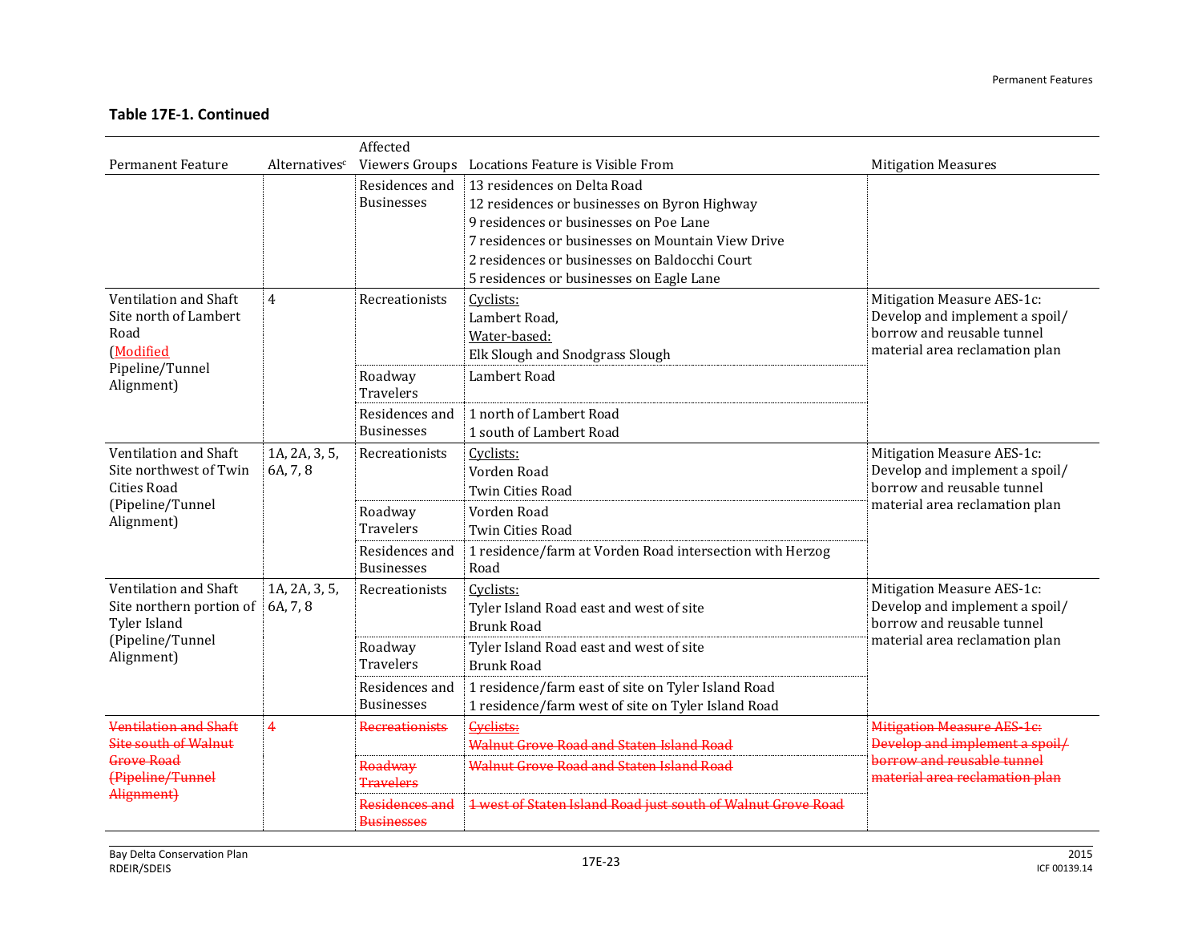**Table 17E-1. Continued**

| Permanent Feature | Alternatives[c] | Affected Viewers Groups | Locations Feature is Visible From | Mitigation Measures |
|---|---|---|---|---|
| | | Residences and Businesses | 13 residences on Delta Road<br>12 residences or businesses on Byron Highway<br>9 residences or businesses on Poe Lane<br>7 residences or businesses on Mountain View Drive<br>2 residences or businesses on Baldocchi Court<br>5 residences or businesses on Eagle Lane | |
| Ventilation and Shaft Site north of Lambert Road (<u>Modified</u> Pipeline/Tunnel Alignment) | 4 | Recreationists | <u>Cyclists:</u><br>Lambert Road,<br><u>Water-based:</u><br>Elk Slough and Snodgrass Slough | Mitigation Measure AES-1c: Develop and implement a spoil/ borrow and reusable tunnel material area reclamation plan |
| | | Roadway Travelers | Lambert Road | |
| | | Residences and Businesses | 1 north of Lambert Road<br>1 south of Lambert Road | |
| Ventilation and Shaft Site northwest of Twin Cities Road (Pipeline/Tunnel Alignment) | 1A, 2A, 3, 5, 6A, 7, 8 | Recreationists | <u>Cyclists:</u><br>Vorden Road<br>Twin Cities Road | Mitigation Measure AES-1c: Develop and implement a spoil/ borrow and reusable tunnel material area reclamation plan |
| | | Roadway Travelers | Vorden Road<br>Twin Cities Road | |
| | | Residences and Businesses | 1 residence/farm at Vorden Road intersection with Herzog Road | |
| Ventilation and Shaft Site northern portion of Tyler Island (Pipeline/Tunnel Alignment) | 1A, 2A, 3, 5, 6A, 7, 8 | Recreationists | <u>Cyclists:</u><br>Tyler Island Road east and west of site<br>Brunk Road | Mitigation Measure AES-1c: Develop and implement a spoil/ borrow and reusable tunnel material area reclamation plan |
| | | Roadway Travelers | Tyler Island Road east and west of site<br>Brunk Road | |
| | | Residences and Businesses | 1 residence/farm east of site on Tyler Island Road<br>1 residence/farm west of site on Tyler Island Road | |
| ~~Ventilation and Shaft Site south of Walnut Grove Road (Pipeline/Tunnel Alignment)~~ | ~~4~~ | ~~Recreationists~~ | ~~Cyclists:~~<br>~~Walnut Grove Road and Staten Island Road~~ | ~~Mitigation Measure AES-1c: Develop and implement a spoil/ borrow and reusable tunnel material area reclamation plan~~ |
| | | ~~Roadway Travelers~~ | ~~Walnut Grove Road and Staten Island Road~~ | |
| | | ~~Residences and Businesses~~ | ~~1 west of Staten Island Road just south of Walnut Grove Road~~ | |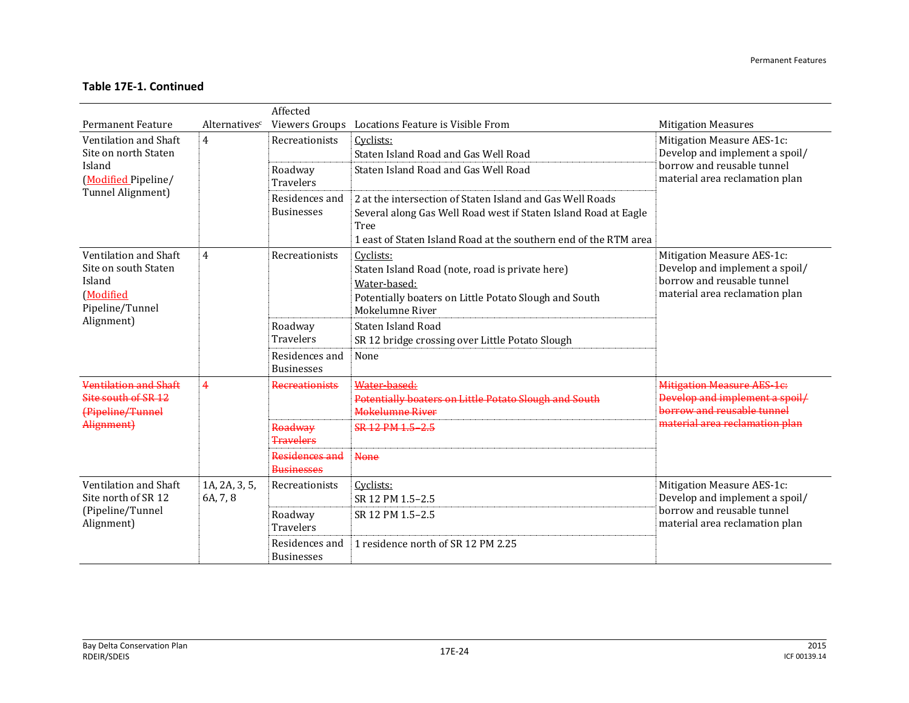**Table 17E-1. Continued**

| Permanent Feature | Alternatives[c] | Affected Viewers Groups | Locations Feature is Visible From | Mitigation Measures |
|---|---|---|---|---|
| Ventilation and Shaft Site on north Staten Island (Modified Pipeline/ Tunnel Alignment) | 4 | Recreationists | Cyclists:<br>Staten Island Road and Gas Well Road | Mitigation Measure AES-1c: Develop and implement a spoil/ borrow and reusable tunnel material area reclamation plan |
| | | Roadway Travelers | Staten Island Road and Gas Well Road | |
| | | Residences and Businesses | 2 at the intersection of Staten Island and Gas Well Roads<br>Several along Gas Well Road west if Staten Island Road at Eagle Tree<br>1 east of Staten Island Road at the southern end of the RTM area | |
| Ventilation and Shaft Site on south Staten Island (Modified Pipeline/Tunnel Alignment) | 4 | Recreationists | Cyclists:<br>Staten Island Road (note, road is private here)<br>Water-based:<br>Potentially boaters on Little Potato Slough and South Mokelumne River | Mitigation Measure AES-1c: Develop and implement a spoil/ borrow and reusable tunnel material area reclamation plan |
| | | Roadway Travelers | Staten Island Road<br>SR 12 bridge crossing over Little Potato Slough | |
| | | Residences and Businesses | None | |
| ~~Ventilation and Shaft Site south of SR 12 (Pipeline/Tunnel Alignment)~~ | ~~4~~ | ~~Recreationists~~ | ~~Water-based:~~<br>~~Potentially boaters on Little Potato Slough and South Mokelumne River~~ | ~~Mitigation Measure AES-1c: Develop and implement a spoil/ borrow and reusable tunnel material area reclamation plan~~ |
| | | ~~Roadway Travelers~~ | ~~SR 12 PM 1.5–2.5~~ | |
| | | ~~Residences and Businesses~~ | ~~None~~ | |
| Ventilation and Shaft Site north of SR 12 (Pipeline/Tunnel Alignment) | 1A, 2A, 3, 5, 6A, 7, 8 | Recreationists | Cyclists:<br>SR 12 PM 1.5–2.5 | Mitigation Measure AES-1c: Develop and implement a spoil/ borrow and reusable tunnel material area reclamation plan |
| | | Roadway Travelers | SR 12 PM 1.5–2.5 | |
| | | Residences and Businesses | 1 residence north of SR 12 PM 2.25 | |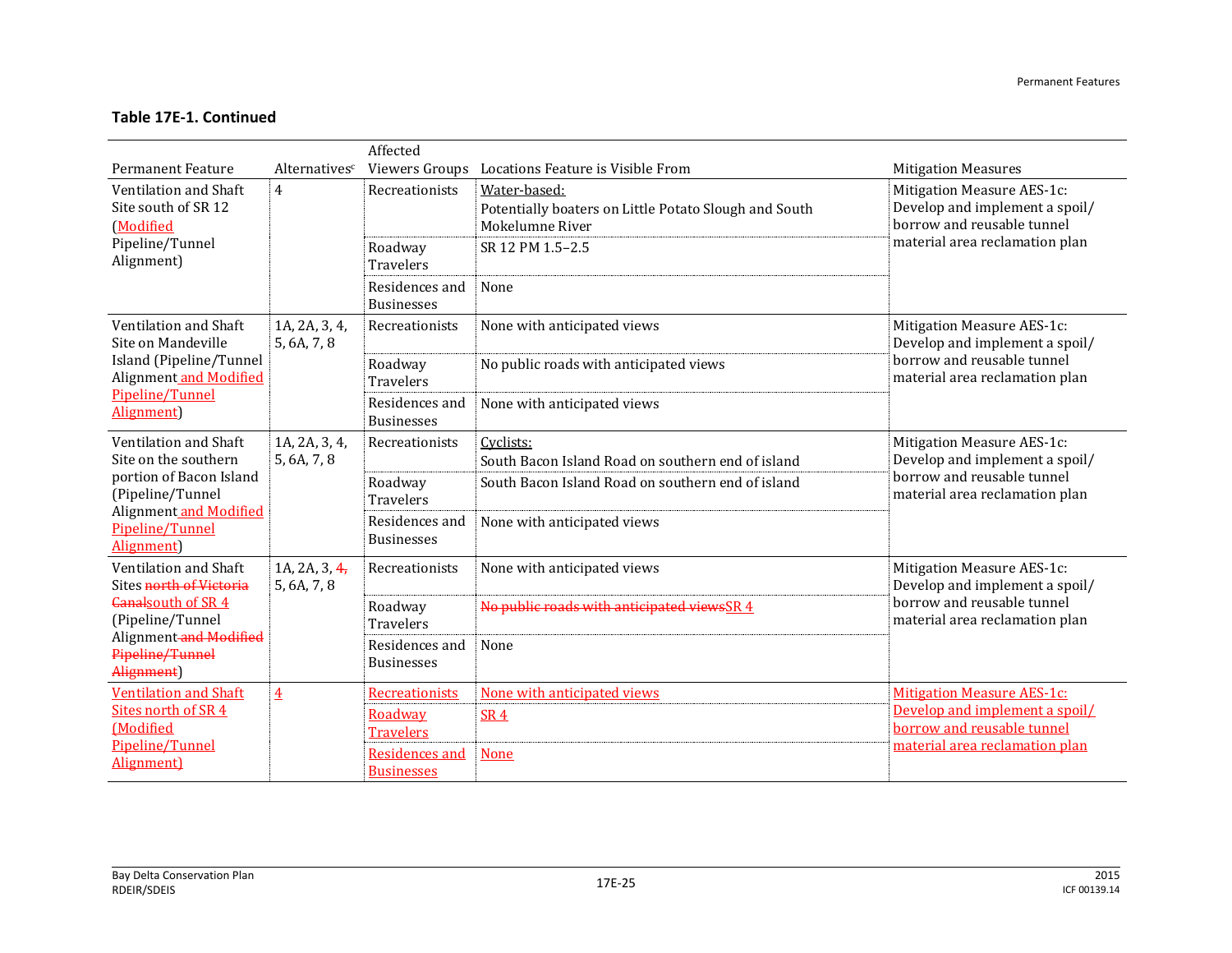## Table 17E-1. Continued

| Permanent Feature | Alternatives[c] | Affected Viewers Groups | Locations Feature is Visible From | Mitigation Measures |
|---|---|---|---|---|
| Ventilation and Shaft Site south of SR 12 (Modified Pipeline/Tunnel Alignment) | 4 | Recreationists | Water-based: Potentially boaters on Little Potato Slough and South Mokelumne River | Mitigation Measure AES-1c: Develop and implement a spoil/ borrow and reusable tunnel material area reclamation plan |
| | | Roadway Travelers | SR 12 PM 1.5–2.5 | |
| | | Residences and Businesses | None | |
| Ventilation and Shaft Site on Mandeville Island (Pipeline/Tunnel Alignment and Modified Pipeline/Tunnel Alignment) | 1A, 2A, 3, 4, 5, 6A, 7, 8 | Recreationists | None with anticipated views | Mitigation Measure AES-1c: Develop and implement a spoil/ borrow and reusable tunnel material area reclamation plan |
| | | Roadway Travelers | No public roads with anticipated views | |
| | | Residences and Businesses | None with anticipated views | |
| Ventilation and Shaft Site on the southern portion of Bacon Island (Pipeline/Tunnel Alignment and Modified Pipeline/Tunnel Alignment) | 1A, 2A, 3, 4, 5, 6A, 7, 8 | Recreationists | Cyclists: South Bacon Island Road on southern end of island | Mitigation Measure AES-1c: Develop and implement a spoil/ borrow and reusable tunnel material area reclamation plan |
| | | Roadway Travelers | South Bacon Island Road on southern end of island | |
| | | Residences and Businesses | None with anticipated views | |
| Ventilation and Shaft Sites ~~north of Victoria Canal~~south of SR 4 (Pipeline/Tunnel Alignment ~~and Modified Pipeline/Tunnel Alignment~~) | 1A, 2A, 3, ~~4,~~ 5, 6A, 7, 8 | Recreationists | None with anticipated views | Mitigation Measure AES-1c: Develop and implement a spoil/ borrow and reusable tunnel material area reclamation plan |
| | | Roadway Travelers | ~~No public roads with anticipated views~~SR 4 | |
| | | Residences and Businesses | None | |
| Ventilation and Shaft Sites north of SR 4 (Modified Pipeline/Tunnel Alignment) | 4 | Recreationists | None with anticipated views | Mitigation Measure AES-1c: Develop and implement a spoil/ borrow and reusable tunnel material area reclamation plan |
| | | Roadway Travelers | SR 4 | |
| | | Residences and Businesses | None | |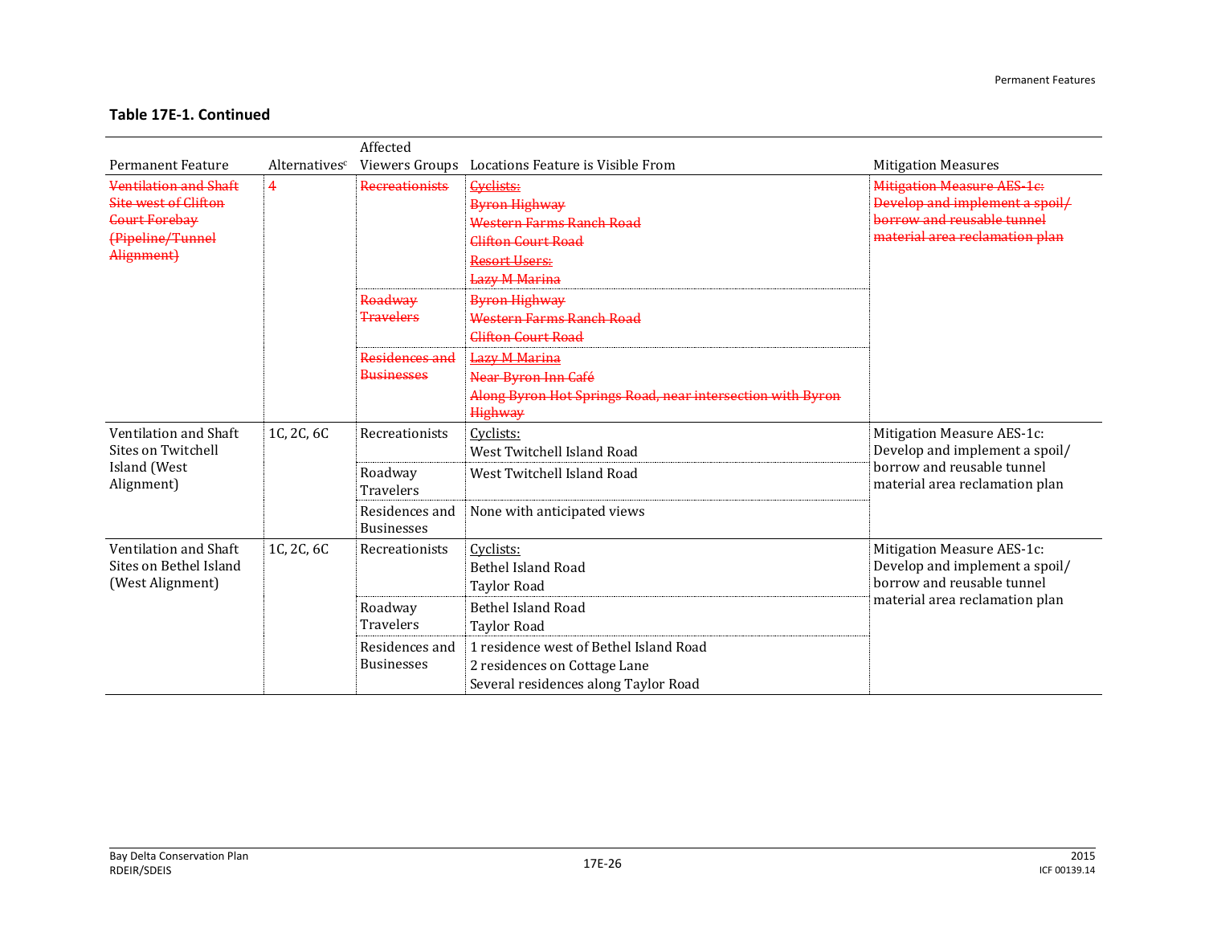**Table 17E-1. Continued**

| Permanent Feature | Alternatives[c] | Affected Viewers Groups | Locations Feature is Visible From | Mitigation Measures |
|---|---|---|---|---|
| ~~Ventilation and Shaft Site west of Clifton Court Forebay (Pipeline/Tunnel Alignment)~~ | ~~4~~ | ~~Recreationists~~ | ~~Cyclists:~~<br>~~Byron Highway~~<br>~~Western Farms Ranch Road~~<br>~~Clifton Court Road~~<br>~~Resort Users:~~<br>~~Lazy M Marina~~ | ~~Mitigation Measure AES-1c: Develop and implement a spoil/ borrow and reusable tunnel material area reclamation plan~~ |
| | | ~~Roadway Travelers~~ | ~~Byron Highway~~<br>~~Western Farms Ranch Road~~<br>~~Clifton Court Road~~ | |
| | | ~~Residences and Businesses~~ | ~~Lazy M Marina~~<br>~~Near Byron Inn Café~~<br>~~Along Byron Hot Springs Road, near intersection with Byron Highway~~ | |
| Ventilation and Shaft Sites on Twitchell Island (West Alignment) | 1C, 2C, 6C | Recreationists | Cyclists:<br>West Twitchell Island Road | Mitigation Measure AES-1c: Develop and implement a spoil/ borrow and reusable tunnel material area reclamation plan |
| | | Roadway Travelers | West Twitchell Island Road | |
| | | Residences and Businesses | None with anticipated views | |
| Ventilation and Shaft Sites on Bethel Island (West Alignment) | 1C, 2C, 6C | Recreationists | Cyclists:<br>Bethel Island Road<br>Taylor Road | Mitigation Measure AES-1c: Develop and implement a spoil/ borrow and reusable tunnel material area reclamation plan |
| | | Roadway Travelers | Bethel Island Road<br>Taylor Road | |
| | | Residences and Businesses | 1 residence west of Bethel Island Road<br>2 residences on Cottage Lane<br>Several residences along Taylor Road | |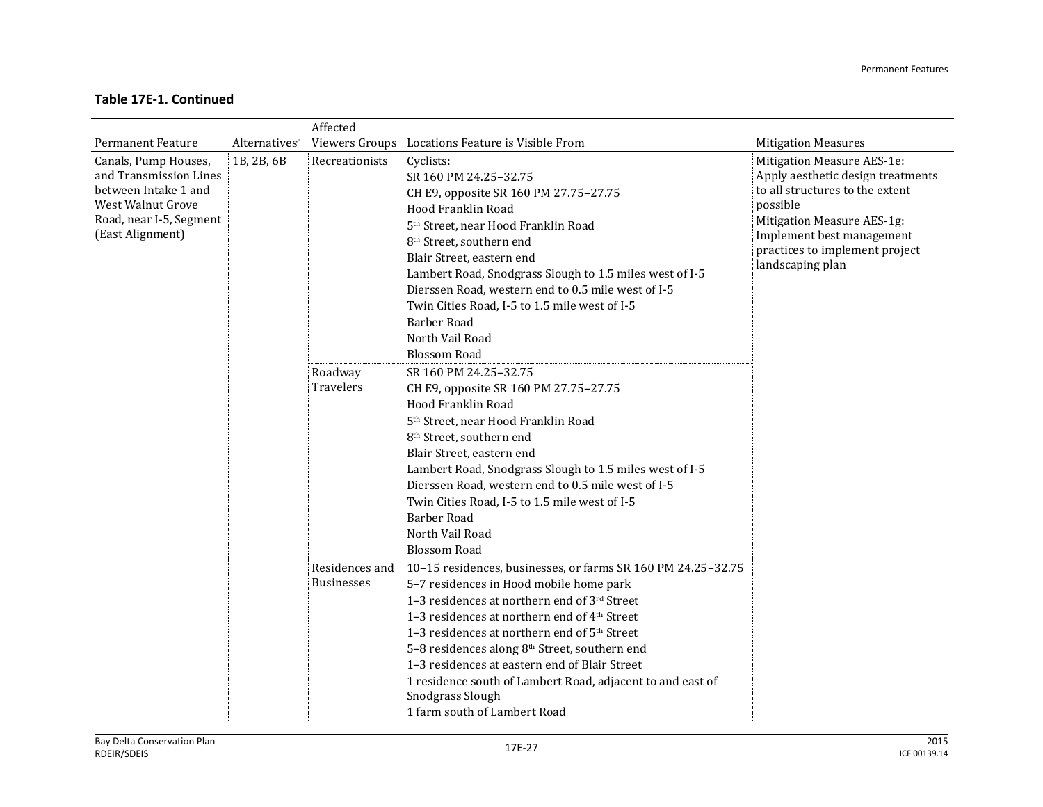**Table 17E-1. Continued**

| Permanent Feature | Alternatives[c] | Affected Viewers Groups | Locations Feature is Visible From | Mitigation Measures |
|---|---|---|---|---|
| Canals, Pump Houses, and Transmission Lines between Intake 1 and West Walnut Grove Road, near I-5, Segment (East Alignment) | 1B, 2B, 6B | Recreationists | Cyclists:<br>SR 160 PM 24.25–32.75<br>CH E9, opposite SR 160 PM 27.75–27.75<br>Hood Franklin Road<br>5th Street, near Hood Franklin Road<br>8th Street, southern end<br>Blair Street, eastern end<br>Lambert Road, Snodgrass Slough to 1.5 miles west of I-5<br>Dierssen Road, western end to 0.5 mile west of I-5<br>Twin Cities Road, I-5 to 1.5 mile west of I-5<br>Barber Road<br>North Vail Road<br>Blossom Road | Mitigation Measure AES-1e: Apply aesthetic design treatments to all structures to the extent possible<br>Mitigation Measure AES-1g: Implement best management practices to implement project landscaping plan |
| | | Roadway Travelers | SR 160 PM 24.25–32.75<br>CH E9, opposite SR 160 PM 27.75–27.75<br>Hood Franklin Road<br>5th Street, near Hood Franklin Road<br>8th Street, southern end<br>Blair Street, eastern end<br>Lambert Road, Snodgrass Slough to 1.5 miles west of I-5<br>Dierssen Road, western end to 0.5 mile west of I-5<br>Twin Cities Road, I-5 to 1.5 mile west of I-5<br>Barber Road<br>North Vail Road<br>Blossom Road | |
| | | Residences and Businesses | 10–15 residences, businesses, or farms SR 160 PM 24.25–32.75<br>5–7 residences in Hood mobile home park<br>1–3 residences at northern end of 3rd Street<br>1–3 residences at northern end of 4th Street<br>1–3 residences at northern end of 5th Street<br>5–8 residences along 8th Street, southern end<br>1–3 residences at eastern end of Blair Street<br>1 residence south of Lambert Road, adjacent to and east of Snodgrass Slough<br>1 farm south of Lambert Road | |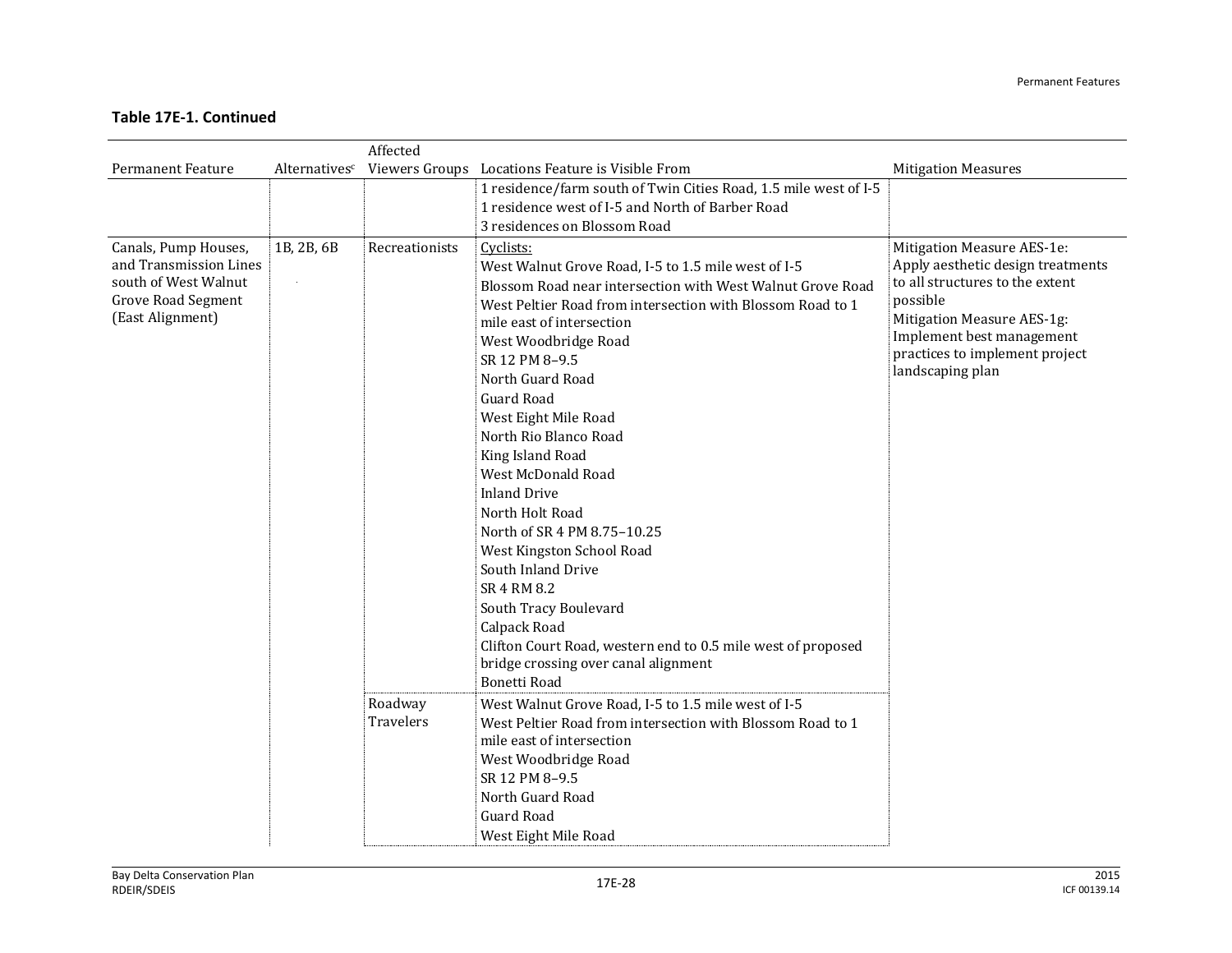**Table 17E-1. Continued**

| Permanent Feature | Alternatives[c] | Affected Viewers Groups | Locations Feature is Visible From | Mitigation Measures |
|---|---|---|---|---|
| | | | 1 residence/farm south of Twin Cities Road, 1.5 mile west of I-5<br>1 residence west of I-5 and North of Barber Road<br>3 residences on Blossom Road | |
| Canals, Pump Houses, and Transmission Lines south of West Walnut Grove Road Segment (East Alignment) | 1B, 2B, 6B | Recreationists | Cyclists:<br>West Walnut Grove Road, I-5 to 1.5 mile west of I-5<br>Blossom Road near intersection with West Walnut Grove Road<br>West Peltier Road from intersection with Blossom Road to 1 mile east of intersection<br>West Woodbridge Road<br>SR 12 PM 8–9.5<br>North Guard Road<br>Guard Road<br>West Eight Mile Road<br>North Rio Blanco Road<br>King Island Road<br>West McDonald Road<br>Inland Drive<br>North Holt Road<br>North of SR 4 PM 8.75–10.25<br>West Kingston School Road<br>South Inland Drive<br>SR 4 RM 8.2<br>South Tracy Boulevard<br>Calpack Road<br>Clifton Court Road, western end to 0.5 mile west of proposed bridge crossing over canal alignment<br>Bonetti Road | Mitigation Measure AES-1e: Apply aesthetic design treatments to all structures to the extent possible<br>Mitigation Measure AES-1g: Implement best management practices to implement project landscaping plan |
| | | Roadway Travelers | West Walnut Grove Road, I-5 to 1.5 mile west of I-5<br>West Peltier Road from intersection with Blossom Road to 1 mile east of intersection<br>West Woodbridge Road<br>SR 12 PM 8–9.5<br>North Guard Road<br>Guard Road<br>West Eight Mile Road | |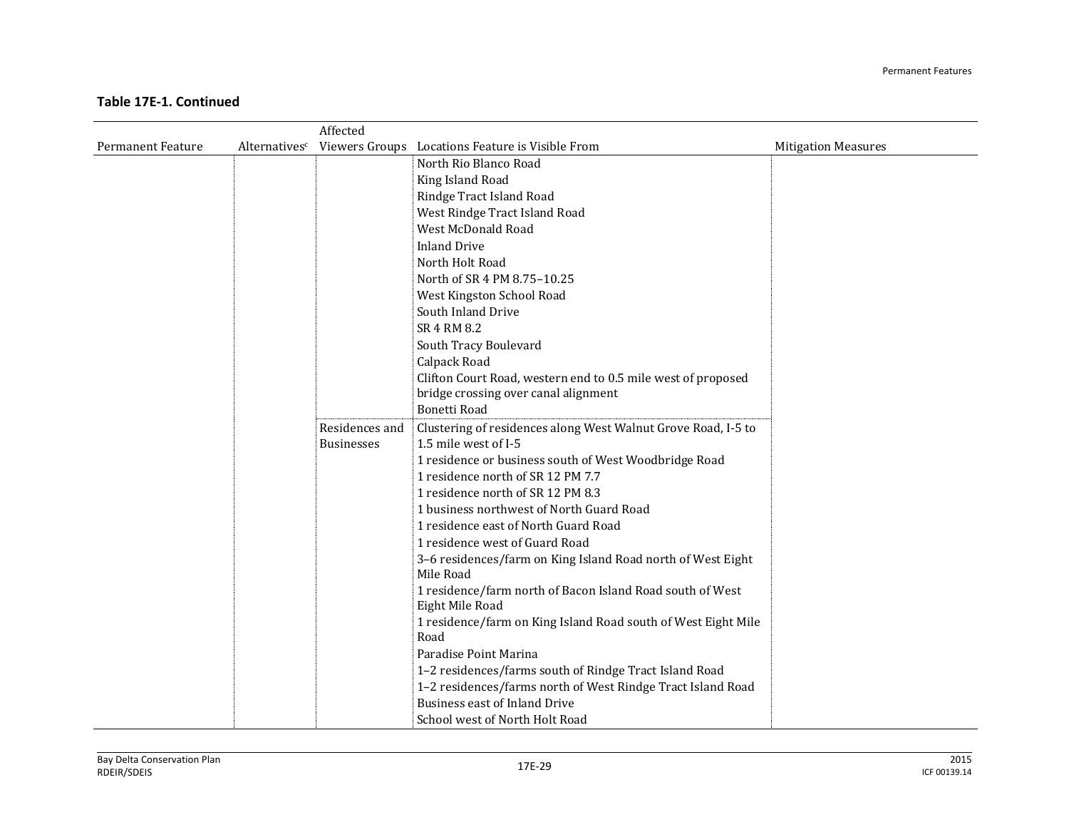**Table 17E-1. Continued**

| Permanent Feature | Alternatives[c] | Affected Viewers Groups | Locations Feature is Visible From | Mitigation Measures |
|---|---|---|---|---|
| | | | North Rio Blanco Road | |
| | | | King Island Road | |
| | | | Rindge Tract Island Road | |
| | | | West Rindge Tract Island Road | |
| | | | West McDonald Road | |
| | | | Inland Drive | |
| | | | North Holt Road | |
| | | | North of SR 4 PM 8.75–10.25 | |
| | | | West Kingston School Road | |
| | | | South Inland Drive | |
| | | | SR 4 RM 8.2 | |
| | | | South Tracy Boulevard | |
| | | | Calpack Road | |
| | | | Clifton Court Road, western end to 0.5 mile west of proposed bridge crossing over canal alignment | |
| | | | Bonetti Road | |
| | | Residences and Businesses | Clustering of residences along West Walnut Grove Road, I-5 to 1.5 mile west of I-5 | |
| | | | 1 residence or business south of West Woodbridge Road | |
| | | | 1 residence north of SR 12 PM 7.7 | |
| | | | 1 residence north of SR 12 PM 8.3 | |
| | | | 1 business northwest of North Guard Road | |
| | | | 1 residence east of North Guard Road | |
| | | | 1 residence west of Guard Road | |
| | | | 3–6 residences/farm on King Island Road north of West Eight Mile Road | |
| | | | 1 residence/farm north of Bacon Island Road south of West Eight Mile Road | |
| | | | 1 residence/farm on King Island Road south of West Eight Mile Road | |
| | | | Paradise Point Marina | |
| | | | 1–2 residences/farms south of Rindge Tract Island Road | |
| | | | 1–2 residences/farms north of West Rindge Tract Island Road | |
| | | | Business east of Inland Drive | |
| | | | School west of North Holt Road | |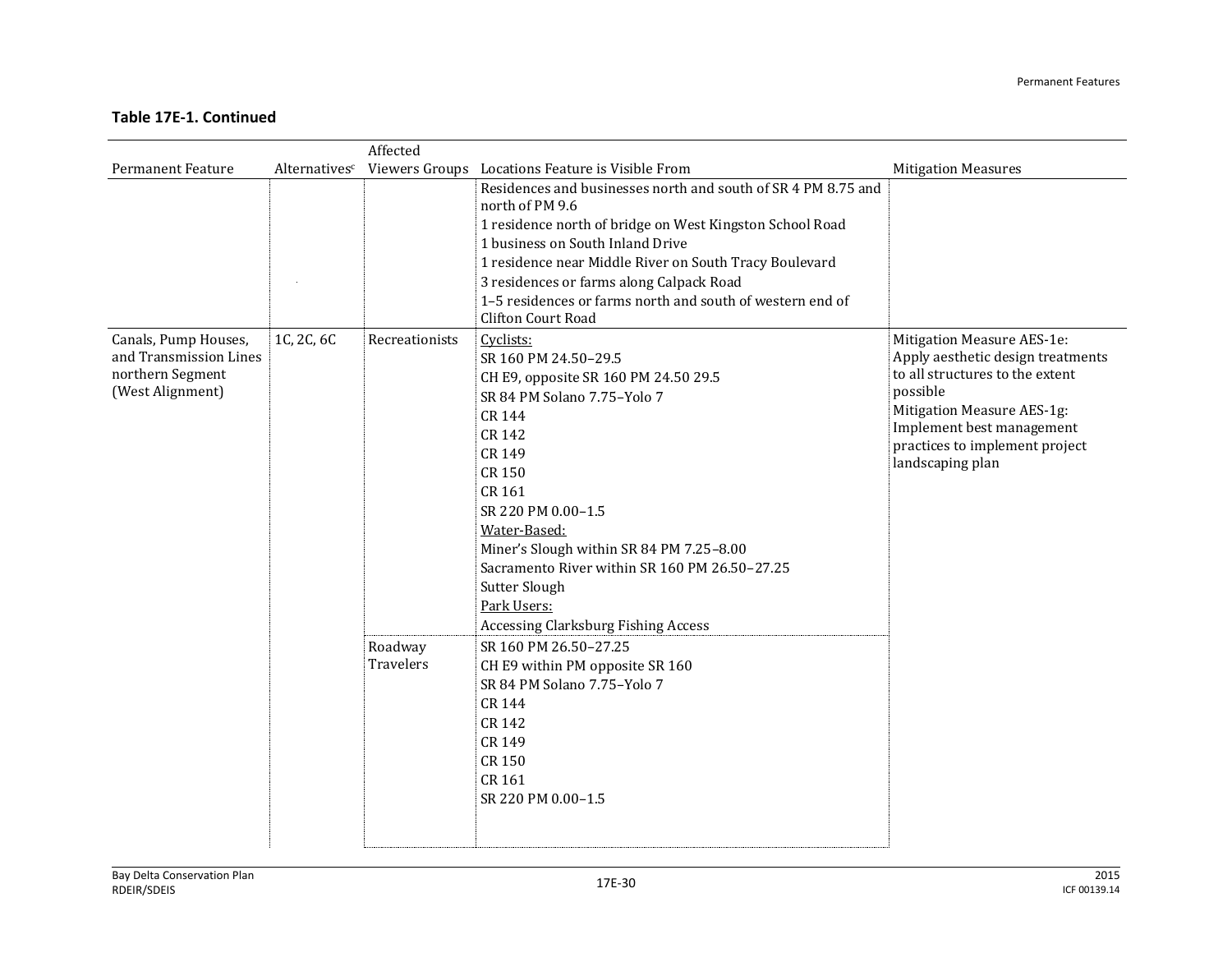**Table 17E-1. Continued**

| Permanent Feature | Alternatives[c] | Affected Viewers Groups | Locations Feature is Visible From | Mitigation Measures |
|---|---|---|---|---|
| | | | Residences and businesses north and south of SR 4 PM 8.75 and north of PM 9.6<br>1 residence north of bridge on West Kingston School Road<br>1 business on South Inland Drive<br>1 residence near Middle River on South Tracy Boulevard<br>3 residences or farms along Calpack Road<br>1–5 residences or farms north and south of western end of Clifton Court Road | |
| Canals, Pump Houses, and Transmission Lines northern Segment (West Alignment) | 1C, 2C, 6C | Recreationists | Cyclists:<br>SR 160 PM 24.50–29.5<br>CH E9, opposite SR 160 PM 24.50 29.5<br>SR 84 PM Solano 7.75–Yolo 7<br>CR 144<br>CR 142<br>CR 149<br>CR 150<br>CR 161<br>SR 220 PM 0.00–1.5<br>Water-Based:<br>Miner's Slough within SR 84 PM 7.25–8.00<br>Sacramento River within SR 160 PM 26.50–27.25<br>Sutter Slough<br>Park Users:<br>Accessing Clarksburg Fishing Access | Mitigation Measure AES-1e: Apply aesthetic design treatments to all structures to the extent possible<br>Mitigation Measure AES-1g: Implement best management practices to implement project landscaping plan |
| | | Roadway Travelers | SR 160 PM 26.50–27.25<br>CH E9 within PM opposite SR 160<br>SR 84 PM Solano 7.75–Yolo 7<br>CR 144<br>CR 142<br>CR 149<br>CR 150<br>CR 161<br>SR 220 PM 0.00–1.5 | |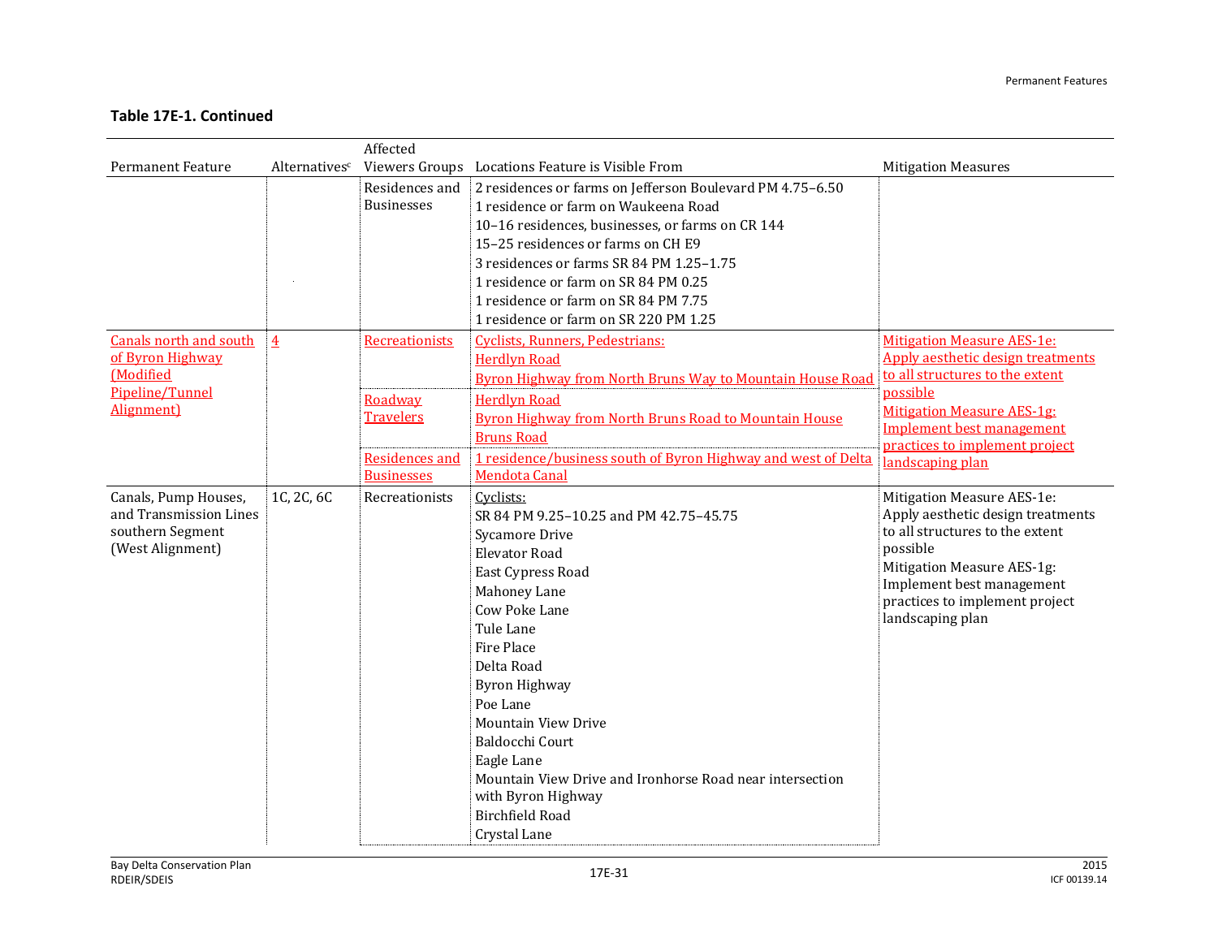**Table 17E-1. Continued**

| Permanent Feature | Alternatives[c] | Affected Viewers Groups | Locations Feature is Visible From | Mitigation Measures |
|---|---|---|---|---|
| | | Residences and Businesses | 2 residences or farms on Jefferson Boulevard PM 4.75–6.50<br>1 residence or farm on Waukeena Road<br>10–16 residences, businesses, or farms on CR 144<br>15–25 residences or farms on CH E9<br>3 residences or farms SR 84 PM 1.25–1.75<br>1 residence or farm on SR 84 PM 0.25<br>1 residence or farm on SR 84 PM 7.75<br>1 residence or farm on SR 220 PM 1.25 | |
| Canals north and south of Byron Highway (Modified Pipeline/Tunnel Alignment) | 4 | Recreationists | Cyclists, Runners, Pedestrians:<br>Herdlyn Road<br>Byron Highway from North Bruns Way to Mountain House Road | Mitigation Measure AES-1e: Apply aesthetic design treatments to all structures to the extent possible<br>Mitigation Measure AES-1g: Implement best management practices to implement project landscaping plan |
| | | Roadway Travelers | Herdlyn Road<br>Byron Highway from North Bruns Road to Mountain House Bruns Road | |
| | | Residences and Businesses | 1 residence/business south of Byron Highway and west of Delta Mendota Canal | |
| Canals, Pump Houses, and Transmission Lines southern Segment (West Alignment) | 1C, 2C, 6C | Recreationists | Cyclists:<br>SR 84 PM 9.25–10.25 and PM 42.75–45.75<br>Sycamore Drive<br>Elevator Road<br>East Cypress Road<br>Mahoney Lane<br>Cow Poke Lane<br>Tule Lane<br>Fire Place<br>Delta Road<br>Byron Highway<br>Poe Lane<br>Mountain View Drive<br>Baldocchi Court<br>Eagle Lane<br>Mountain View Drive and Ironhorse Road near intersection with Byron Highway<br>Birchfield Road<br>Crystal Lane | Mitigation Measure AES-1e: Apply aesthetic design treatments to all structures to the extent possible<br>Mitigation Measure AES-1g: Implement best management practices to implement project landscaping plan |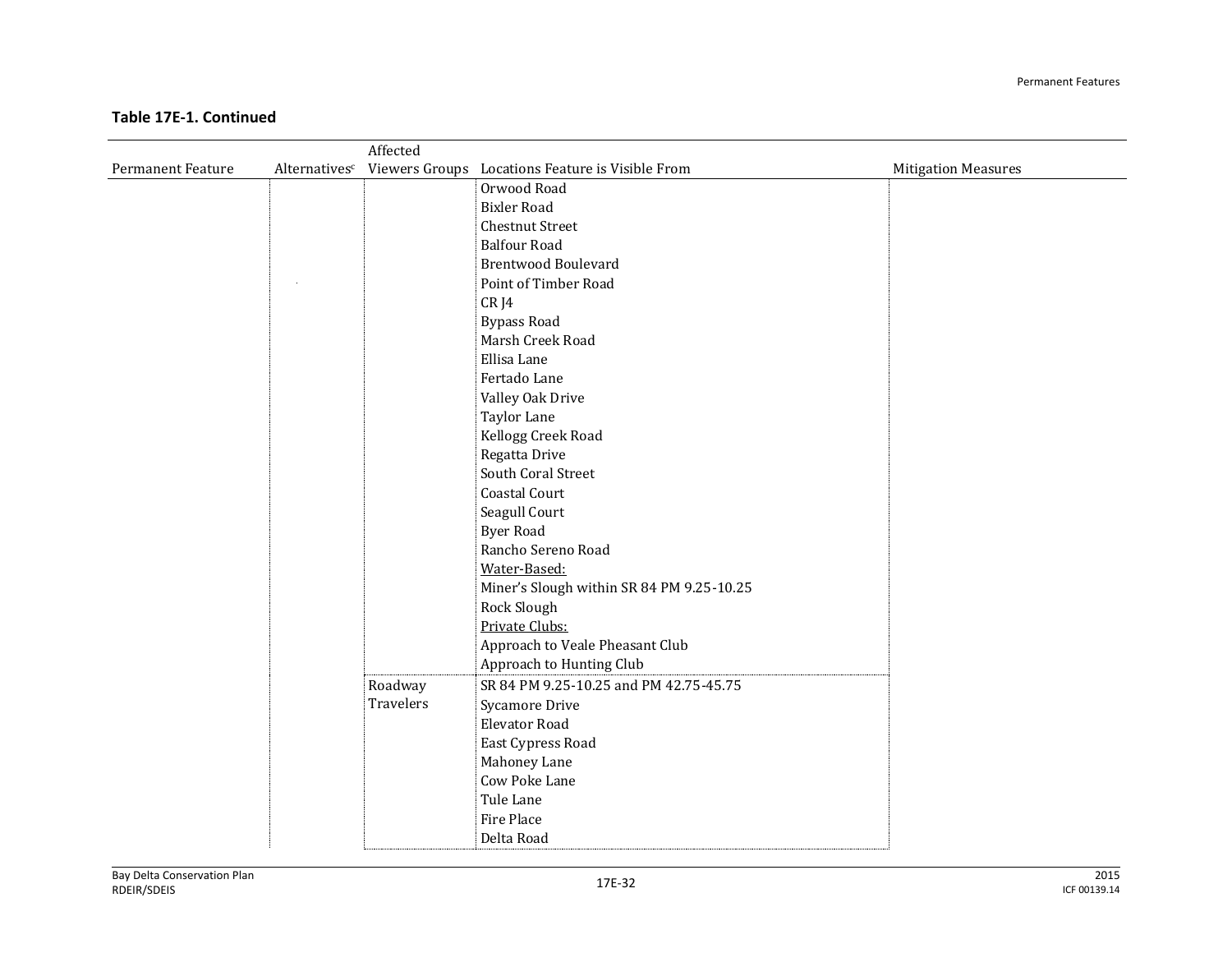**Table 17E-1. Continued**

| Permanent Feature | Alternatives[c] | Affected Viewers Groups | Locations Feature is Visible From | Mitigation Measures |
|---|---|---|---|---|
| | | | Orwood Road | |
| | | | Bixler Road | |
| | | | Chestnut Street | |
| | | | Balfour Road | |
| | | | Brentwood Boulevard | |
| | | | Point of Timber Road | |
| | | | CR J4 | |
| | | | Bypass Road | |
| | | | Marsh Creek Road | |
| | | | Ellisa Lane | |
| | | | Fertado Lane | |
| | | | Valley Oak Drive | |
| | | | Taylor Lane | |
| | | | Kellogg Creek Road | |
| | | | Regatta Drive | |
| | | | South Coral Street | |
| | | | Coastal Court | |
| | | | Seagull Court | |
| | | | Byer Road | |
| | | | Rancho Sereno Road | |
| | | | Water-Based: | |
| | | | Miner's Slough within SR 84 PM 9.25-10.25 | |
| | | | Rock Slough | |
| | | | Private Clubs: | |
| | | | Approach to Veale Pheasant Club | |
| | | | Approach to Hunting Club | |
| | | Roadway Travelers | SR 84 PM 9.25-10.25 and PM 42.75-45.75 | |
| | | | Sycamore Drive | |
| | | | Elevator Road | |
| | | | East Cypress Road | |
| | | | Mahoney Lane | |
| | | | Cow Poke Lane | |
| | | | Tule Lane | |
| | | | Fire Place | |
| | | | Delta Road | |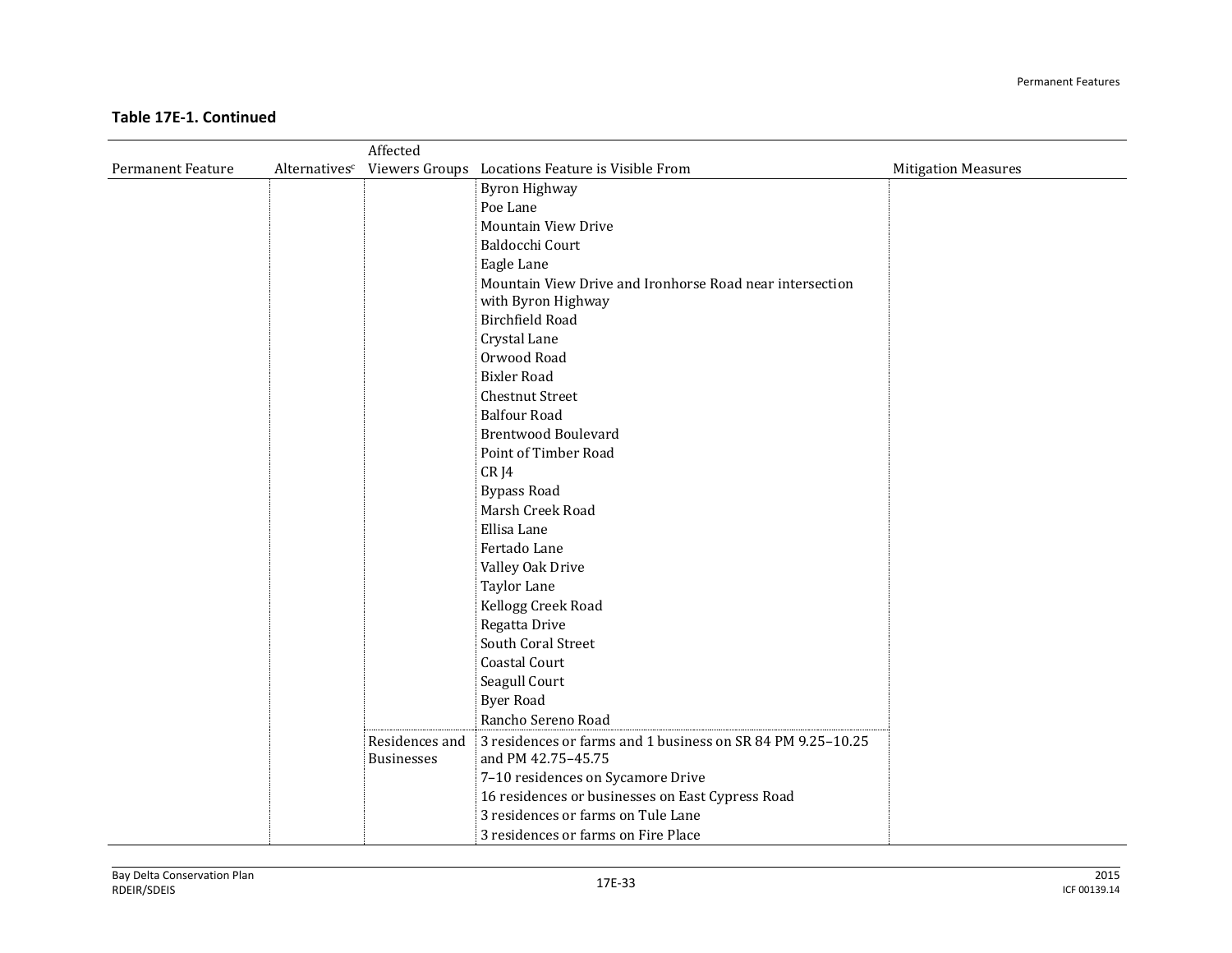**Table 17E-1. Continued**

| Permanent Feature | Alternatives[c] | Affected Viewers Groups | Locations Feature is Visible From | Mitigation Measures |
|---|---|---|---|---|
| | | | Byron Highway | |
| | | | Poe Lane | |
| | | | Mountain View Drive | |
| | | | Baldocchi Court | |
| | | | Eagle Lane | |
| | | | Mountain View Drive and Ironhorse Road near intersection with Byron Highway | |
| | | | Birchfield Road | |
| | | | Crystal Lane | |
| | | | Orwood Road | |
| | | | Bixler Road | |
| | | | Chestnut Street | |
| | | | Balfour Road | |
| | | | Brentwood Boulevard | |
| | | | Point of Timber Road | |
| | | | CR J4 | |
| | | | Bypass Road | |
| | | | Marsh Creek Road | |
| | | | Ellisa Lane | |
| | | | Fertado Lane | |
| | | | Valley Oak Drive | |
| | | | Taylor Lane | |
| | | | Kellogg Creek Road | |
| | | | Regatta Drive | |
| | | | South Coral Street | |
| | | | Coastal Court | |
| | | | Seagull Court | |
| | | | Byer Road | |
| | | | Rancho Sereno Road | |
| | | Residences and Businesses | 3 residences or farms and 1 business on SR 84 PM 9.25–10.25 and PM 42.75–45.75 | |
| | | | 7–10 residences on Sycamore Drive | |
| | | | 16 residences or businesses on East Cypress Road | |
| | | | 3 residences or farms on Tule Lane | |
| | | | 3 residences or farms on Fire Place | |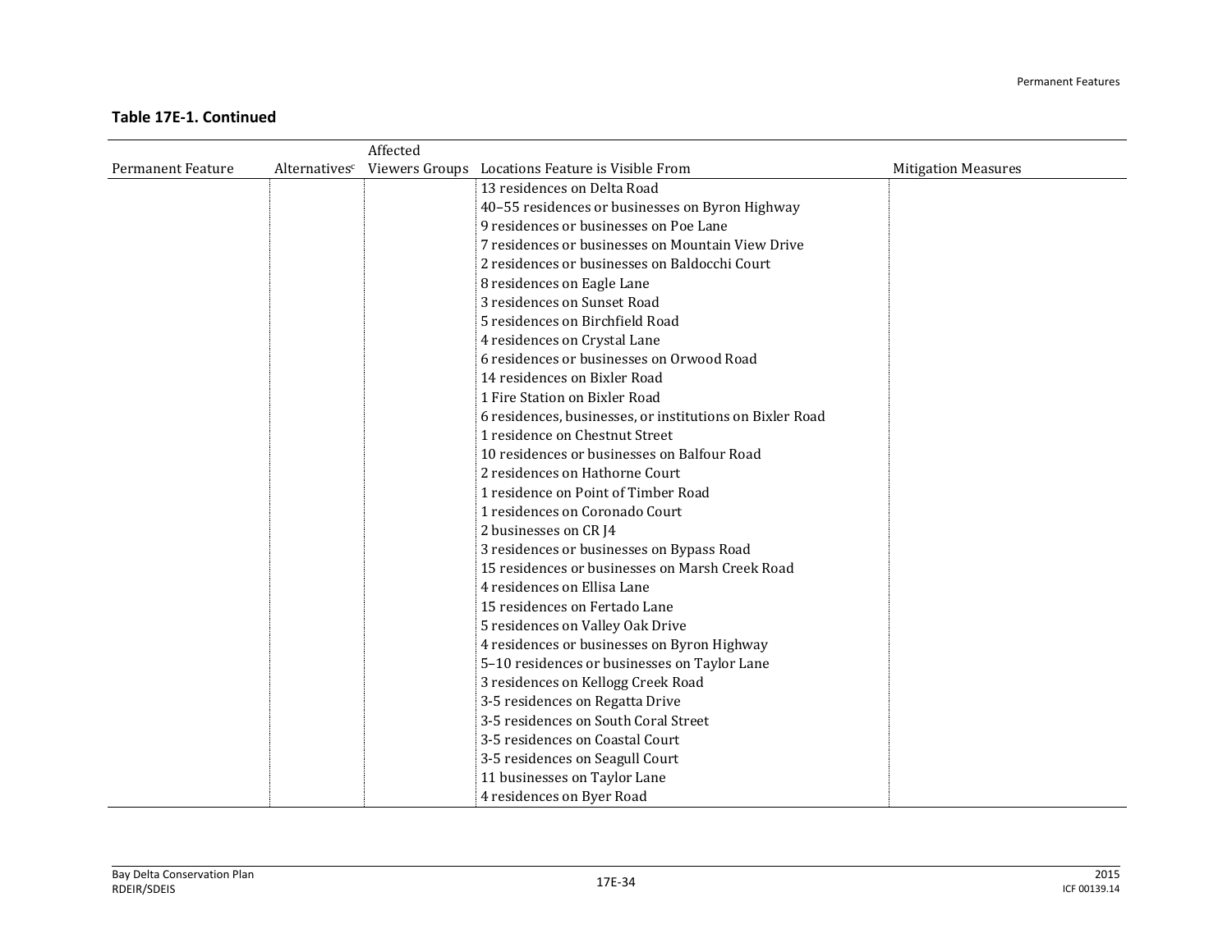**Table 17E-1. Continued**

| Permanent Feature | Alternatives[c] | Affected Viewers Groups | Locations Feature is Visible From | Mitigation Measures |
|---|---|---|---|---|
| | | | 13 residences on Delta Road | |
| | | | 40–55 residences or businesses on Byron Highway | |
| | | | 9 residences or businesses on Poe Lane | |
| | | | 7 residences or businesses on Mountain View Drive | |
| | | | 2 residences or businesses on Baldocchi Court | |
| | | | 8 residences on Eagle Lane | |
| | | | 3 residences on Sunset Road | |
| | | | 5 residences on Birchfield Road | |
| | | | 4 residences on Crystal Lane | |
| | | | 6 residences or businesses on Orwood Road | |
| | | | 14 residences on Bixler Road | |
| | | | 1 Fire Station on Bixler Road | |
| | | | 6 residences, businesses, or institutions on Bixler Road | |
| | | | 1 residence on Chestnut Street | |
| | | | 10 residences or businesses on Balfour Road | |
| | | | 2 residences on Hathorne Court | |
| | | | 1 residence on Point of Timber Road | |
| | | | 1 residences on Coronado Court | |
| | | | 2 businesses on CR J4 | |
| | | | 3 residences or businesses on Bypass Road | |
| | | | 15 residences or businesses on Marsh Creek Road | |
| | | | 4 residences on Ellisa Lane | |
| | | | 15 residences on Fertado Lane | |
| | | | 5 residences on Valley Oak Drive | |
| | | | 4 residences or businesses on Byron Highway | |
| | | | 5–10 residences or businesses on Taylor Lane | |
| | | | 3 residences on Kellogg Creek Road | |
| | | | 3-5 residences on Regatta Drive | |
| | | | 3-5 residences on South Coral Street | |
| | | | 3-5 residences on Coastal Court | |
| | | | 3-5 residences on Seagull Court | |
| | | | 11 businesses on Taylor Lane | |
| | | | 4 residences on Byer Road | |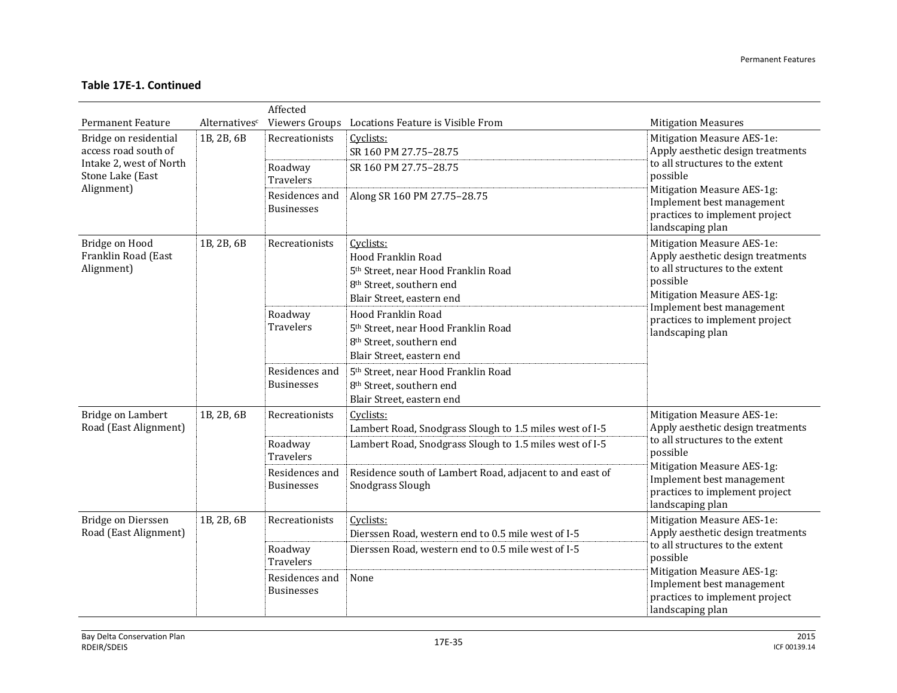**Table 17E-1. Continued**

| Permanent Feature | Alternatives[c] | Affected Viewers Groups | Locations Feature is Visible From | Mitigation Measures |
|---|---|---|---|---|
| Bridge on residential access road south of Intake 2, west of North Stone Lake (East Alignment) | 1B, 2B, 6B | Recreationists | Cyclists:<br>SR 160 PM 27.75–28.75 | Mitigation Measure AES-1e: Apply aesthetic design treatments to all structures to the extent possible<br>Mitigation Measure AES-1g: Implement best management practices to implement project landscaping plan |
| | | Roadway Travelers | SR 160 PM 27.75–28.75 | |
| | | Residences and Businesses | Along SR 160 PM 27.75–28.75 | |
| Bridge on Hood Franklin Road (East Alignment) | 1B, 2B, 6B | Recreationists | Cyclists:<br>Hood Franklin Road<br>5th Street, near Hood Franklin Road<br>8th Street, southern end<br>Blair Street, eastern end | Mitigation Measure AES-1e: Apply aesthetic design treatments to all structures to the extent possible<br>Mitigation Measure AES-1g: Implement best management practices to implement project landscaping plan |
| | | Roadway Travelers | Hood Franklin Road<br>5th Street, near Hood Franklin Road<br>8th Street, southern end<br>Blair Street, eastern end | |
| | | Residences and Businesses | 5th Street, near Hood Franklin Road<br>8th Street, southern end<br>Blair Street, eastern end | |
| Bridge on Lambert Road (East Alignment) | 1B, 2B, 6B | Recreationists | Cyclists:<br>Lambert Road, Snodgrass Slough to 1.5 miles west of I-5 | Mitigation Measure AES-1e: Apply aesthetic design treatments to all structures to the extent possible<br>Mitigation Measure AES-1g: Implement best management practices to implement project landscaping plan |
| | | Roadway Travelers | Lambert Road, Snodgrass Slough to 1.5 miles west of I-5 | |
| | | Residences and Businesses | Residence south of Lambert Road, adjacent to and east of Snodgrass Slough | |
| Bridge on Dierssen Road (East Alignment) | 1B, 2B, 6B | Recreationists | Cyclists:<br>Dierssen Road, western end to 0.5 mile west of I-5 | Mitigation Measure AES-1e: Apply aesthetic design treatments to all structures to the extent possible<br>Mitigation Measure AES-1g: Implement best management practices to implement project landscaping plan |
| | | Roadway Travelers | Dierssen Road, western end to 0.5 mile west of I-5 | |
| | | Residences and Businesses | None | |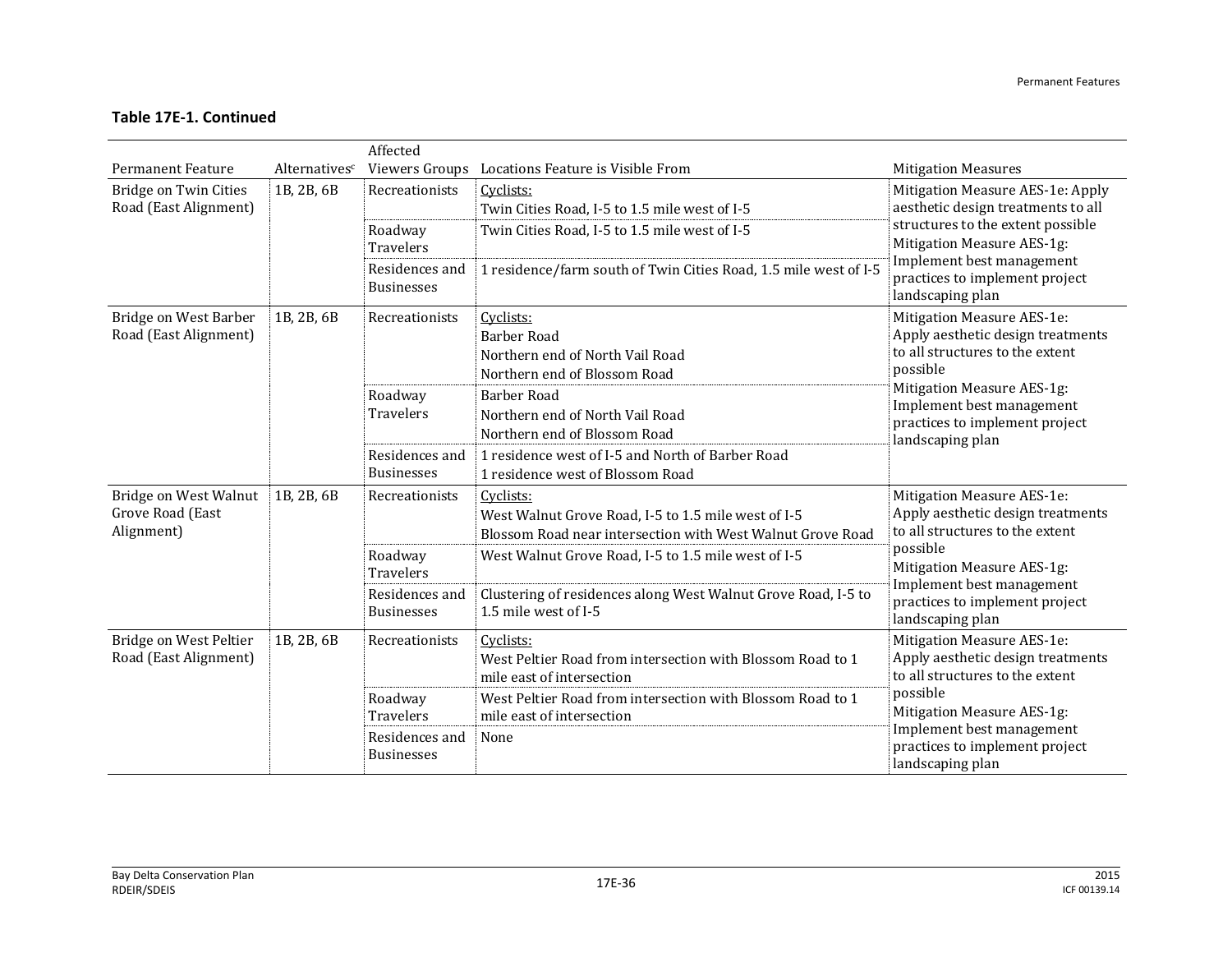**Table 17E-1. Continued**

| Permanent Feature | Alternatives[c] | Affected Viewers Groups | Locations Feature is Visible From | Mitigation Measures |
|---|---|---|---|---|
| Bridge on Twin Cities Road (East Alignment) | 1B, 2B, 6B | Recreationists | Cyclists:<br>Twin Cities Road, I-5 to 1.5 mile west of I-5 | Mitigation Measure AES-1e: Apply aesthetic design treatments to all structures to the extent possible<br>Mitigation Measure AES-1g: Implement best management practices to implement project landscaping plan |
| | | Roadway Travelers | Twin Cities Road, I-5 to 1.5 mile west of I-5 | |
| | | Residences and Businesses | 1 residence/farm south of Twin Cities Road, 1.5 mile west of I-5 | |
| Bridge on West Barber Road (East Alignment) | 1B, 2B, 6B | Recreationists | Cyclists:<br>Barber Road<br>Northern end of North Vail Road<br>Northern end of Blossom Road | Mitigation Measure AES-1e: Apply aesthetic design treatments to all structures to the extent possible<br>Mitigation Measure AES-1g: Implement best management practices to implement project landscaping plan |
| | | Roadway Travelers | Barber Road<br>Northern end of North Vail Road<br>Northern end of Blossom Road | |
| | | Residences and Businesses | 1 residence west of I-5 and North of Barber Road<br>1 residence west of Blossom Road | |
| Bridge on West Walnut Grove Road (East Alignment) | 1B, 2B, 6B | Recreationists | Cyclists:<br>West Walnut Grove Road, I-5 to 1.5 mile west of I-5<br>Blossom Road near intersection with West Walnut Grove Road | Mitigation Measure AES-1e: Apply aesthetic design treatments to all structures to the extent possible<br>Mitigation Measure AES-1g: Implement best management practices to implement project landscaping plan |
| | | Roadway Travelers | West Walnut Grove Road, I-5 to 1.5 mile west of I-5 | |
| | | Residences and Businesses | Clustering of residences along West Walnut Grove Road, I-5 to 1.5 mile west of I-5 | |
| Bridge on West Peltier Road (East Alignment) | 1B, 2B, 6B | Recreationists | Cyclists:<br>West Peltier Road from intersection with Blossom Road to 1 mile east of intersection | Mitigation Measure AES-1e: Apply aesthetic design treatments to all structures to the extent possible<br>Mitigation Measure AES-1g: Implement best management practices to implement project landscaping plan |
| | | Roadway Travelers | West Peltier Road from intersection with Blossom Road to 1 mile east of intersection | |
| | | Residences and Businesses | None | |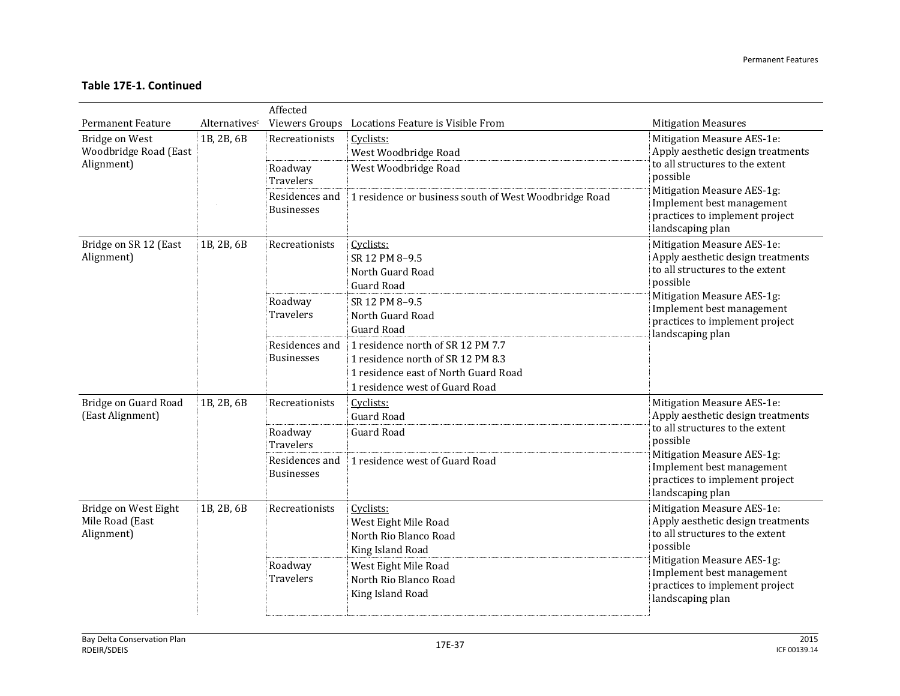**Table 17E-1. Continued**

| Permanent Feature | Alternatives[c] | Affected Viewers Groups | Locations Feature is Visible From | Mitigation Measures |
|---|---|---|---|---|
| Bridge on West Woodbridge Road (East Alignment) | 1B, 2B, 6B | Recreationists | Cyclists:<br>West Woodbridge Road | Mitigation Measure AES-1e: Apply aesthetic design treatments to all structures to the extent possible<br>Mitigation Measure AES-1g: Implement best management practices to implement project landscaping plan |
| | | Roadway Travelers | West Woodbridge Road | |
| | | Residences and Businesses | 1 residence or business south of West Woodbridge Road | |
| Bridge on SR 12 (East Alignment) | 1B, 2B, 6B | Recreationists | Cyclists:<br>SR 12 PM 8–9.5<br>North Guard Road<br>Guard Road | Mitigation Measure AES-1e: Apply aesthetic design treatments to all structures to the extent possible<br>Mitigation Measure AES-1g: Implement best management practices to implement project landscaping plan |
| | | Roadway Travelers | SR 12 PM 8–9.5<br>North Guard Road<br>Guard Road | |
| | | Residences and Businesses | 1 residence north of SR 12 PM 7.7<br>1 residence north of SR 12 PM 8.3<br>1 residence east of North Guard Road<br>1 residence west of Guard Road | |
| Bridge on Guard Road (East Alignment) | 1B, 2B, 6B | Recreationists | Cyclists:<br>Guard Road | Mitigation Measure AES-1e: Apply aesthetic design treatments to all structures to the extent possible<br>Mitigation Measure AES-1g: Implement best management practices to implement project landscaping plan |
| | | Roadway Travelers | Guard Road | |
| | | Residences and Businesses | 1 residence west of Guard Road | |
| Bridge on West Eight Mile Road (East Alignment) | 1B, 2B, 6B | Recreationists | Cyclists:<br>West Eight Mile Road<br>North Rio Blanco Road<br>King Island Road | Mitigation Measure AES-1e: Apply aesthetic design treatments to all structures to the extent possible<br>Mitigation Measure AES-1g: Implement best management practices to implement project landscaping plan |
| | | Roadway Travelers | West Eight Mile Road<br>North Rio Blanco Road<br>King Island Road | |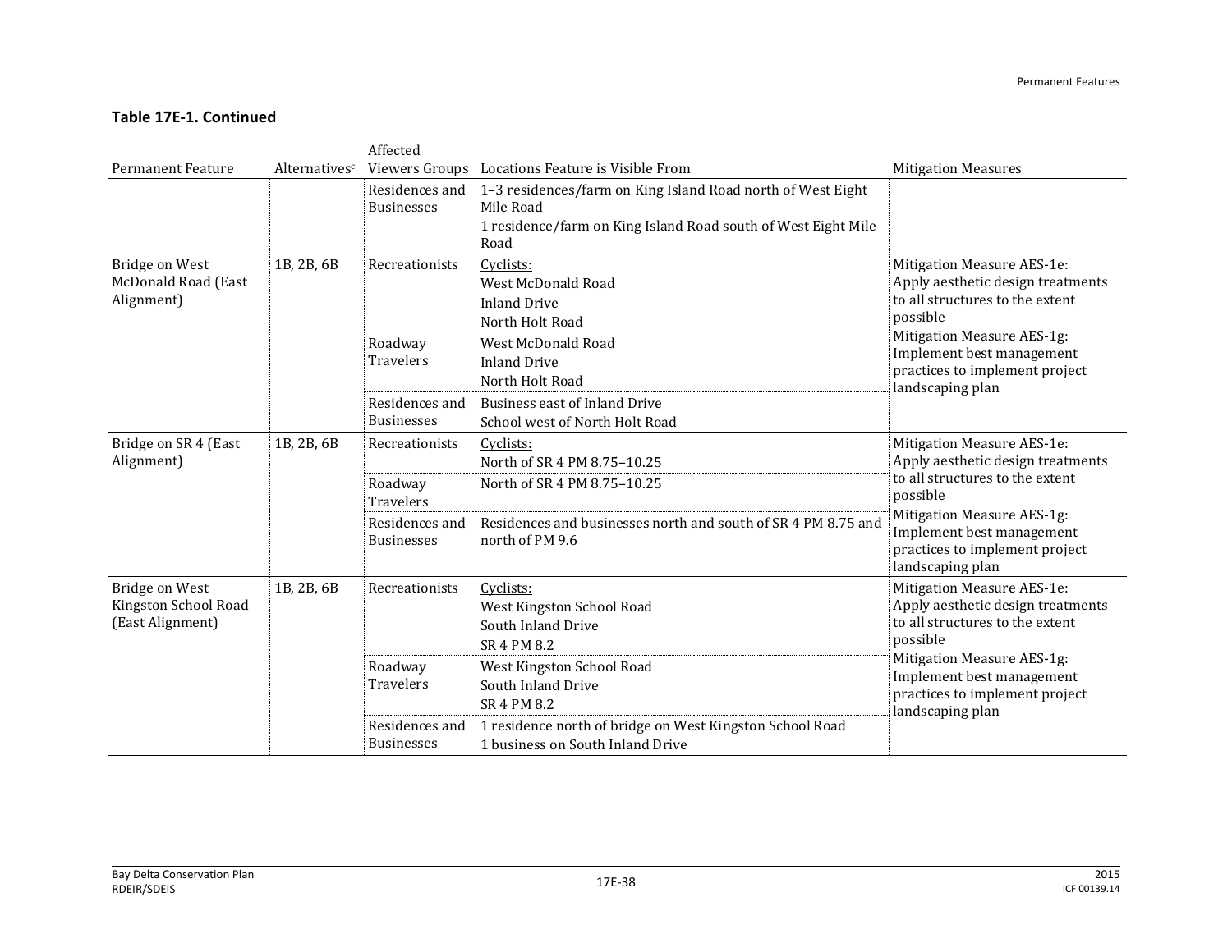**Table 17E-1. Continued**

| Permanent Feature | Alternatives[c] | Affected Viewers Groups | Locations Feature is Visible From | Mitigation Measures |
|---|---|---|---|---|
| | | Residences and Businesses | 1–3 residences/farm on King Island Road north of West Eight Mile Road<br>1 residence/farm on King Island Road south of West Eight Mile Road | |
| Bridge on West McDonald Road (East Alignment) | 1B, 2B, 6B | Recreationists | Cyclists:<br>West McDonald Road<br>Inland Drive<br>North Holt Road | Mitigation Measure AES-1e: Apply aesthetic design treatments to all structures to the extent possible<br>Mitigation Measure AES-1g: Implement best management practices to implement project landscaping plan |
| | | Roadway Travelers | West McDonald Road<br>Inland Drive<br>North Holt Road | |
| | | Residences and Businesses | Business east of Inland Drive<br>School west of North Holt Road | |
| Bridge on SR 4 (East Alignment) | 1B, 2B, 6B | Recreationists | Cyclists:<br>North of SR 4 PM 8.75–10.25 | Mitigation Measure AES-1e: Apply aesthetic design treatments to all structures to the extent possible<br>Mitigation Measure AES-1g: Implement best management practices to implement project landscaping plan |
| | | Roadway Travelers | North of SR 4 PM 8.75–10.25 | |
| | | Residences and Businesses | Residences and businesses north and south of SR 4 PM 8.75 and north of PM 9.6 | |
| Bridge on West Kingston School Road (East Alignment) | 1B, 2B, 6B | Recreationists | Cyclists:<br>West Kingston School Road<br>South Inland Drive<br>SR 4 PM 8.2 | Mitigation Measure AES-1e: Apply aesthetic design treatments to all structures to the extent possible<br>Mitigation Measure AES-1g: Implement best management practices to implement project landscaping plan |
| | | Roadway Travelers | West Kingston School Road<br>South Inland Drive<br>SR 4 PM 8.2 | |
| | | Residences and Businesses | 1 residence north of bridge on West Kingston School Road<br>1 business on South Inland Drive | |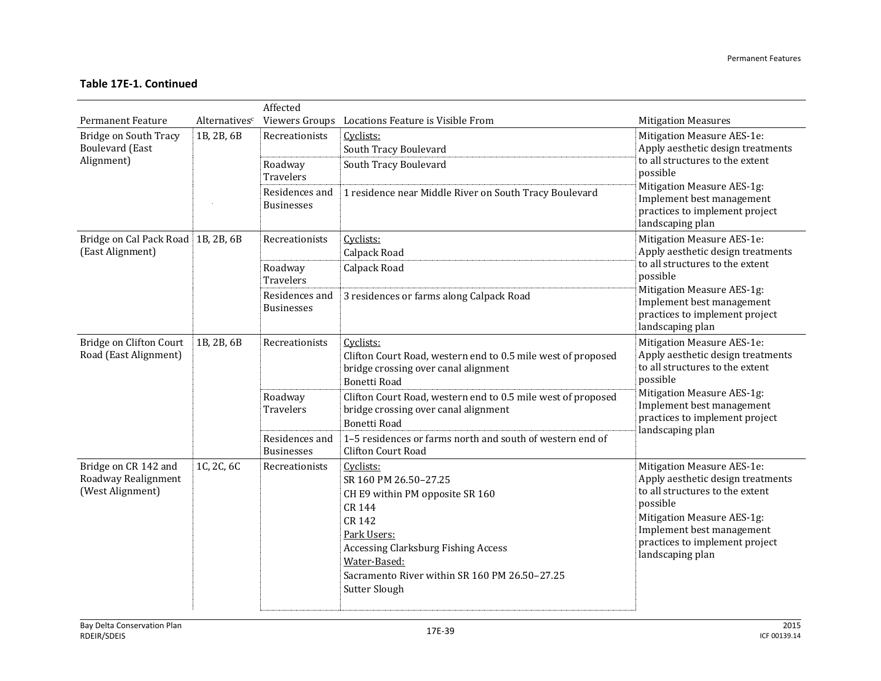**Table 17E-1. Continued**

| Permanent Feature | Alternatives[c] | Affected Viewers Groups | Locations Feature is Visible From | Mitigation Measures |
|---|---|---|---|---|
| Bridge on South Tracy Boulevard (East Alignment) | 1B, 2B, 6B | Recreationists | Cyclists:<br>South Tracy Boulevard | Mitigation Measure AES-1e: Apply aesthetic design treatments to all structures to the extent possible<br>Mitigation Measure AES-1g: Implement best management practices to implement project landscaping plan |
| | | Roadway Travelers | South Tracy Boulevard | |
| | | Residences and Businesses | 1 residence near Middle River on South Tracy Boulevard | |
| Bridge on Cal Pack Road (East Alignment) | 1B, 2B, 6B | Recreationists | Cyclists:<br>Calpack Road | Mitigation Measure AES-1e: Apply aesthetic design treatments to all structures to the extent possible<br>Mitigation Measure AES-1g: Implement best management practices to implement project landscaping plan |
| | | Roadway Travelers | Calpack Road | |
| | | Residences and Businesses | 3 residences or farms along Calpack Road | |
| Bridge on Clifton Court Road (East Alignment) | 1B, 2B, 6B | Recreationists | Cyclists:<br>Clifton Court Road, western end to 0.5 mile west of proposed bridge crossing over canal alignment<br>Bonetti Road | Mitigation Measure AES-1e: Apply aesthetic design treatments to all structures to the extent possible<br>Mitigation Measure AES-1g: Implement best management practices to implement project landscaping plan |
| | | Roadway Travelers | Clifton Court Road, western end to 0.5 mile west of proposed bridge crossing over canal alignment<br>Bonetti Road | |
| | | Residences and Businesses | 1–5 residences or farms north and south of western end of Clifton Court Road | |
| Bridge on CR 142 and Roadway Realignment (West Alignment) | 1C, 2C, 6C | Recreationists | Cyclists:<br>SR 160 PM 26.50–27.25<br>CH E9 within PM opposite SR 160<br>CR 144<br>CR 142<br>Park Users:<br>Accessing Clarksburg Fishing Access<br>Water-Based:<br>Sacramento River within SR 160 PM 26.50–27.25<br>Sutter Slough | Mitigation Measure AES-1e: Apply aesthetic design treatments to all structures to the extent possible<br>Mitigation Measure AES-1g: Implement best management practices to implement project landscaping plan |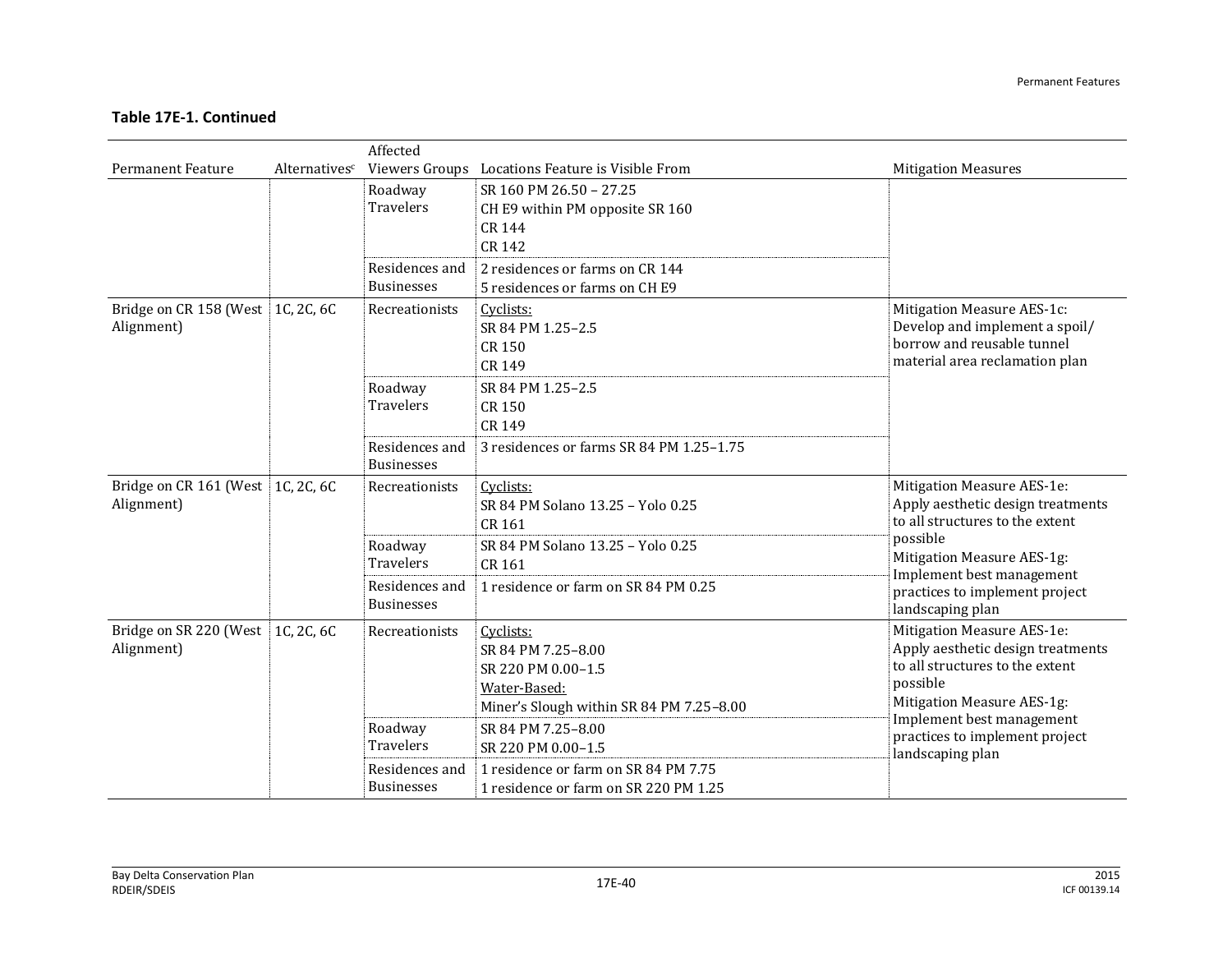**Table 17E-1. Continued**

| Permanent Feature | Alternatives[c] | Affected Viewers Groups | Locations Feature is Visible From | Mitigation Measures |
|---|---|---|---|---|
| | | Roadway Travelers | SR 160 PM 26.50 – 27.25<br>CH E9 within PM opposite SR 160<br>CR 144<br>CR 142 | |
| | | Residences and Businesses | 2 residences or farms on CR 144<br>5 residences or farms on CH E9 | |
| Bridge on CR 158 (West Alignment) | 1C, 2C, 6C | Recreationists | Cyclists:<br>SR 84 PM 1.25–2.5<br>CR 150<br>CR 149 | Mitigation Measure AES-1c: Develop and implement a spoil/ borrow and reusable tunnel material area reclamation plan |
| | | Roadway Travelers | SR 84 PM 1.25–2.5<br>CR 150<br>CR 149 | |
| | | Residences and Businesses | 3 residences or farms SR 84 PM 1.25–1.75 | |
| Bridge on CR 161 (West Alignment) | 1C, 2C, 6C | Recreationists | Cyclists:<br>SR 84 PM Solano 13.25 – Yolo 0.25<br>CR 161 | Mitigation Measure AES-1e: Apply aesthetic design treatments to all structures to the extent possible<br>Mitigation Measure AES-1g: Implement best management practices to implement project landscaping plan |
| | | Roadway Travelers | SR 84 PM Solano 13.25 – Yolo 0.25<br>CR 161 | |
| | | Residences and Businesses | 1 residence or farm on SR 84 PM 0.25 | |
| Bridge on SR 220 (West Alignment) | 1C, 2C, 6C | Recreationists | Cyclists:<br>SR 84 PM 7.25–8.00<br>SR 220 PM 0.00–1.5<br>Water-Based:<br>Miner's Slough within SR 84 PM 7.25–8.00 | Mitigation Measure AES-1e: Apply aesthetic design treatments to all structures to the extent possible<br>Mitigation Measure AES-1g: Implement best management practices to implement project landscaping plan |
| | | Roadway Travelers | SR 84 PM 7.25–8.00<br>SR 220 PM 0.00–1.5 | |
| | | Residences and Businesses | 1 residence or farm on SR 84 PM 7.75<br>1 residence or farm on SR 220 PM 1.25 | |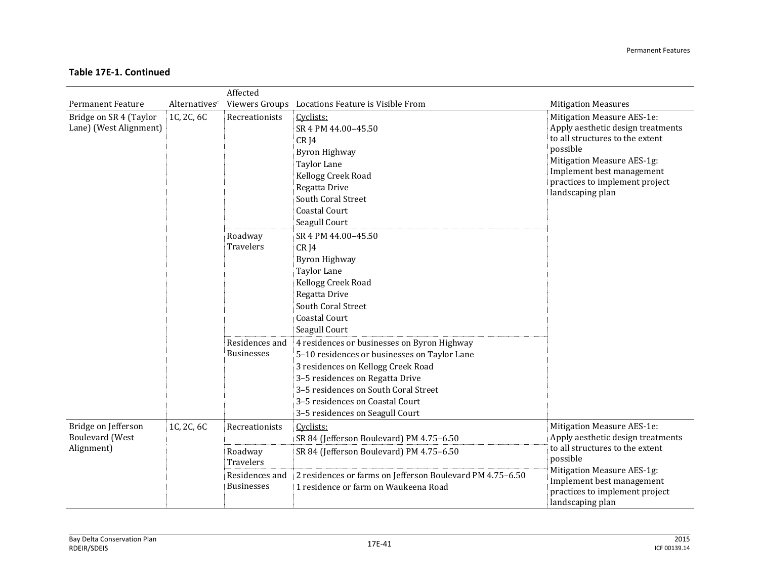**Table 17E-1. Continued**

| Permanent Feature | Alternatives[c] | Affected Viewers Groups | Locations Feature is Visible From | Mitigation Measures |
|---|---|---|---|---|
| Bridge on SR 4 (Taylor Lane) (West Alignment) | 1C, 2C, 6C | Recreationists | Cyclists:<br>SR 4 PM 44.00–45.50<br>CR J4<br>Byron Highway<br>Taylor Lane<br>Kellogg Creek Road<br>Regatta Drive<br>South Coral Street<br>Coastal Court<br>Seagull Court | Mitigation Measure AES-1e: Apply aesthetic design treatments to all structures to the extent possible<br>Mitigation Measure AES-1g: Implement best management practices to implement project landscaping plan |
| | | Roadway Travelers | SR 4 PM 44.00–45.50<br>CR J4<br>Byron Highway<br>Taylor Lane<br>Kellogg Creek Road<br>Regatta Drive<br>South Coral Street<br>Coastal Court<br>Seagull Court | |
| | | Residences and Businesses | 4 residences or businesses on Byron Highway<br>5–10 residences or businesses on Taylor Lane<br>3 residences on Kellogg Creek Road<br>3–5 residences on Regatta Drive<br>3–5 residences on South Coral Street<br>3–5 residences on Coastal Court<br>3–5 residences on Seagull Court | |
| Bridge on Jefferson Boulevard (West Alignment) | 1C, 2C, 6C | Recreationists | Cyclists:<br>SR 84 (Jefferson Boulevard) PM 4.75–6.50 | Mitigation Measure AES-1e: Apply aesthetic design treatments to all structures to the extent possible<br>Mitigation Measure AES-1g: Implement best management practices to implement project landscaping plan |
| | | Roadway Travelers | SR 84 (Jefferson Boulevard) PM 4.75–6.50 | |
| | | Residences and Businesses | 2 residences or farms on Jefferson Boulevard PM 4.75–6.50<br>1 residence or farm on Waukeena Road | |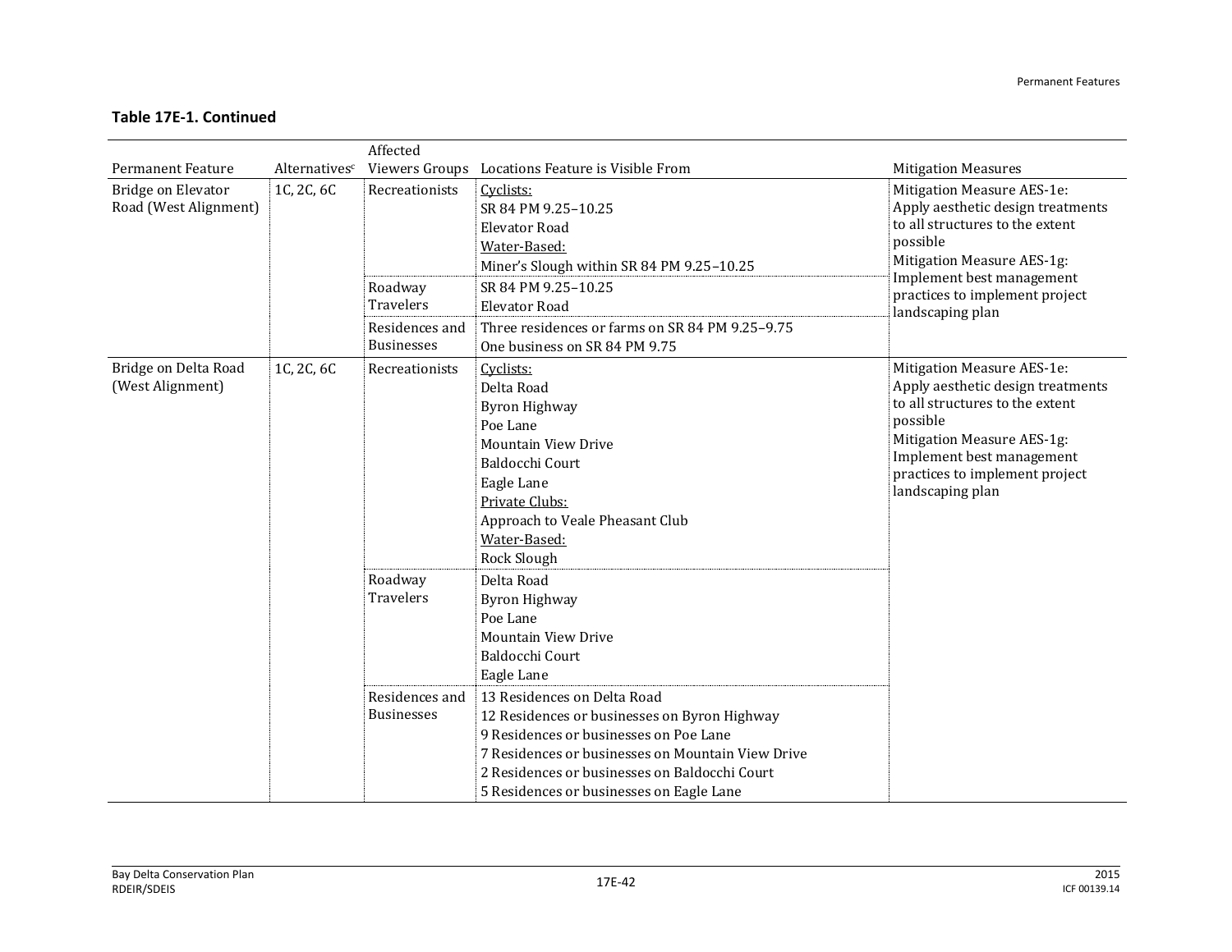**Table 17E-1. Continued**

| Permanent Feature | Alternatives[c] | Affected Viewers Groups | Locations Feature is Visible From | Mitigation Measures |
|---|---|---|---|---|
| Bridge on Elevator Road (West Alignment) | 1C, 2C, 6C | Recreationists | Cyclists:<br>SR 84 PM 9.25–10.25<br>Elevator Road<br>Water-Based:<br>Miner's Slough within SR 84 PM 9.25–10.25 | Mitigation Measure AES-1e: Apply aesthetic design treatments to all structures to the extent possible<br>Mitigation Measure AES-1g: Implement best management practices to implement project landscaping plan |
| | | Roadway Travelers | SR 84 PM 9.25–10.25<br>Elevator Road | |
| | | Residences and Businesses | Three residences or farms on SR 84 PM 9.25–9.75<br>One business on SR 84 PM 9.75 | |
| Bridge on Delta Road (West Alignment) | 1C, 2C, 6C | Recreationists | Cyclists:<br>Delta Road<br>Byron Highway<br>Poe Lane<br>Mountain View Drive<br>Baldocchi Court<br>Eagle Lane<br>Private Clubs:<br>Approach to Veale Pheasant Club<br>Water-Based:<br>Rock Slough | Mitigation Measure AES-1e: Apply aesthetic design treatments to all structures to the extent possible<br>Mitigation Measure AES-1g: Implement best management practices to implement project landscaping plan |
| | | Roadway Travelers | Delta Road<br>Byron Highway<br>Poe Lane<br>Mountain View Drive<br>Baldocchi Court<br>Eagle Lane | |
| | | Residences and Businesses | 13 Residences on Delta Road<br>12 Residences or businesses on Byron Highway<br>9 Residences or businesses on Poe Lane<br>7 Residences or businesses on Mountain View Drive<br>2 Residences or businesses on Baldocchi Court<br>5 Residences or businesses on Eagle Lane | |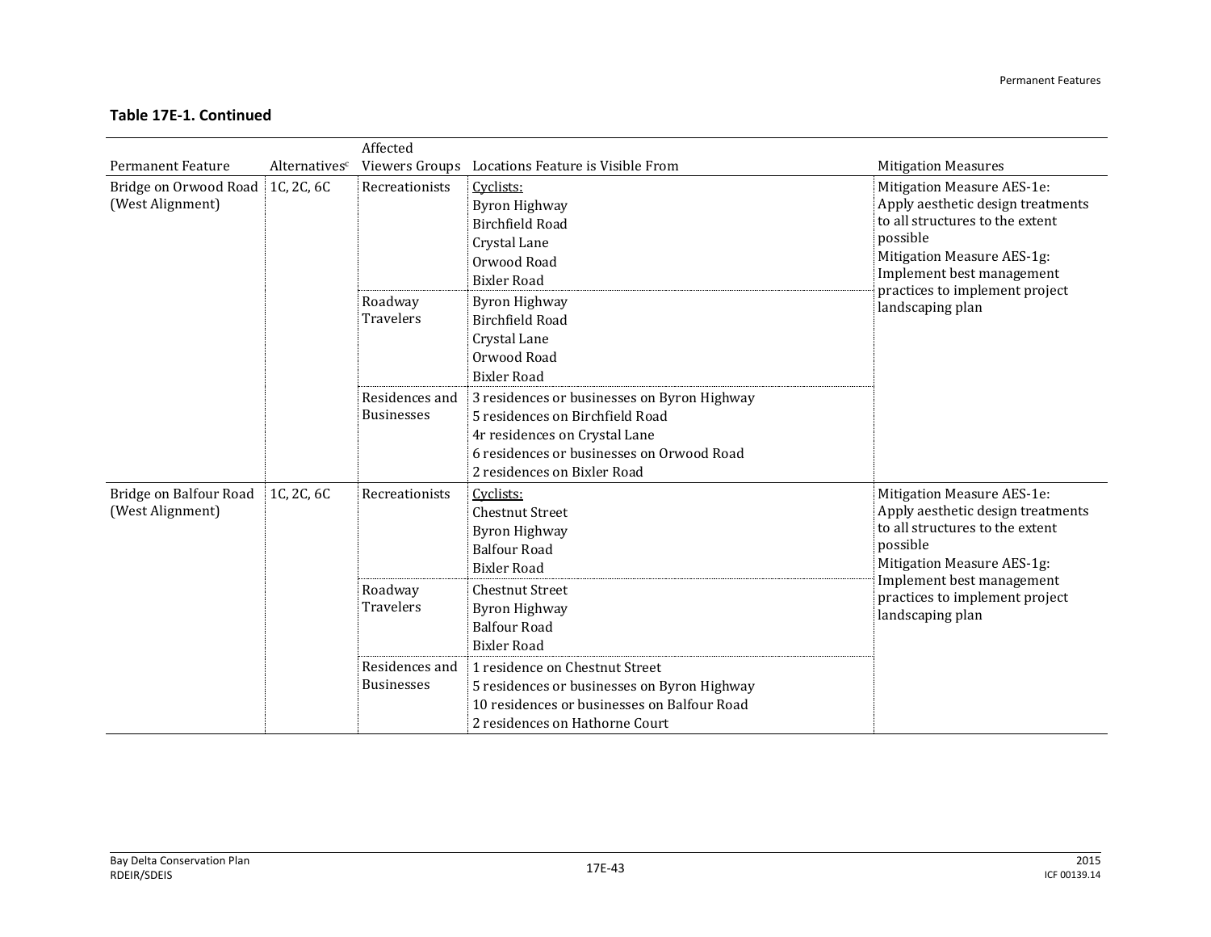**Table 17E-1. Continued**

| Permanent Feature | Alternatives[c] | Affected Viewers Groups | Locations Feature is Visible From | Mitigation Measures |
|---|---|---|---|---|
| Bridge on Orwood Road (West Alignment) | 1C, 2C, 6C | Recreationists | Cyclists:<br>Byron Highway<br>Birchfield Road<br>Crystal Lane<br>Orwood Road<br>Bixler Road | Mitigation Measure AES-1e: Apply aesthetic design treatments to all structures to the extent possible<br>Mitigation Measure AES-1g: Implement best management practices to implement project landscaping plan |
| | | Roadway Travelers | Byron Highway<br>Birchfield Road<br>Crystal Lane<br>Orwood Road<br>Bixler Road | |
| | | Residences and Businesses | 3 residences or businesses on Byron Highway<br>5 residences on Birchfield Road<br>4r residences on Crystal Lane<br>6 residences or businesses on Orwood Road<br>2 residences on Bixler Road | |
| Bridge on Balfour Road (West Alignment) | 1C, 2C, 6C | Recreationists | Cyclists:<br>Chestnut Street<br>Byron Highway<br>Balfour Road<br>Bixler Road | Mitigation Measure AES-1e: Apply aesthetic design treatments to all structures to the extent possible<br>Mitigation Measure AES-1g: Implement best management practices to implement project landscaping plan |
| | | Roadway Travelers | Chestnut Street<br>Byron Highway<br>Balfour Road<br>Bixler Road | |
| | | Residences and Businesses | 1 residence on Chestnut Street<br>5 residences or businesses on Byron Highway<br>10 residences or businesses on Balfour Road<br>2 residences on Hathorne Court | |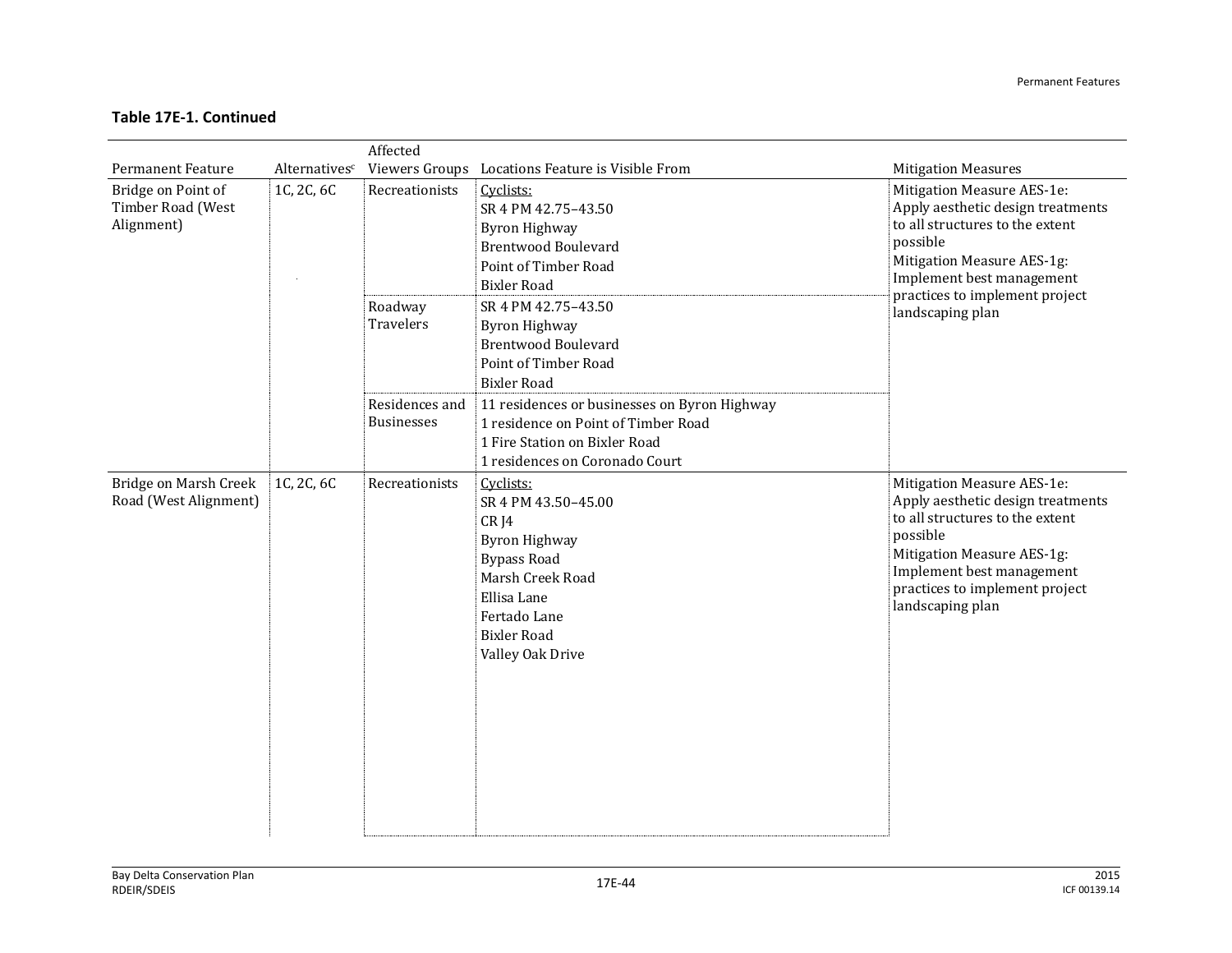**Table 17E-1. Continued**

| Permanent Feature | Alternatives[c] | Affected Viewers Groups | Locations Feature is Visible From | Mitigation Measures |
|---|---|---|---|---|
| Bridge on Point of Timber Road (West Alignment) | 1C, 2C, 6C | Recreationists | Cyclists:<br>SR 4 PM 42.75–43.50<br>Byron Highway<br>Brentwood Boulevard<br>Point of Timber Road<br>Bixler Road | Mitigation Measure AES-1e: Apply aesthetic design treatments to all structures to the extent possible<br>Mitigation Measure AES-1g: Implement best management practices to implement project landscaping plan |
| | | Roadway Travelers | SR 4 PM 42.75–43.50<br>Byron Highway<br>Brentwood Boulevard<br>Point of Timber Road<br>Bixler Road | |
| | | Residences and Businesses | 11 residences or businesses on Byron Highway<br>1 residence on Point of Timber Road<br>1 Fire Station on Bixler Road<br>1 residences on Coronado Court | |
| Bridge on Marsh Creek Road (West Alignment) | 1C, 2C, 6C | Recreationists | Cyclists:<br>SR 4 PM 43.50–45.00<br>CR J4<br>Byron Highway<br>Bypass Road<br>Marsh Creek Road<br>Ellisa Lane<br>Fertado Lane<br>Bixler Road<br>Valley Oak Drive | Mitigation Measure AES-1e: Apply aesthetic design treatments to all structures to the extent possible<br>Mitigation Measure AES-1g: Implement best management practices to implement project landscaping plan |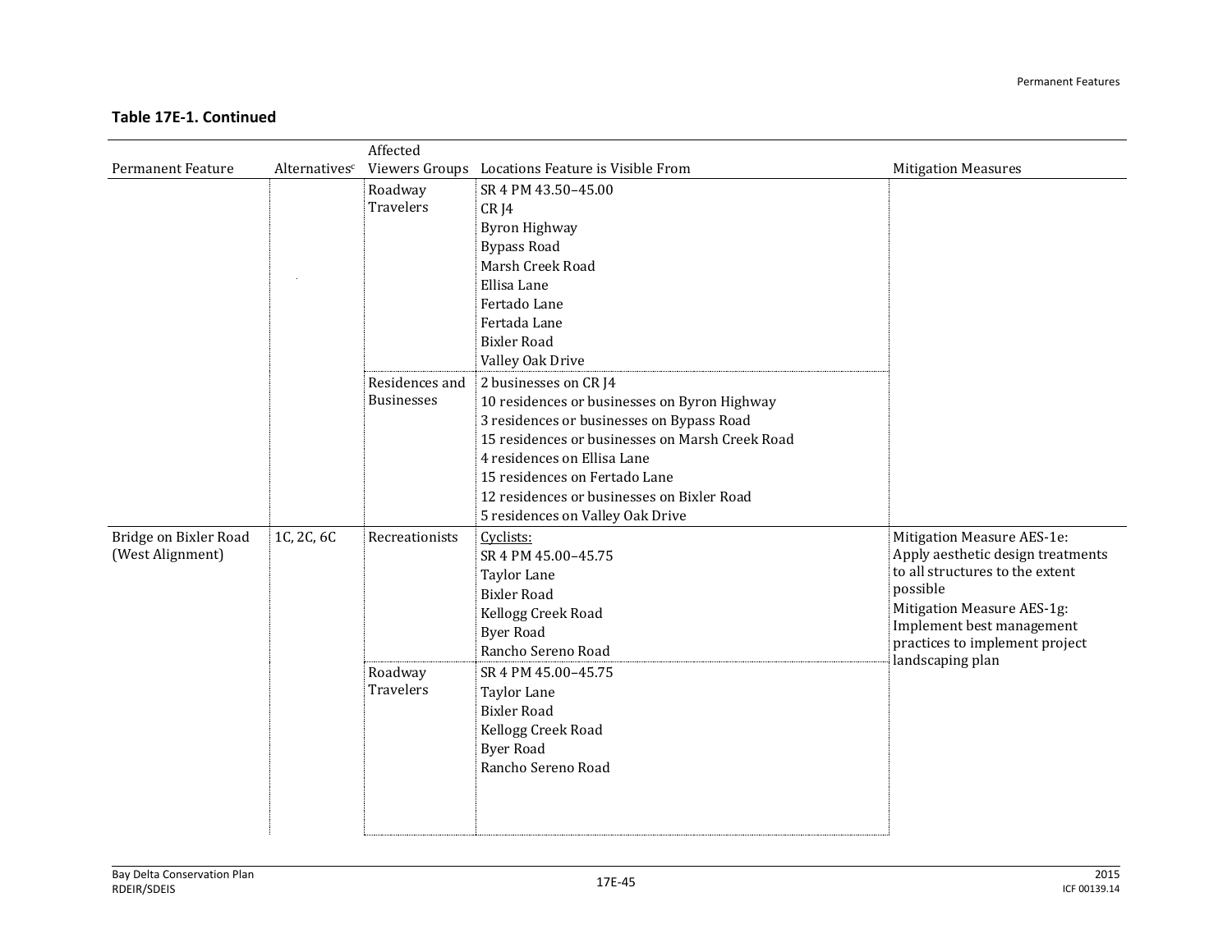**Table 17E-1. Continued**

| Permanent Feature | Alternatives[c] | Affected Viewers Groups | Locations Feature is Visible From | Mitigation Measures |
|---|---|---|---|---|
| | | Roadway Travelers | SR 4 PM 43.50–45.00<br>CR J4<br>Byron Highway<br>Bypass Road<br>Marsh Creek Road<br>Ellisa Lane<br>Fertado Lane<br>Fertada Lane<br>Bixler Road<br>Valley Oak Drive | |
| | | Residences and Businesses | 2 businesses on CR J4<br>10 residences or businesses on Byron Highway<br>3 residences or businesses on Bypass Road<br>15 residences or businesses on Marsh Creek Road<br>4 residences on Ellisa Lane<br>15 residences on Fertado Lane<br>12 residences or businesses on Bixler Road<br>5 residences on Valley Oak Drive | |
| Bridge on Bixler Road (West Alignment) | 1C, 2C, 6C | Recreationists | Cyclists:<br>SR 4 PM 45.00–45.75<br>Taylor Lane<br>Bixler Road<br>Kellogg Creek Road<br>Byer Road<br>Rancho Sereno Road | Mitigation Measure AES-1e: Apply aesthetic design treatments to all structures to the extent possible<br>Mitigation Measure AES-1g: Implement best management practices to implement project landscaping plan |
| | | Roadway Travelers | SR 4 PM 45.00–45.75<br>Taylor Lane<br>Bixler Road<br>Kellogg Creek Road<br>Byer Road<br>Rancho Sereno Road | |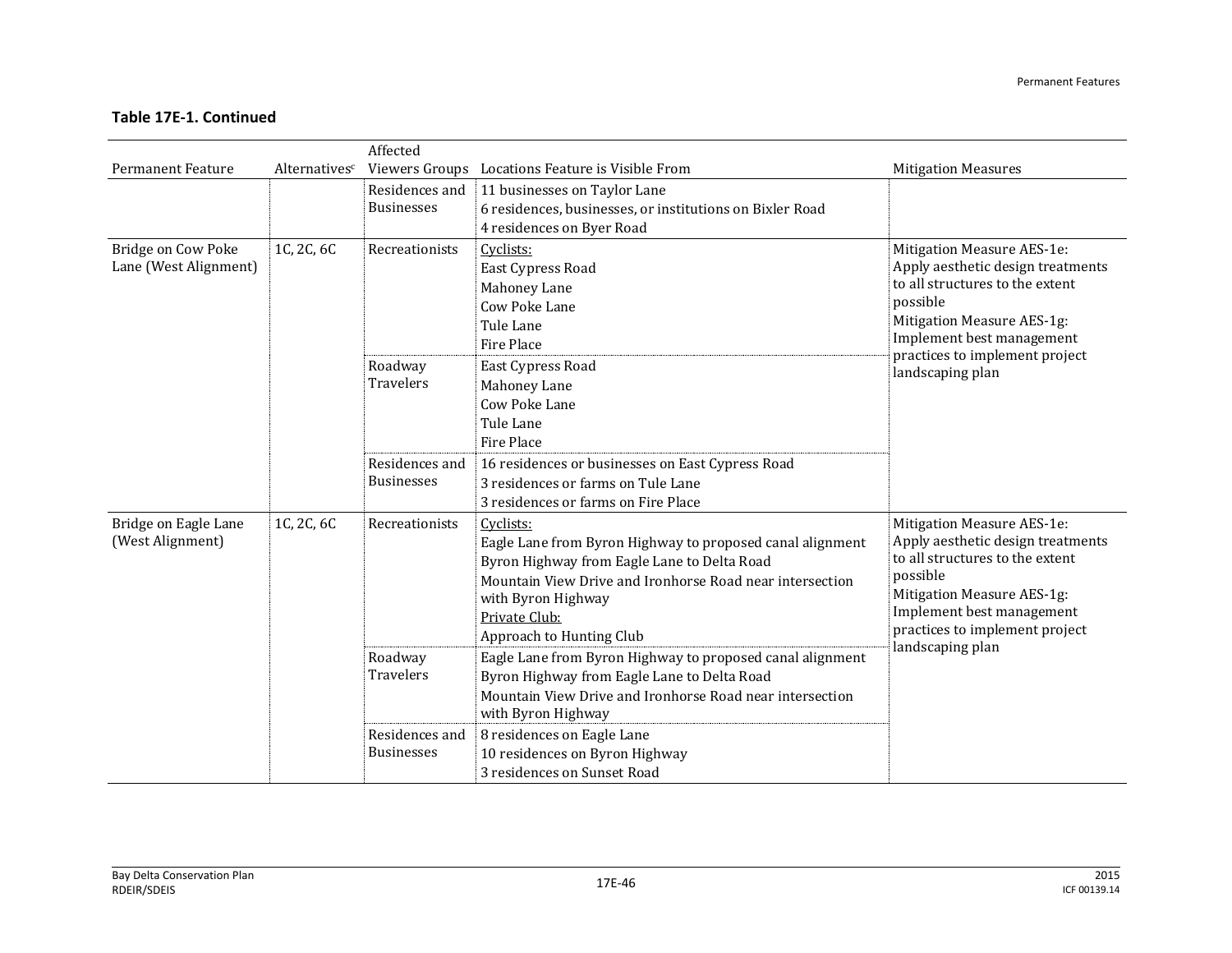**Table 17E-1. Continued**

| Permanent Feature | Alternatives[c] | Affected Viewers Groups | Locations Feature is Visible From | Mitigation Measures |
|---|---|---|---|---|
| | | Residences and Businesses | 11 businesses on Taylor Lane<br>6 residences, businesses, or institutions on Bixler Road<br>4 residences on Byer Road | |
| Bridge on Cow Poke Lane (West Alignment) | 1C, 2C, 6C | Recreationists | Cyclists:<br>East Cypress Road<br>Mahoney Lane<br>Cow Poke Lane<br>Tule Lane<br>Fire Place | Mitigation Measure AES-1e: Apply aesthetic design treatments to all structures to the extent possible<br>Mitigation Measure AES-1g: Implement best management practices to implement project landscaping plan |
| | | Roadway Travelers | East Cypress Road<br>Mahoney Lane<br>Cow Poke Lane<br>Tule Lane<br>Fire Place | |
| | | Residences and Businesses | 16 residences or businesses on East Cypress Road<br>3 residences or farms on Tule Lane<br>3 residences or farms on Fire Place | |
| Bridge on Eagle Lane (West Alignment) | 1C, 2C, 6C | Recreationists | Cyclists:<br>Eagle Lane from Byron Highway to proposed canal alignment<br>Byron Highway from Eagle Lane to Delta Road<br>Mountain View Drive and Ironhorse Road near intersection with Byron Highway<br>Private Club:<br>Approach to Hunting Club | Mitigation Measure AES-1e: Apply aesthetic design treatments to all structures to the extent possible<br>Mitigation Measure AES-1g: Implement best management practices to implement project landscaping plan |
| | | Roadway Travelers | Eagle Lane from Byron Highway to proposed canal alignment<br>Byron Highway from Eagle Lane to Delta Road<br>Mountain View Drive and Ironhorse Road near intersection with Byron Highway | |
| | | Residences and Businesses | 8 residences on Eagle Lane<br>10 residences on Byron Highway<br>3 residences on Sunset Road | |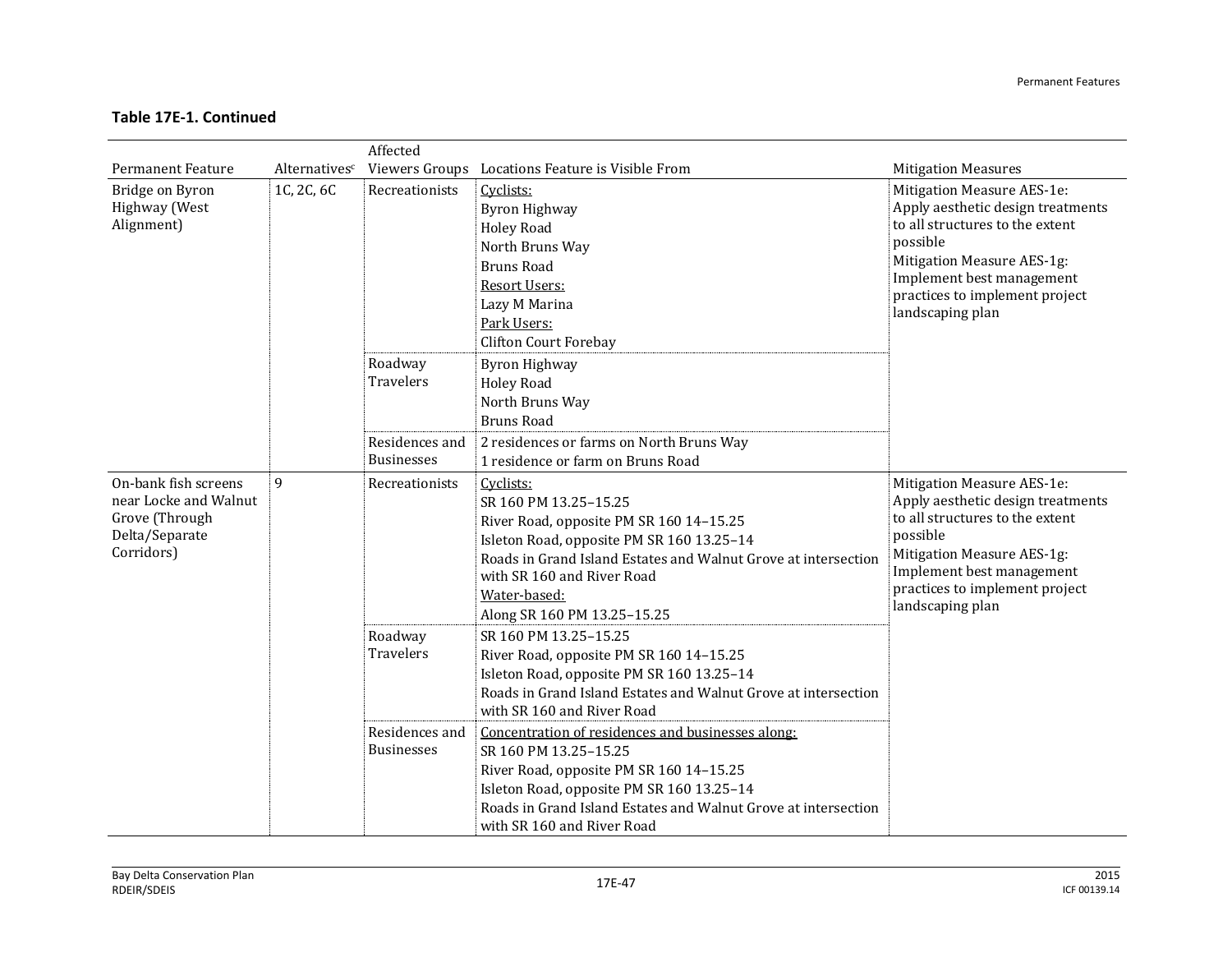**Table 17E-1. Continued**

| Permanent Feature | Alternatives[c] | Affected Viewers Groups | Locations Feature is Visible From | Mitigation Measures |
|---|---|---|---|---|
| Bridge on Byron Highway (West Alignment) | 1C, 2C, 6C | Recreationists | Cyclists:<br>Byron Highway<br>Holey Road<br>North Bruns Way<br>Bruns Road<br>Resort Users:<br>Lazy M Marina<br>Park Users:<br>Clifton Court Forebay | Mitigation Measure AES-1e: Apply aesthetic design treatments to all structures to the extent possible<br>Mitigation Measure AES-1g: Implement best management practices to implement project landscaping plan |
| | | Roadway Travelers | Byron Highway<br>Holey Road<br>North Bruns Way<br>Bruns Road | |
| | | Residences and Businesses | 2 residences or farms on North Bruns Way<br>1 residence or farm on Bruns Road | |
| On-bank fish screens near Locke and Walnut Grove (Through Delta/Separate Corridors) | 9 | Recreationists | Cyclists:<br>SR 160 PM 13.25–15.25<br>River Road, opposite PM SR 160 14–15.25<br>Isleton Road, opposite PM SR 160 13.25–14<br>Roads in Grand Island Estates and Walnut Grove at intersection with SR 160 and River Road<br>Water-based:<br>Along SR 160 PM 13.25–15.25 | Mitigation Measure AES-1e: Apply aesthetic design treatments to all structures to the extent possible<br>Mitigation Measure AES-1g: Implement best management practices to implement project landscaping plan |
| | | Roadway Travelers | SR 160 PM 13.25–15.25<br>River Road, opposite PM SR 160 14–15.25<br>Isleton Road, opposite PM SR 160 13.25–14<br>Roads in Grand Island Estates and Walnut Grove at intersection with SR 160 and River Road | |
| | | Residences and Businesses | Concentration of residences and businesses along:<br>SR 160 PM 13.25–15.25<br>River Road, opposite PM SR 160 14–15.25<br>Isleton Road, opposite PM SR 160 13.25–14<br>Roads in Grand Island Estates and Walnut Grove at intersection with SR 160 and River Road | |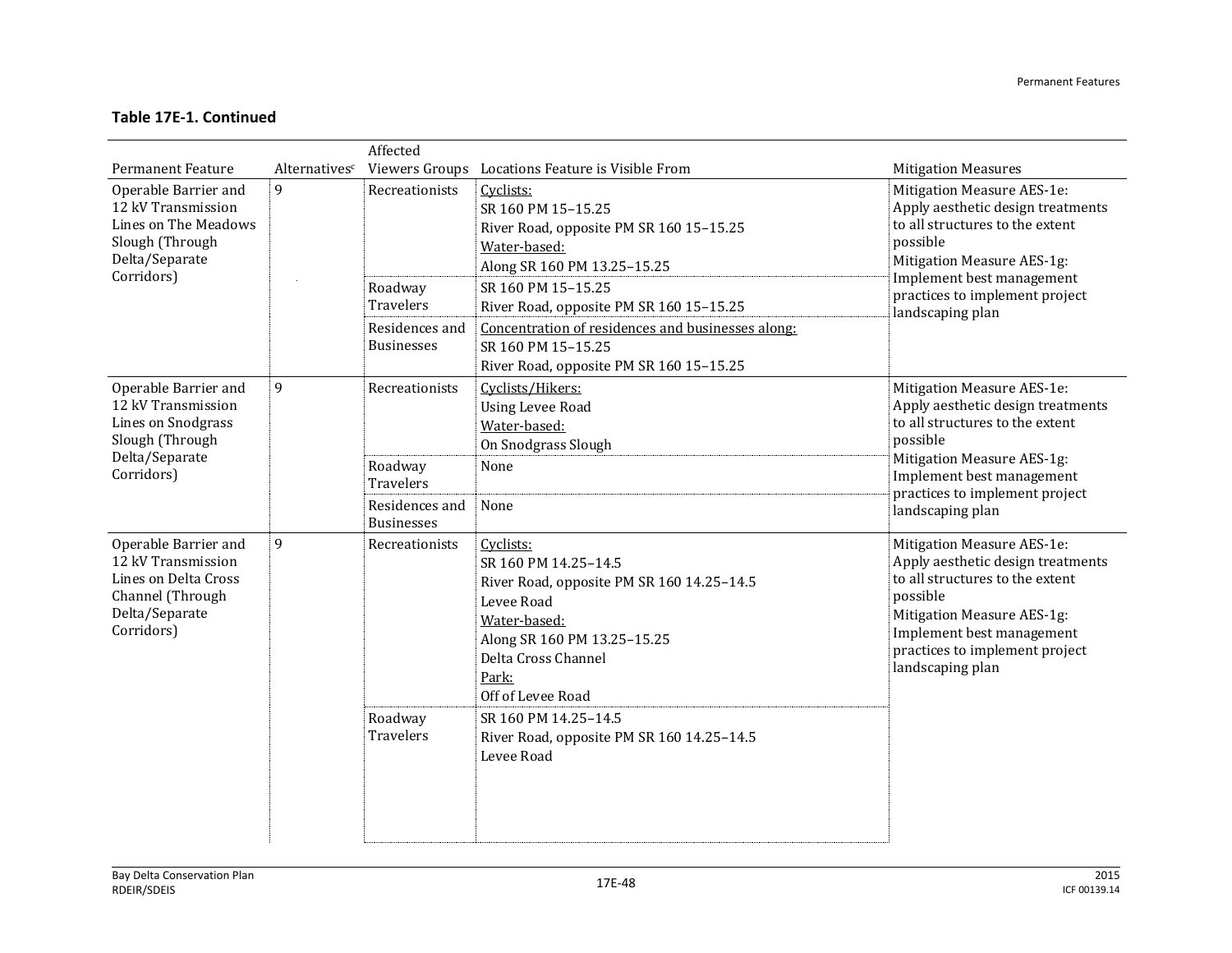**Table 17E-1. Continued**

| Permanent Feature | Alternatives[c] | Affected Viewers Groups | Locations Feature is Visible From | Mitigation Measures |
|---|---|---|---|---|
| Operable Barrier and 12 kV Transmission Lines on The Meadows Slough (Through Delta/Separate Corridors) | 9 | Recreationists | Cyclists:<br>SR 160 PM 15–15.25<br>River Road, opposite PM SR 160 15–15.25<br>Water-based:<br>Along SR 160 PM 13.25–15.25 | Mitigation Measure AES-1e: Apply aesthetic design treatments to all structures to the extent possible<br>Mitigation Measure AES-1g: Implement best management practices to implement project landscaping plan |
| | | Roadway Travelers | SR 160 PM 15–15.25<br>River Road, opposite PM SR 160 15–15.25 | |
| | | Residences and Businesses | Concentration of residences and businesses along:<br>SR 160 PM 15–15.25<br>River Road, opposite PM SR 160 15–15.25 | |
| Operable Barrier and 12 kV Transmission Lines on Snodgrass Slough (Through Delta/Separate Corridors) | 9 | Recreationists | Cyclists/Hikers:<br>Using Levee Road<br>Water-based:<br>On Snodgrass Slough | Mitigation Measure AES-1e: Apply aesthetic design treatments to all structures to the extent possible<br>Mitigation Measure AES-1g: Implement best management practices to implement project landscaping plan |
| | | Roadway Travelers | None | |
| | | Residences and Businesses | None | |
| Operable Barrier and 12 kV Transmission Lines on Delta Cross Channel (Through Delta/Separate Corridors) | 9 | Recreationists | Cyclists:<br>SR 160 PM 14.25–14.5<br>River Road, opposite PM SR 160 14.25–14.5<br>Levee Road<br>Water-based:<br>Along SR 160 PM 13.25–15.25<br>Delta Cross Channel<br>Park:<br>Off of Levee Road | Mitigation Measure AES-1e: Apply aesthetic design treatments to all structures to the extent possible<br>Mitigation Measure AES-1g: Implement best management practices to implement project landscaping plan |
| | | Roadway Travelers | SR 160 PM 14.25–14.5<br>River Road, opposite PM SR 160 14.25–14.5<br>Levee Road | |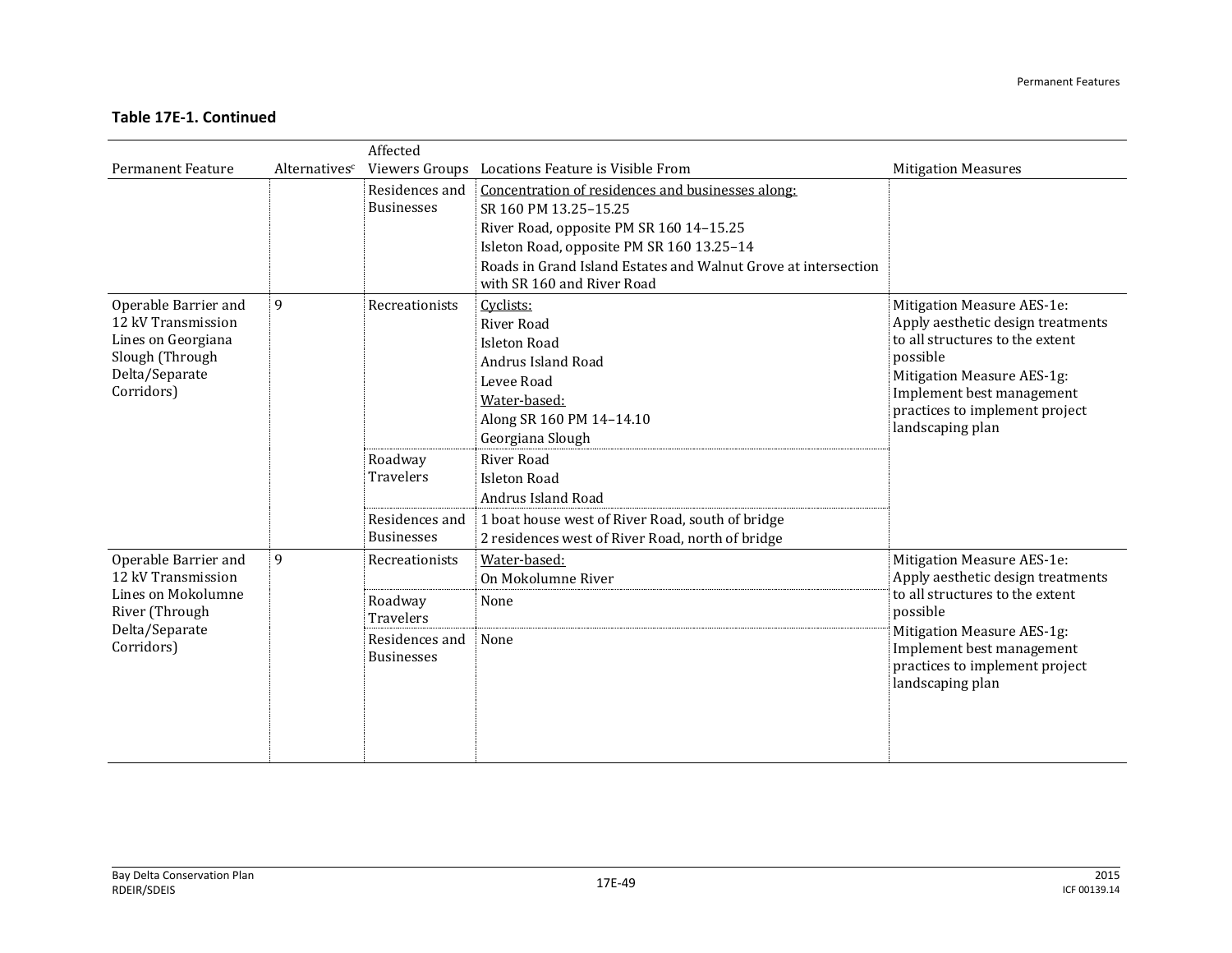**Table 17E-1. Continued**

| Permanent Feature | Alternatives[c] | Affected Viewers Groups | Locations Feature is Visible From | Mitigation Measures |
|---|---|---|---|---|
| | | Residences and Businesses | Concentration of residences and businesses along:<br>SR 160 PM 13.25–15.25<br>River Road, opposite PM SR 160 14–15.25<br>Isleton Road, opposite PM SR 160 13.25–14<br>Roads in Grand Island Estates and Walnut Grove at intersection with SR 160 and River Road | |
| Operable Barrier and 12 kV Transmission Lines on Georgiana Slough (Through Delta/Separate Corridors) | 9 | Recreationists | Cyclists:<br>River Road<br>Isleton Road<br>Andrus Island Road<br>Levee Road<br>Water-based:<br>Along SR 160 PM 14–14.10<br>Georgiana Slough | Mitigation Measure AES-1e: Apply aesthetic design treatments to all structures to the extent possible<br>Mitigation Measure AES-1g: Implement best management practices to implement project landscaping plan |
| | | Roadway Travelers | River Road<br>Isleton Road<br>Andrus Island Road | |
| | | Residences and Businesses | 1 boat house west of River Road, south of bridge<br>2 residences west of River Road, north of bridge | |
| Operable Barrier and 12 kV Transmission Lines on Mokolumne River (Through Delta/Separate Corridors) | 9 | Recreationists | Water-based:<br>On Mokolumne River | Mitigation Measure AES-1e: Apply aesthetic design treatments to all structures to the extent possible<br>Mitigation Measure AES-1g: Implement best management practices to implement project landscaping plan |
| | | Roadway Travelers | None | |
| | | Residences and Businesses | None | |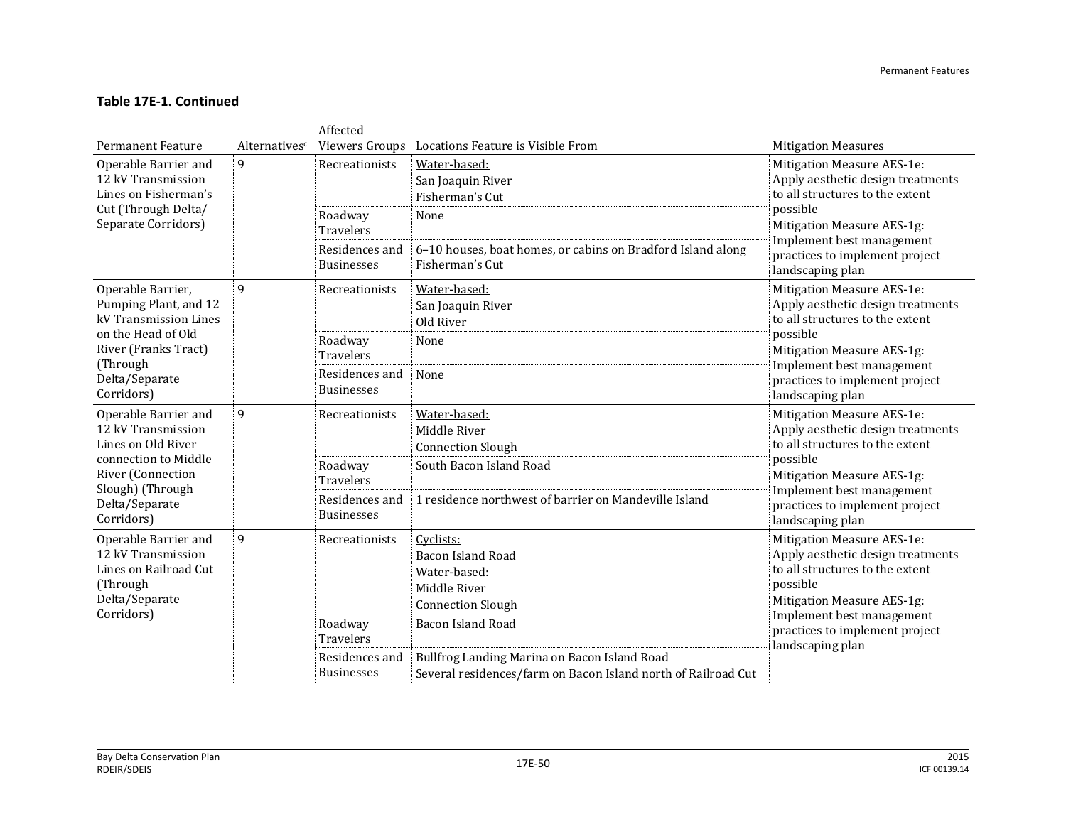**Table 17E-1. Continued**

| Permanent Feature | Alternatives[c] | Affected Viewers Groups | Locations Feature is Visible From | Mitigation Measures |
|---|---|---|---|---|
| Operable Barrier and 12 kV Transmission Lines on Fisherman's Cut (Through Delta/ Separate Corridors) | 9 | Recreationists | Water-based:<br>San Joaquin River<br>Fisherman's Cut | Mitigation Measure AES-1e: Apply aesthetic design treatments to all structures to the extent possible<br>Mitigation Measure AES-1g: Implement best management practices to implement project landscaping plan |
| | | Roadway Travelers | None | |
| | | Residences and Businesses | 6–10 houses, boat homes, or cabins on Bradford Island along Fisherman's Cut | |
| Operable Barrier, Pumping Plant, and 12 kV Transmission Lines on the Head of Old River (Franks Tract) (Through Delta/Separate Corridors) | 9 | Recreationists | Water-based:<br>San Joaquin River<br>Old River | Mitigation Measure AES-1e: Apply aesthetic design treatments to all structures to the extent possible<br>Mitigation Measure AES-1g: Implement best management practices to implement project landscaping plan |
| | | Roadway Travelers | None | |
| | | Residences and Businesses | None | |
| Operable Barrier and 12 kV Transmission Lines on Old River connection to Middle River (Connection Slough) (Through Delta/Separate Corridors) | 9 | Recreationists | Water-based:<br>Middle River<br>Connection Slough | Mitigation Measure AES-1e: Apply aesthetic design treatments to all structures to the extent possible<br>Mitigation Measure AES-1g: Implement best management practices to implement project landscaping plan |
| | | Roadway Travelers | South Bacon Island Road | |
| | | Residences and Businesses | 1 residence northwest of barrier on Mandeville Island | |
| Operable Barrier and 12 kV Transmission Lines on Railroad Cut (Through Delta/Separate Corridors) | 9 | Recreationists | Cyclists:<br>Bacon Island Road<br>Water-based:<br>Middle River<br>Connection Slough | Mitigation Measure AES-1e: Apply aesthetic design treatments to all structures to the extent possible<br>Mitigation Measure AES-1g: Implement best management practices to implement project landscaping plan |
| | | Roadway Travelers | Bacon Island Road | |
| | | Residences and Businesses | Bullfrog Landing Marina on Bacon Island Road<br>Several residences/farm on Bacon Island north of Railroad Cut | |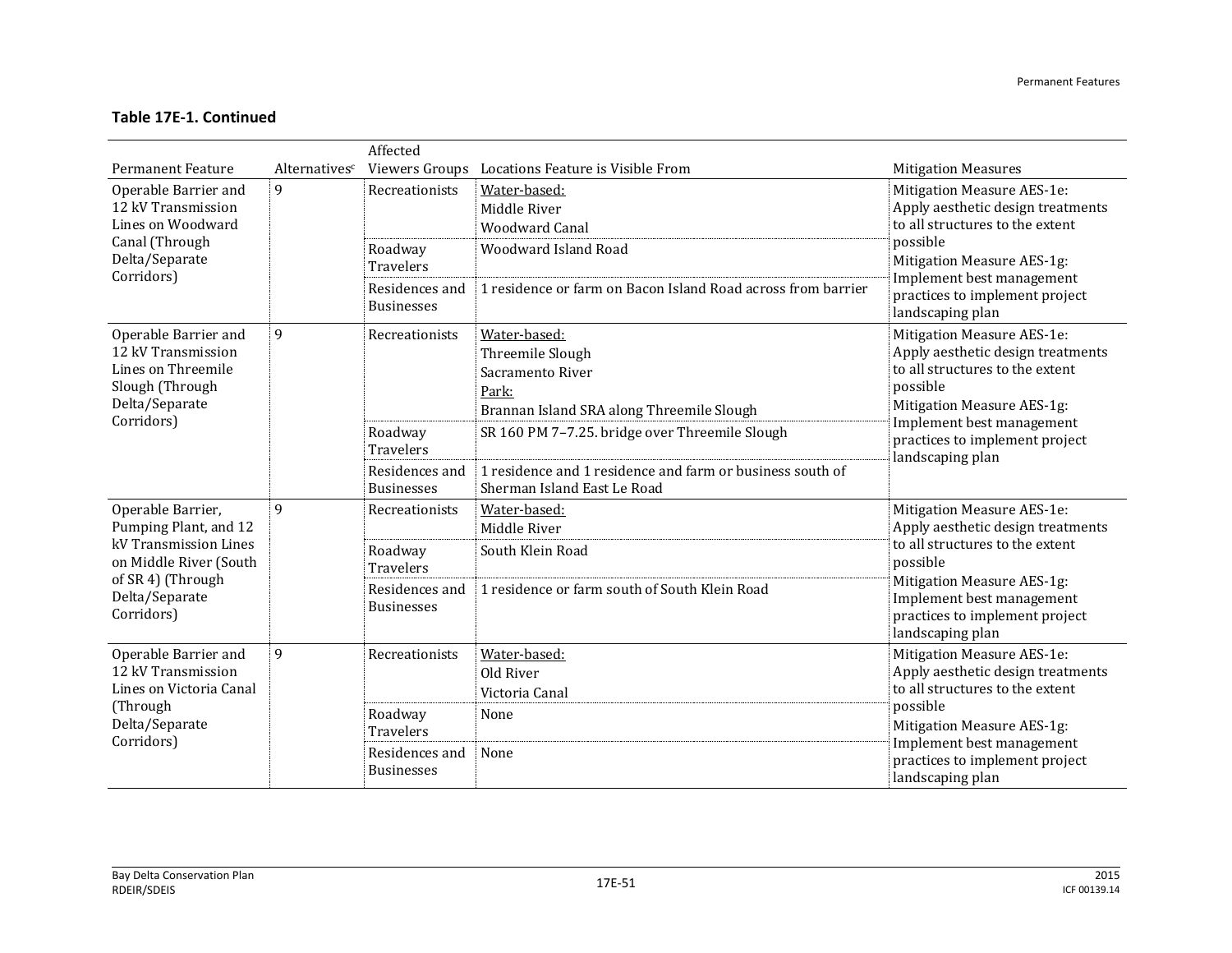**Table 17E-1. Continued**

| Permanent Feature | Alternatives[c] | Affected Viewers Groups | Locations Feature is Visible From | Mitigation Measures |
|---|---|---|---|---|
| Operable Barrier and 12 kV Transmission Lines on Woodward Canal (Through Delta/Separate Corridors) | 9 | Recreationists | Water-based:<br>Middle River<br>Woodward Canal | Mitigation Measure AES-1e: Apply aesthetic design treatments to all structures to the extent possible<br>Mitigation Measure AES-1g: Implement best management practices to implement project landscaping plan |
| | | Roadway Travelers | Woodward Island Road | |
| | | Residences and Businesses | 1 residence or farm on Bacon Island Road across from barrier | |
| Operable Barrier and 12 kV Transmission Lines on Threemile Slough (Through Delta/Separate Corridors) | 9 | Recreationists | Water-based:<br>Threemile Slough<br>Sacramento River<br>Park:<br>Brannan Island SRA along Threemile Slough | Mitigation Measure AES-1e: Apply aesthetic design treatments to all structures to the extent possible<br>Mitigation Measure AES-1g: Implement best management practices to implement project landscaping plan |
| | | Roadway Travelers | SR 160 PM 7–7.25. bridge over Threemile Slough | |
| | | Residences and Businesses | 1 residence and 1 residence and farm or business south of Sherman Island East Le Road | |
| Operable Barrier, Pumping Plant, and 12 kV Transmission Lines on Middle River (South of SR 4) (Through Delta/Separate Corridors) | 9 | Recreationists | Water-based:<br>Middle River | Mitigation Measure AES-1e: Apply aesthetic design treatments to all structures to the extent possible<br>Mitigation Measure AES-1g: Implement best management practices to implement project landscaping plan |
| | | Roadway Travelers | South Klein Road | |
| | | Residences and Businesses | 1 residence or farm south of South Klein Road | |
| Operable Barrier and 12 kV Transmission Lines on Victoria Canal (Through Delta/Separate Corridors) | 9 | Recreationists | Water-based:<br>Old River<br>Victoria Canal | Mitigation Measure AES-1e: Apply aesthetic design treatments to all structures to the extent possible<br>Mitigation Measure AES-1g: Implement best management practices to implement project landscaping plan |
| | | Roadway Travelers | None | |
| | | Residences and Businesses | None | |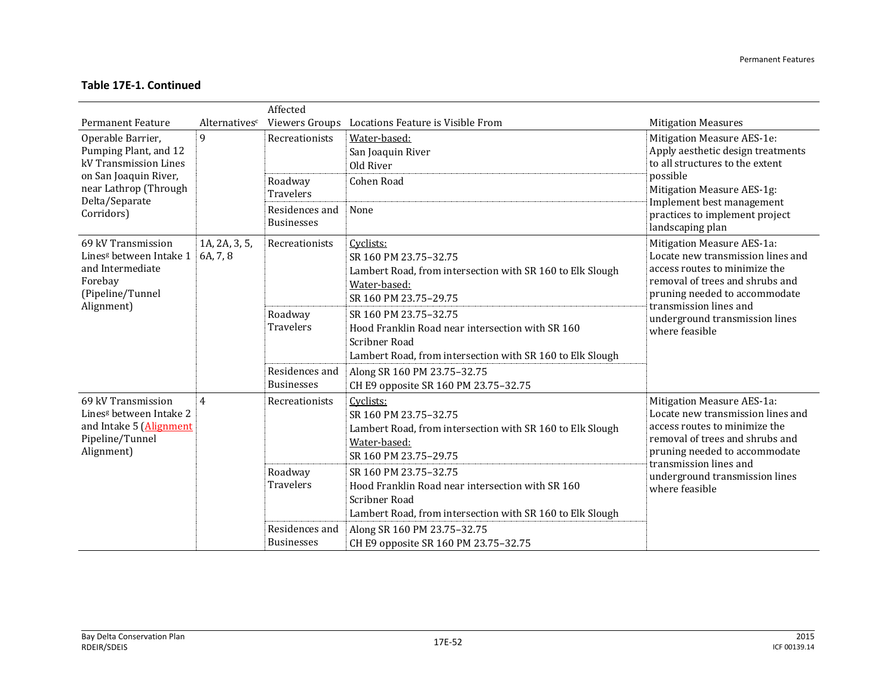**Table 17E-1. Continued**

| Permanent Feature | Alternatives[c] | Affected Viewers Groups | Locations Feature is Visible From | Mitigation Measures |
|---|---|---|---|---|
| Operable Barrier, Pumping Plant, and 12 kV Transmission Lines on San Joaquin River, near Lathrop (Through Delta/Separate Corridors) | 9 | Recreationists | Water-based:<br>San Joaquin River<br>Old River | Mitigation Measure AES-1e: Apply aesthetic design treatments to all structures to the extent possible<br>Mitigation Measure AES-1g: Implement best management practices to implement project landscaping plan |
| | | Roadway Travelers | Cohen Road | |
| | | Residences and Businesses | None | |
| 69 kV Transmission Lines[g] between Intake 1 and Intermediate Forebay (Pipeline/Tunnel Alignment) | 1A, 2A, 3, 5, 6A, 7, 8 | Recreationists | Cyclists:<br>SR 160 PM 23.75–32.75<br>Lambert Road, from intersection with SR 160 to Elk Slough<br>Water-based:<br>SR 160 PM 23.75–29.75 | Mitigation Measure AES-1a: Locate new transmission lines and access routes to minimize the removal of trees and shrubs and pruning needed to accommodate transmission lines and underground transmission lines where feasible |
| | | Roadway Travelers | SR 160 PM 23.75–32.75<br>Hood Franklin Road near intersection with SR 160<br>Scribner Road<br>Lambert Road, from intersection with SR 160 to Elk Slough | |
| | | Residences and Businesses | Along SR 160 PM 23.75–32.75<br>CH E9 opposite SR 160 PM 23.75–32.75 | |
| 69 kV Transmission Lines[g] between Intake 2 and Intake 5 (Alignment Pipeline/Tunnel Alignment) | 4 | Recreationists | Cyclists:<br>SR 160 PM 23.75–32.75<br>Lambert Road, from intersection with SR 160 to Elk Slough<br>Water-based:<br>SR 160 PM 23.75–29.75 | Mitigation Measure AES-1a: Locate new transmission lines and access routes to minimize the removal of trees and shrubs and pruning needed to accommodate transmission lines and underground transmission lines where feasible |
| | | Roadway Travelers | SR 160 PM 23.75–32.75<br>Hood Franklin Road near intersection with SR 160<br>Scribner Road<br>Lambert Road, from intersection with SR 160 to Elk Slough | |
| | | Residences and Businesses | Along SR 160 PM 23.75–32.75<br>CH E9 opposite SR 160 PM 23.75–32.75 | |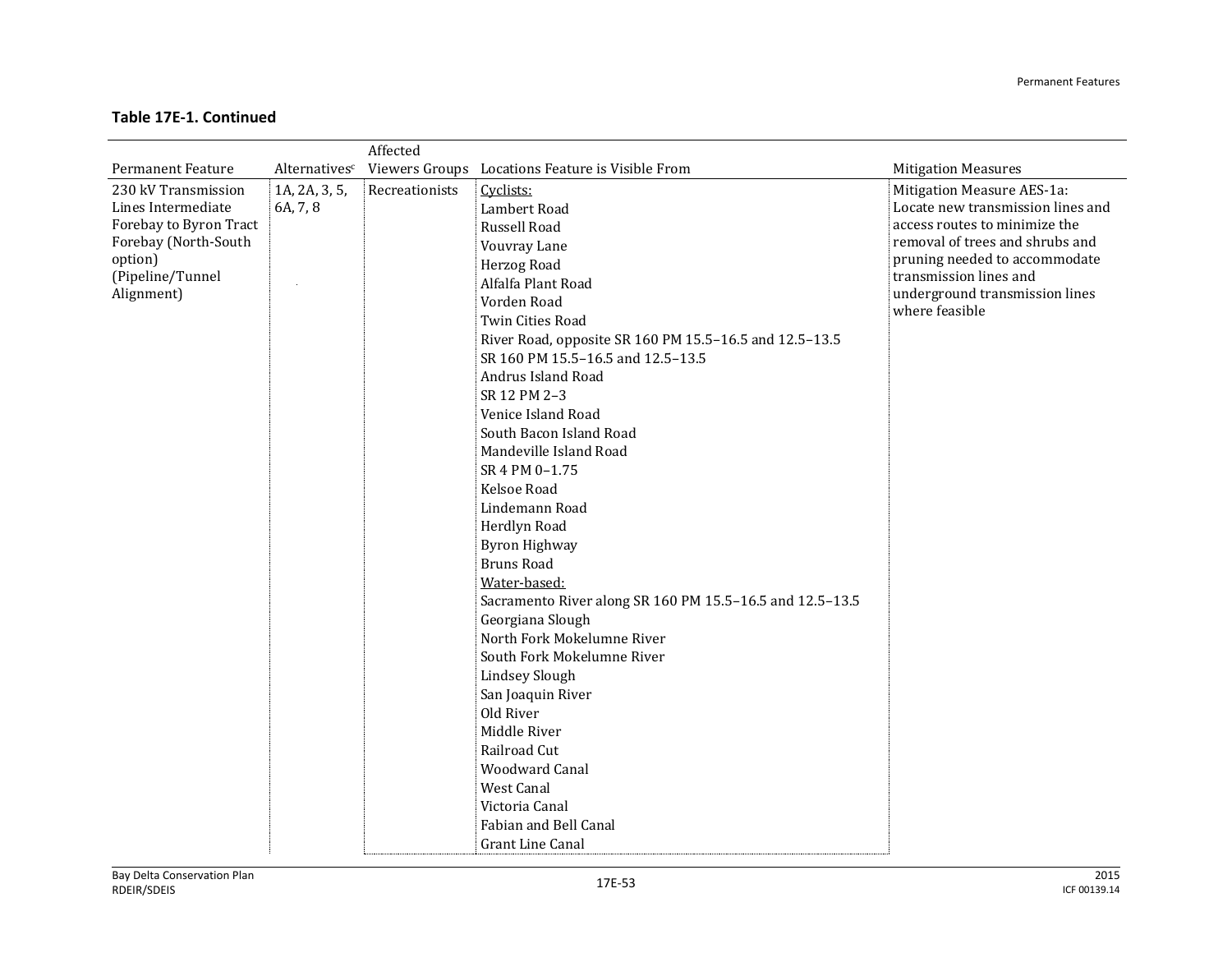**Table 17E-1. Continued**

| Permanent Feature | Alternatives[c] | Affected Viewers Groups | Locations Feature is Visible From | Mitigation Measures |
|---|---|---|---|---|
| 230 kV Transmission Lines Intermediate Forebay to Byron Tract Forebay (North-South option) (Pipeline/Tunnel Alignment) | 1A, 2A, 3, 5, 6A, 7, 8 | Recreationists | Cyclists:<br>Lambert Road<br>Russell Road<br>Vouvray Lane<br>Herzog Road<br>Alfalfa Plant Road<br>Vorden Road<br>Twin Cities Road<br>River Road, opposite SR 160 PM 15.5–16.5 and 12.5–13.5<br>SR 160 PM 15.5–16.5 and 12.5–13.5<br>Andrus Island Road<br>SR 12 PM 2–3<br>Venice Island Road<br>South Bacon Island Road<br>Mandeville Island Road<br>SR 4 PM 0–1.75<br>Kelsoe Road<br>Lindemann Road<br>Herdlyn Road<br>Byron Highway<br>Bruns Road<br>Water-based:<br>Sacramento River along SR 160 PM 15.5–16.5 and 12.5–13.5<br>Georgiana Slough<br>North Fork Mokelumne River<br>South Fork Mokelumne River<br>Lindsey Slough<br>San Joaquin River<br>Old River<br>Middle River<br>Railroad Cut<br>Woodward Canal<br>West Canal<br>Victoria Canal<br>Fabian and Bell Canal<br>Grant Line Canal | Mitigation Measure AES-1a: Locate new transmission lines and access routes to minimize the removal of trees and shrubs and pruning needed to accommodate transmission lines and underground transmission lines where feasible |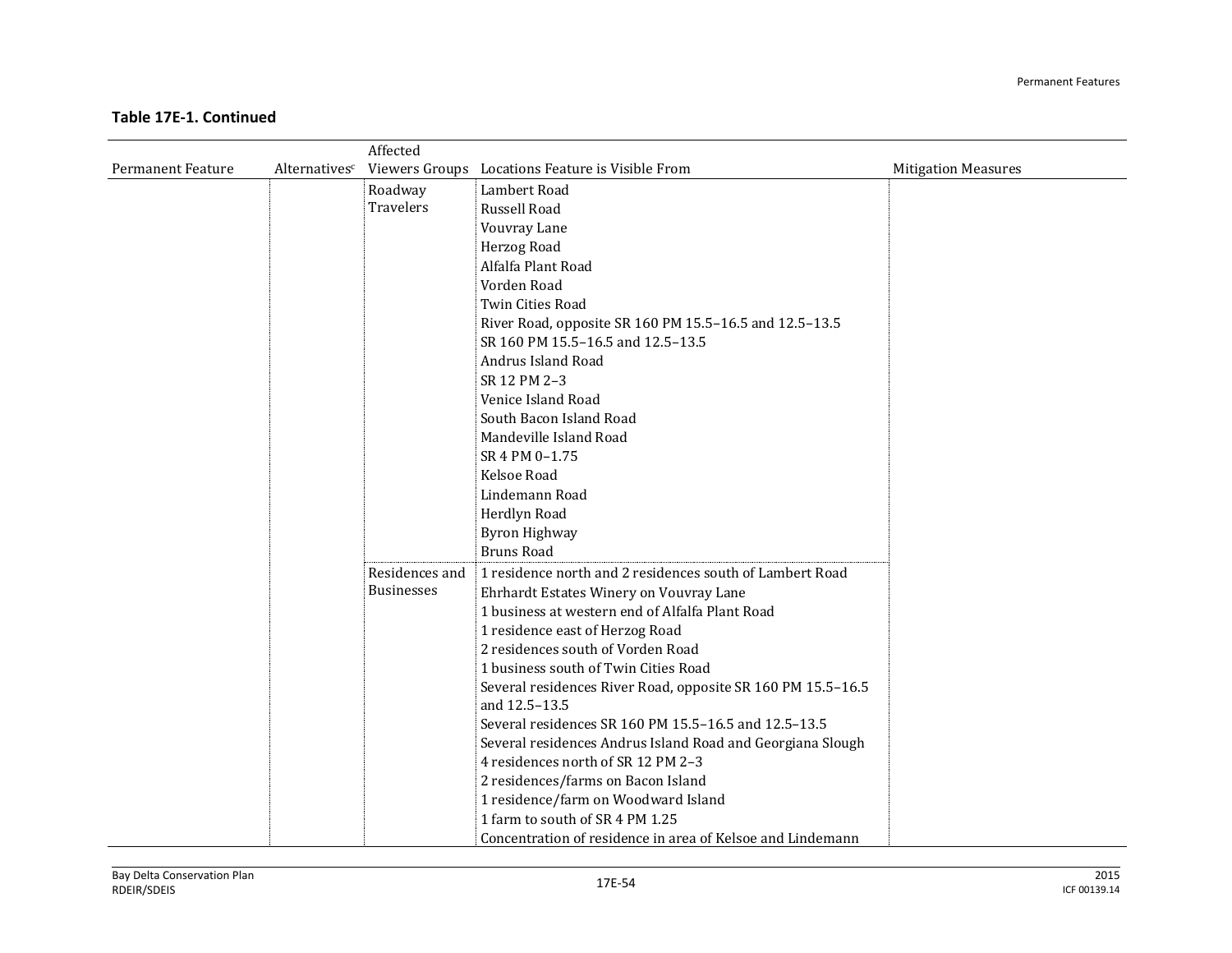**Table 17E-1. Continued**

| Permanent Feature | Alternatives[c] | Affected Viewers Groups | Locations Feature is Visible From | Mitigation Measures |
|---|---|---|---|---|
| | | Roadway Travelers | Lambert Road<br>Russell Road<br>Vouvray Lane<br>Herzog Road<br>Alfalfa Plant Road<br>Vorden Road<br>Twin Cities Road<br>River Road, opposite SR 160 PM 15.5–16.5 and 12.5–13.5<br>SR 160 PM 15.5–16.5 and 12.5–13.5<br>Andrus Island Road<br>SR 12 PM 2–3<br>Venice Island Road<br>South Bacon Island Road<br>Mandeville Island Road<br>SR 4 PM 0–1.75<br>Kelsoe Road<br>Lindemann Road<br>Herdlyn Road<br>Byron Highway<br>Bruns Road | |
| | | Residences and Businesses | 1 residence north and 2 residences south of Lambert Road<br>Ehrhardt Estates Winery on Vouvray Lane<br>1 business at western end of Alfalfa Plant Road<br>1 residence east of Herzog Road<br>2 residences south of Vorden Road<br>1 business south of Twin Cities Road<br>Several residences River Road, opposite SR 160 PM 15.5–16.5 and 12.5–13.5<br>Several residences SR 160 PM 15.5–16.5 and 12.5–13.5<br>Several residences Andrus Island Road and Georgiana Slough<br>4 residences north of SR 12 PM 2–3<br>2 residences/farms on Bacon Island<br>1 residence/farm on Woodward Island<br>1 farm to south of SR 4 PM 1.25<br>Concentration of residence in area of Kelsoe and Lindemann | |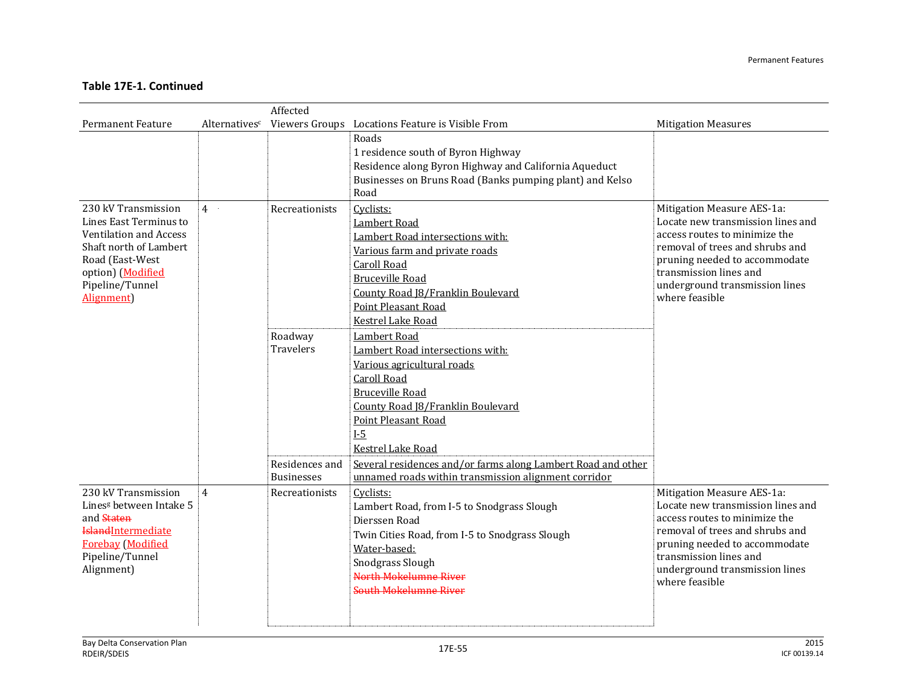**Table 17E-1. Continued**

| Permanent Feature | Alternatives[c] | Affected Viewers Groups | Locations Feature is Visible From | Mitigation Measures |
|---|---|---|---|---|
| | | | Roads<br>1 residence south of Byron Highway<br>Residence along Byron Highway and California Aqueduct<br>Businesses on Bruns Road (Banks pumping plant) and Kelso Road | |
| 230 kV Transmission Lines East Terminus to Ventilation and Access Shaft north of Lambert Road (East-West option) (Modified Pipeline/Tunnel Alignment) | 4 | Recreationists | Cyclists:<br>Lambert Road<br>Lambert Road intersections with:<br>Various farm and private roads<br>Caroll Road<br>Bruceville Road<br>County Road J8/Franklin Boulevard<br>Point Pleasant Road<br>Kestrel Lake Road | Mitigation Measure AES-1a: Locate new transmission lines and access routes to minimize the removal of trees and shrubs and pruning needed to accommodate transmission lines and underground transmission lines where feasible |
| | | Roadway Travelers | Lambert Road<br>Lambert Road intersections with:<br>Various agricultural roads<br>Caroll Road<br>Bruceville Road<br>County Road J8/Franklin Boulevard<br>Point Pleasant Road<br>I-5<br>Kestrel Lake Road | |
| | | Residences and Businesses | Several residences and/or farms along Lambert Road and other unnamed roads within transmission alignment corridor | |
| 230 kV Transmission Lines[g] between Intake 5 and ~~Staten Island~~Intermediate Forebay (Modified Pipeline/Tunnel Alignment) | 4 | Recreationists | Cyclists:<br>Lambert Road, from I-5 to Snodgrass Slough<br>Dierssen Road<br>Twin Cities Road, from I-5 to Snodgrass Slough<br>Water-based:<br>Snodgrass Slough<br>~~North Mokelumne River~~<br>~~South Mokelumne River~~ | Mitigation Measure AES-1a: Locate new transmission lines and access routes to minimize the removal of trees and shrubs and pruning needed to accommodate transmission lines and underground transmission lines where feasible |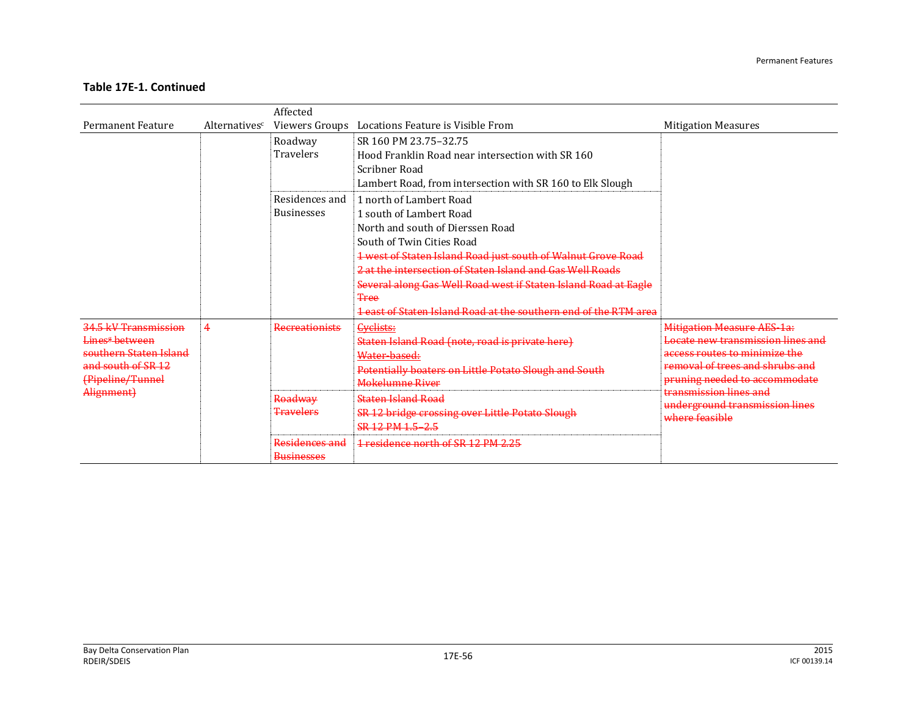**Table 17E-1. Continued**

| Permanent Feature | Alternatives[c] | Affected Viewers Groups | Locations Feature is Visible From | Mitigation Measures |
|---|---|---|---|---|
| | | Roadway Travelers | SR 160 PM 23.75–32.75<br>Hood Franklin Road near intersection with SR 160<br>Scribner Road<br>Lambert Road, from intersection with SR 160 to Elk Slough | |
| | | Residences and Businesses | 1 north of Lambert Road<br>1 south of Lambert Road<br>North and south of Dierssen Road<br>South of Twin Cities Road<br>~~1 west of Staten Island Road just south of Walnut Grove Road~~<br>~~2 at the intersection of Staten Island and Gas Well Roads~~<br>~~Several along Gas Well Road west if Staten Island Road at Eagle Tree~~<br>~~1 east of Staten Island Road at the southern end of the RTM area~~ | |
| ~~34.5 kV Transmission Lines[a] between southern Staten Island and south of SR 12 (Pipeline/Tunnel Alignment)~~ | ~~4~~ | ~~Recreationists~~ | ~~Cyclists:~~<br>~~Staten Island Road (note, road is private here)~~<br>~~Water-based:~~<br>~~Potentially boaters on Little Potato Slough and South Mokelumne River~~ | ~~Mitigation Measure AES-1a: Locate new transmission lines and access routes to minimize the removal of trees and shrubs and pruning needed to accommodate transmission lines and underground transmission lines where feasible~~ |
| | | ~~Roadway Travelers~~ | ~~Staten Island Road~~<br>~~SR 12 bridge crossing over Little Potato Slough~~<br>~~SR 12 PM 1.5–2.5~~ | |
| | | ~~Residences and Businesses~~ | ~~1 residence north of SR 12 PM 2.25~~ | |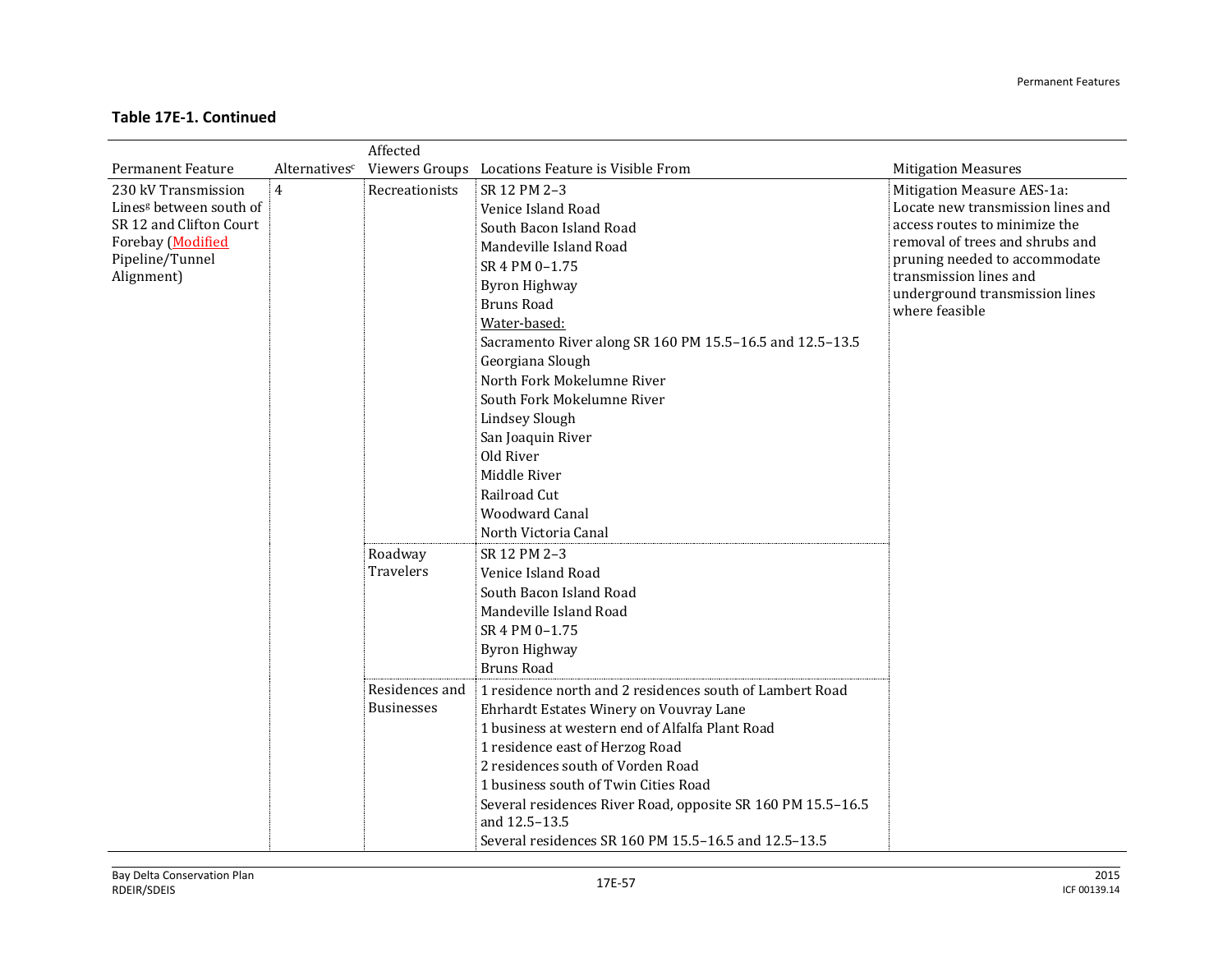**Table 17E-1. Continued**

| Permanent Feature | Alternatives[c] | Affected Viewers Groups | Locations Feature is Visible From | Mitigation Measures |
|---|---|---|---|---|
| 230 kV Transmission Lines[g] between south of SR 12 and Clifton Court Forebay (Modified Pipeline/Tunnel Alignment) | 4 | Recreationists | SR 12 PM 2–3<br>Venice Island Road<br>South Bacon Island Road<br>Mandeville Island Road<br>SR 4 PM 0–1.75<br>Byron Highway<br>Bruns Road<br>Water-based:<br>Sacramento River along SR 160 PM 15.5–16.5 and 12.5–13.5<br>Georgiana Slough<br>North Fork Mokelumne River<br>South Fork Mokelumne River<br>Lindsey Slough<br>San Joaquin River<br>Old River<br>Middle River<br>Railroad Cut<br>Woodward Canal<br>North Victoria Canal | Mitigation Measure AES-1a: Locate new transmission lines and access routes to minimize the removal of trees and shrubs and pruning needed to accommodate transmission lines and underground transmission lines where feasible |
| | | Roadway Travelers | SR 12 PM 2–3<br>Venice Island Road<br>South Bacon Island Road<br>Mandeville Island Road<br>SR 4 PM 0–1.75<br>Byron Highway<br>Bruns Road | |
| | | Residences and Businesses | 1 residence north and 2 residences south of Lambert Road<br>Ehrhardt Estates Winery on Vouvray Lane<br>1 business at western end of Alfalfa Plant Road<br>1 residence east of Herzog Road<br>2 residences south of Vorden Road<br>1 business south of Twin Cities Road<br>Several residences River Road, opposite SR 160 PM 15.5–16.5 and 12.5–13.5<br>Several residences SR 160 PM 15.5–16.5 and 12.5–13.5 | |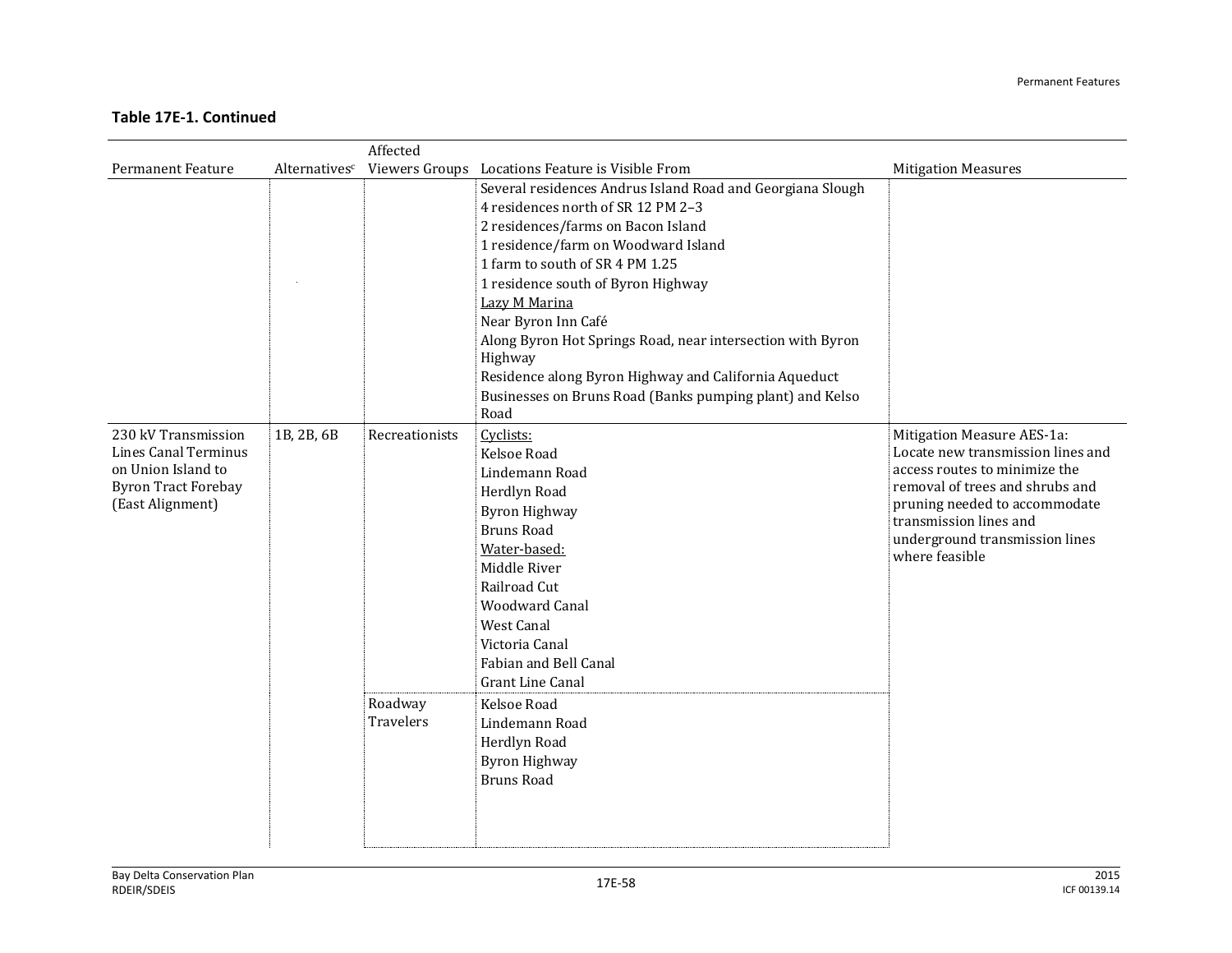**Table 17E-1. Continued**

| Permanent Feature | Alternatives[c] | Affected Viewers Groups | Locations Feature is Visible From | Mitigation Measures |
|---|---|---|---|---|
| | | | Several residences Andrus Island Road and Georgiana Slough<br>4 residences north of SR 12 PM 2–3<br>2 residences/farms on Bacon Island<br>1 residence/farm on Woodward Island<br>1 farm to south of SR 4 PM 1.25<br>1 residence south of Byron Highway<br>Lazy M Marina<br>Near Byron Inn Café<br>Along Byron Hot Springs Road, near intersection with Byron Highway<br>Residence along Byron Highway and California Aqueduct<br>Businesses on Bruns Road (Banks pumping plant) and Kelso Road | |
| 230 kV Transmission Lines Canal Terminus on Union Island to Byron Tract Forebay (East Alignment) | 1B, 2B, 6B | Recreationists | Cyclists:<br>Kelsoe Road<br>Lindemann Road<br>Herdlyn Road<br>Byron Highway<br>Bruns Road<br>Water-based:<br>Middle River<br>Railroad Cut<br>Woodward Canal<br>West Canal<br>Victoria Canal<br>Fabian and Bell Canal<br>Grant Line Canal | Mitigation Measure AES-1a: Locate new transmission lines and access routes to minimize the removal of trees and shrubs and pruning needed to accommodate transmission lines and underground transmission lines where feasible |
| | | Roadway Travelers | Kelsoe Road<br>Lindemann Road<br>Herdlyn Road<br>Byron Highway<br>Bruns Road | |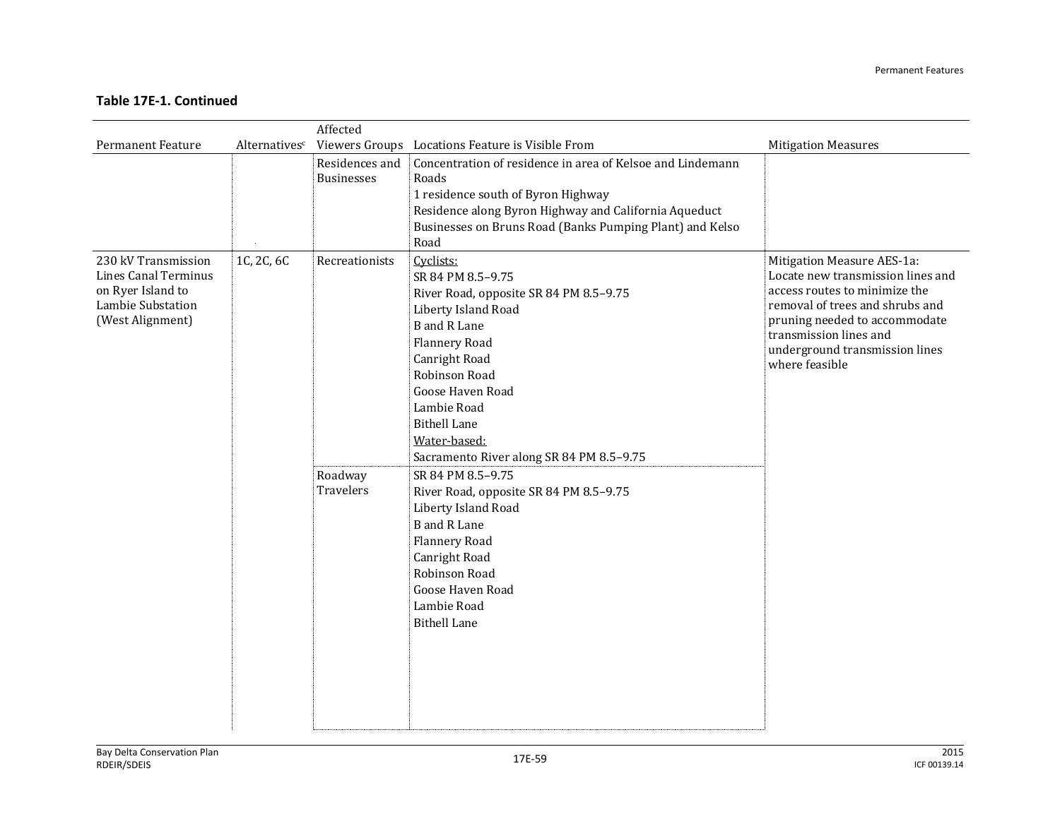**Table 17E-1. Continued**

| Permanent Feature | Alternatives[c] | Affected Viewers Groups | Locations Feature is Visible From | Mitigation Measures |
|---|---|---|---|---|
| | | Residences and Businesses | Concentration of residence in area of Kelsoe and Lindemann Roads<br>1 residence south of Byron Highway<br>Residence along Byron Highway and California Aqueduct<br>Businesses on Bruns Road (Banks Pumping Plant) and Kelso Road | |
| 230 kV Transmission Lines Canal Terminus on Ryer Island to Lambie Substation (West Alignment) | 1C, 2C, 6C | Recreationists | Cyclists:<br>SR 84 PM 8.5–9.75<br>River Road, opposite SR 84 PM 8.5–9.75<br>Liberty Island Road<br>B and R Lane<br>Flannery Road<br>Canright Road<br>Robinson Road<br>Goose Haven Road<br>Lambie Road<br>Bithell Lane<br>Water-based:<br>Sacramento River along SR 84 PM 8.5–9.75 | Mitigation Measure AES-1a: Locate new transmission lines and access routes to minimize the removal of trees and shrubs and pruning needed to accommodate transmission lines and underground transmission lines where feasible |
| | | Roadway Travelers | SR 84 PM 8.5–9.75<br>River Road, opposite SR 84 PM 8.5–9.75<br>Liberty Island Road<br>B and R Lane<br>Flannery Road<br>Canright Road<br>Robinson Road<br>Goose Haven Road<br>Lambie Road<br>Bithell Lane | |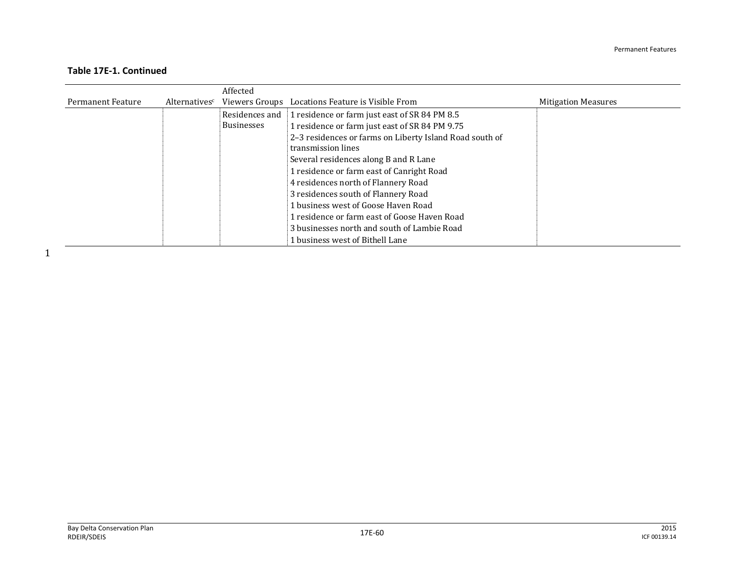**Table 17E-1. Continued**

| Permanent Feature | Alternatives[c] | Affected Viewers Groups | Locations Feature is Visible From | Mitigation Measures |
|---|---|---|---|---|
| | | Residences and Businesses | 1 residence or farm just east of SR 84 PM 8.5<br>1 residence or farm just east of SR 84 PM 9.75<br>2–3 residences or farms on Liberty Island Road south of transmission lines<br>Several residences along B and R Lane<br>1 residence or farm east of Canright Road<br>4 residences north of Flannery Road<br>3 residences south of Flannery Road<br>1 business west of Goose Haven Road<br>1 residence or farm east of Goose Haven Road<br>3 businesses north and south of Lambie Road<br>1 business west of Bithell Lane | |